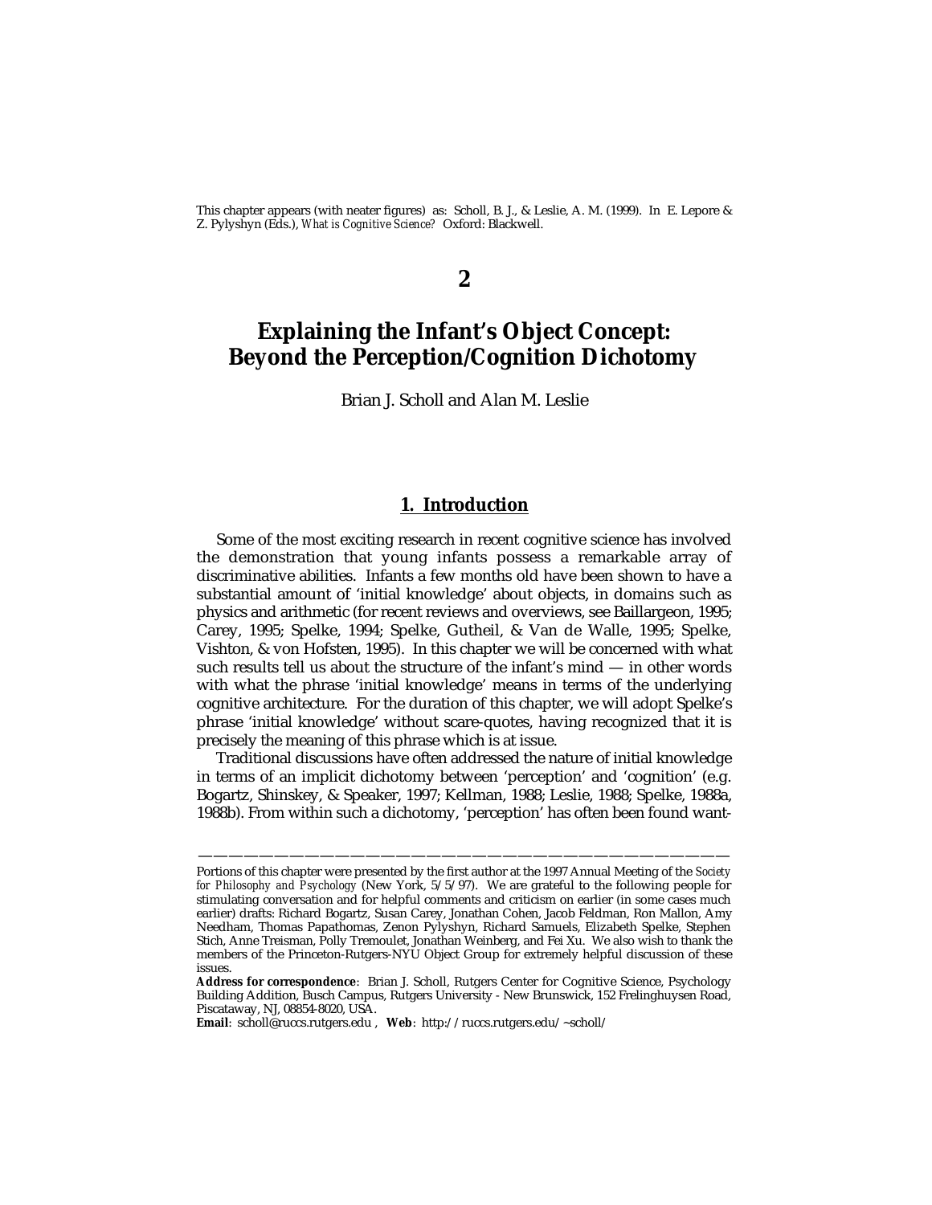This chapter appears (with neater figures) as: Scholl, B. J., & Leslie, A. M. (1999). In E. Lepore & Z. Pylyshyn (Eds.), *What is Cognitive Science?* Oxford: Blackwell.

**2**

# Explaining the Infant's Object Concept: Beyond the Perception/Cognition Dichotomy

Brian J. Scholl and Alan M. Leslie

## 1. Introduction

Some of the most exciting research in recent cognitive science has involved the demonstration that young infants possess a remarkable array of discriminative abilities. Infants a few months old have been shown to have a substantial amount of 'initial knowledge' about objects, in domains such as physics and arithmetic (for recent reviews and overviews, see Baillargeon, 1995; Carey, 1995; Spelke, 1994; Spelke, Gutheil, & Van de Walle, 1995; Spelke, Vishton, & von Hofsten, 1995). In this chapter we will be concerned with what such results tell us about the structure of the infant's mind — in other words with what the phrase 'initial knowledge' means in terms of the underlying cognitive architecture. For the duration of this chapter, we will adopt Spelke's phrase 'initial knowledge' without scare-quotes, having recognized that it is precisely the meaning of this phrase which is at issue.

Traditional discussions have often addressed the nature of initial knowledge in terms of an implicit dichotomy between 'perception' and 'cognition' (e.g. Bogartz, Shinskey, & Speaker, 1997; Kellman, 1988; Leslie, 1988; Spelke, 1988a, 1988b). From within such a dichotomy, 'perception' has often been found want-

---

Portions of this chapter were presented by the first author at the 1997 Annual Meeting of the *Society for Philosophy and Psychology* (New York, 5/5/97). We are grateful to the following people for stimulating conversation and for helpful comments and criticism on earlier (in some cases much earlier) drafts: Richard Bogartz, Susan Carey, Jonathan Cohen, Jacob Feldman, Ron Mallon, Amy Needham, Thomas Papathomas, Zenon Pylyshyn, Richard Samuels, Elizabeth Spelke, Stephen Stich, Anne Treisman, Polly Tremoulet, Jonathan Weinberg, and Fei Xu. We also wish to thank the members of the Princeton-Rutgers-NYU Object Group for extremely helpful discussion of these issues.

**Address for correspondence**: Brian J. Scholl, Rutgers Center for Cognitive Science, Psychology Building Addition, Busch Campus, Rutgers University - New Brunswick, 152 Frelinghuysen Road, Piscataway, NJ, 08854-8020, USA.

**Email**: scholl@ruccs.rutgers.edu , **Web**: http://ruccs.rutgers.edu/~scholl/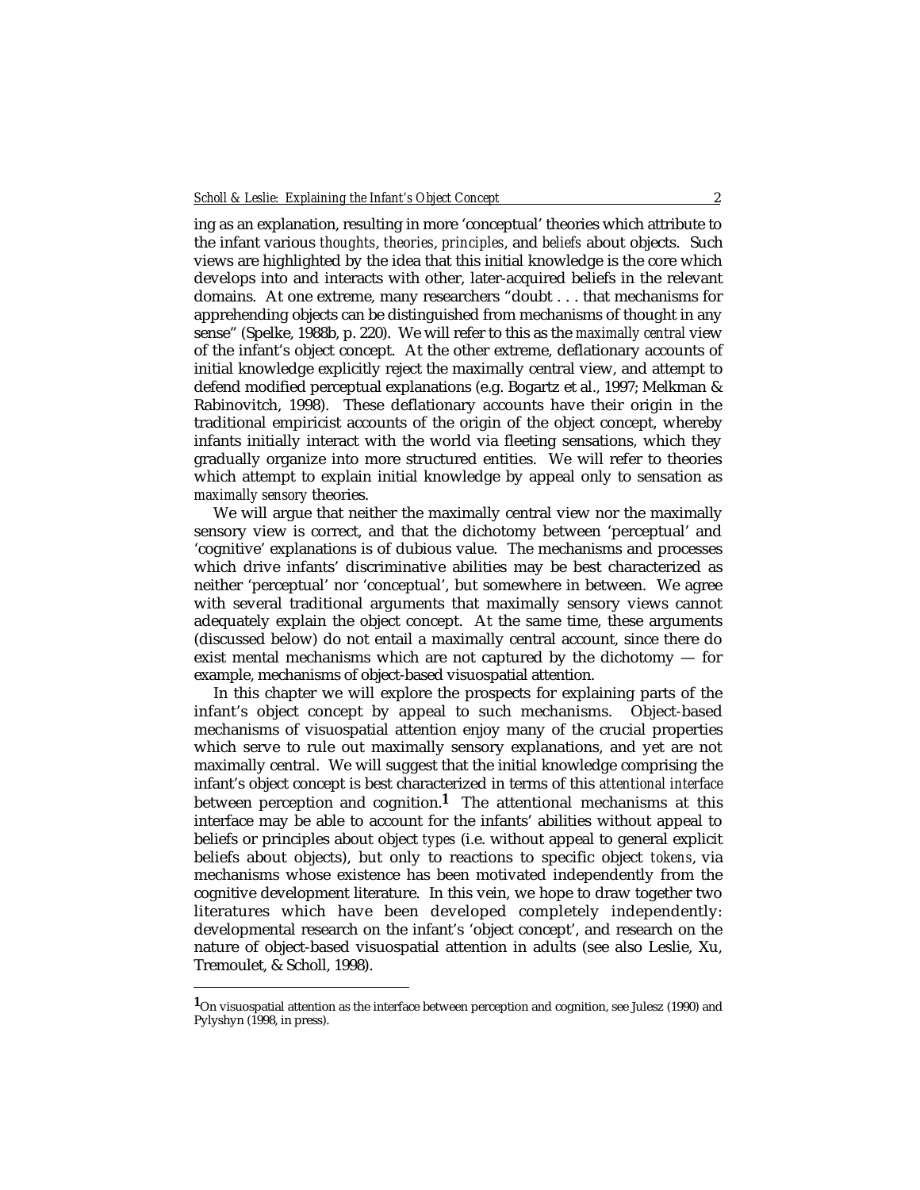ing as an explanation, resulting in more 'conceptual' theories which attribute to the infant various *thoughts*, *theories*, *principles*, and *beliefs* about objects. Such views are highlighted by the idea that this initial knowledge is the core which develops into and interacts with other, later-acquired beliefs in the relevant domains. At one extreme, many researchers "doubt . . . that mechanisms for apprehending objects can be distinguished from mechanisms of thought in any sense" (Spelke, 1988b, p. 220). We will refer to this as the *maximally central* view of the infant's object concept. At the other extreme, deflationary accounts of initial knowledge explicitly reject the maximally central view, and attempt to defend modified perceptual explanations (e.g. Bogartz et al., 1997; Melkman & Rabinovitch, 1998). These deflationary accounts have their origin in the traditional empiricist accounts of the origin of the object concept, whereby infants initially interact with the world via fleeting sensations, which they gradually organize into more structured entities. We will refer to theories which attempt to explain initial knowledge by appeal only to sensation as *maximally sensory* theories.

We will argue that neither the maximally central view nor the maximally sensory view is correct, and that the dichotomy between 'perceptual' and 'cognitive' explanations is of dubious value. The mechanisms and processes which drive infants' discriminative abilities may be best characterized as neither 'perceptual' nor 'conceptual', but somewhere in between. We agree with several traditional arguments that maximally sensory views cannot adequately explain the object concept. At the same time, these arguments (discussed below) do not entail a maximally central account, since there do exist mental mechanisms which are not captured by the dichotomy — for example, mechanisms of object-based visuospatial attention.

In this chapter we will explore the prospects for explaining parts of the infant's object concept by appeal to such mechanisms. Object-based mechanisms of visuospatial attention enjoy many of the crucial properties which serve to rule out maximally sensory explanations, and yet are not maximally central. We will suggest that the initial knowledge comprising the infant's object concept is best characterized in terms of this *attentional interface* between perception and cognition.[1] The attentional mechanisms at this interface may be able to account for the infants' abilities without appeal to beliefs or principles about object *types* (i.e. without appeal to general explicit beliefs about objects), but only to reactions to specific object *tokens*, via mechanisms whose existence has been motivated independently from the cognitive development literature. In this vein, we hope to draw together two literatures which have been developed completely independently: developmental research on the infant's 'object concept', and research on the nature of object-based visuospatial attention in adults (see also Leslie, Xu, Tremoulet, & Scholl, 1998).

[1] On visuospatial attention as the interface between perception and cognition, see Julesz (1990) and Pylyshyn (1998, in press).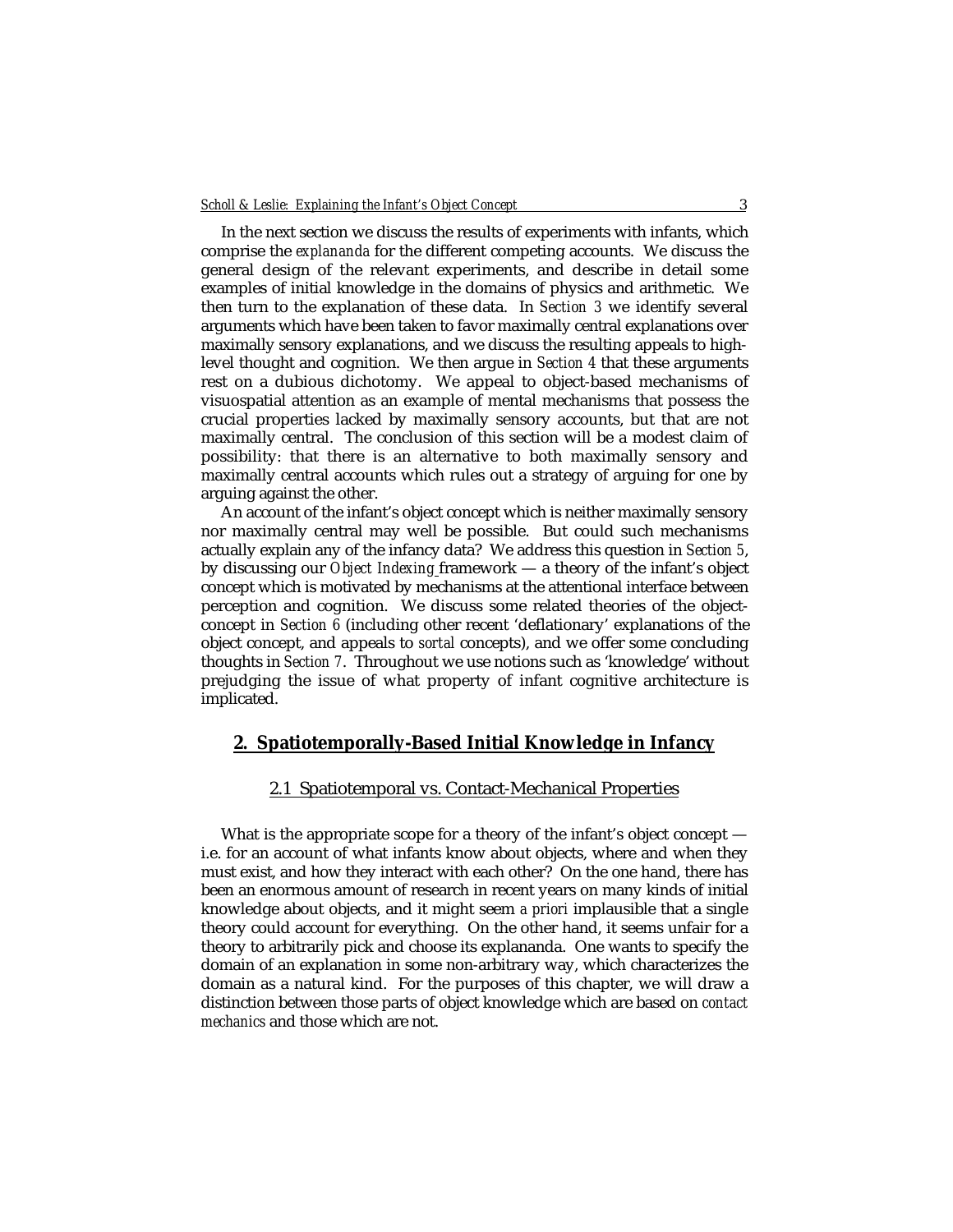In the next section we discuss the results of experiments with infants, which comprise the *explananda* for the different competing accounts. We discuss the general design of the relevant experiments, and describe in detail some examples of initial knowledge in the domains of physics and arithmetic. We then turn to the explanation of these data. In *Section 3* we identify several arguments which have been taken to favor maximally central explanations over maximally sensory explanations, and we discuss the resulting appeals to high-level thought and cognition. We then argue in *Section 4* that these arguments rest on a dubious dichotomy. We appeal to object-based mechanisms of visuospatial attention as an example of mental mechanisms that possess the crucial properties lacked by maximally sensory accounts, but that are not maximally central. The conclusion of this section will be a modest claim of possibility: that there is an alternative to both maximally sensory and maximally central accounts which rules out a strategy of arguing for one by arguing against the other.

An account of the infant's object concept which is neither maximally sensory nor maximally central may well be possible. But could such mechanisms actually explain any of the infancy data? We address this question in *Section 5*, by discussing our *Object Indexing* framework — a theory of the infant's object concept which is motivated by mechanisms at the attentional interface between perception and cognition. We discuss some related theories of the object-concept in *Section 6* (including other recent 'deflationary' explanations of the object concept, and appeals to *sortal* concepts), and we offer some concluding thoughts in *Section 7*. Throughout we use notions such as 'knowledge' without prejudging the issue of what property of infant cognitive architecture is implicated.

## 2. Spatiotemporally-Based Initial Knowledge in Infancy

### 2.1 Spatiotemporal vs. Contact-Mechanical Properties

What is the appropriate scope for a theory of the infant's object concept — i.e. for an account of what infants know about objects, where and when they must exist, and how they interact with each other? On the one hand, there has been an enormous amount of research in recent years on many kinds of initial knowledge about objects, and it might seem *a priori* implausible that a single theory could account for everything. On the other hand, it seems unfair for a theory to arbitrarily pick and choose its explananda. One wants to specify the domain of an explanation in some non-arbitrary way, which characterizes the domain as a natural kind. For the purposes of this chapter, we will draw a distinction between those parts of object knowledge which are based on *contact mechanics* and those which are not.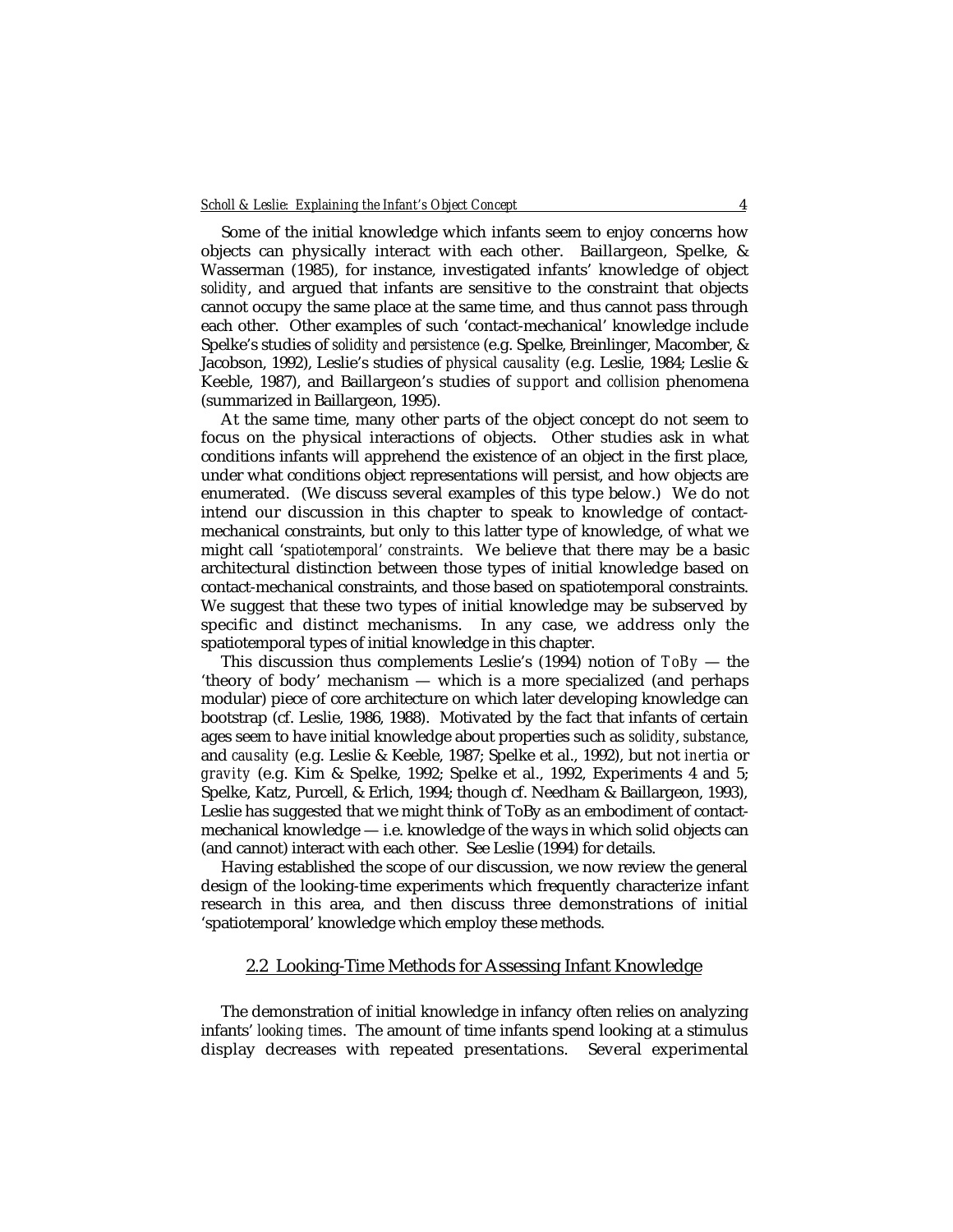Some of the initial knowledge which infants seem to enjoy concerns how objects can physically interact with each other. Baillargeon, Spelke, & Wasserman (1985), for instance, investigated infants' knowledge of object *solidity*, and argued that infants are sensitive to the constraint that objects cannot occupy the same place at the same time, and thus cannot pass through each other. Other examples of such 'contact-mechanical' knowledge include Spelke's studies of *solidity and persistence* (e.g. Spelke, Breinlinger, Macomber, & Jacobson, 1992), Leslie's studies of *physical causality* (e.g. Leslie, 1984; Leslie & Keeble, 1987), and Baillargeon's studies of *support* and *collision* phenomena (summarized in Baillargeon, 1995).

At the same time, many other parts of the object concept do not seem to focus on the physical interactions of objects. Other studies ask in what conditions infants will apprehend the existence of an object in the first place, under what conditions object representations will persist, and how objects are enumerated. (We discuss several examples of this type below.) We do not intend our discussion in this chapter to speak to knowledge of contact-mechanical constraints, but only to this latter type of knowledge, of what we might call *'spatiotemporal' constraints*. We believe that there may be a basic architectural distinction between those types of initial knowledge based on contact-mechanical constraints, and those based on spatiotemporal constraints. We suggest that these two types of initial knowledge may be subserved by specific and distinct mechanisms. In any case, we address only the spatiotemporal types of initial knowledge in this chapter.

This discussion thus complements Leslie's (1994) notion of *ToBy* — the 'theory of body' mechanism — which is a more specialized (and perhaps modular) piece of core architecture on which later developing knowledge can bootstrap (cf. Leslie, 1986, 1988). Motivated by the fact that infants of certain ages seem to have initial knowledge about properties such as *solidity*, *substance*, and *causality* (e.g. Leslie & Keeble, 1987; Spelke et al., 1992), but not *inertia* or *gravity* (e.g. Kim & Spelke, 1992; Spelke et al., 1992, Experiments 4 and 5; Spelke, Katz, Purcell, & Erlich, 1994; though cf. Needham & Baillargeon, 1993), Leslie has suggested that we might think of ToBy as an embodiment of contact-mechanical knowledge — i.e. knowledge of the ways in which solid objects can (and cannot) interact with each other. See Leslie (1994) for details.

Having established the scope of our discussion, we now review the general design of the looking-time experiments which frequently characterize infant research in this area, and then discuss three demonstrations of initial 'spatiotemporal' knowledge which employ these methods.

## 2.2 Looking-Time Methods for Assessing Infant Knowledge

The demonstration of initial knowledge in infancy often relies on analyzing infants' *looking times*. The amount of time infants spend looking at a stimulus display decreases with repeated presentations. Several experimental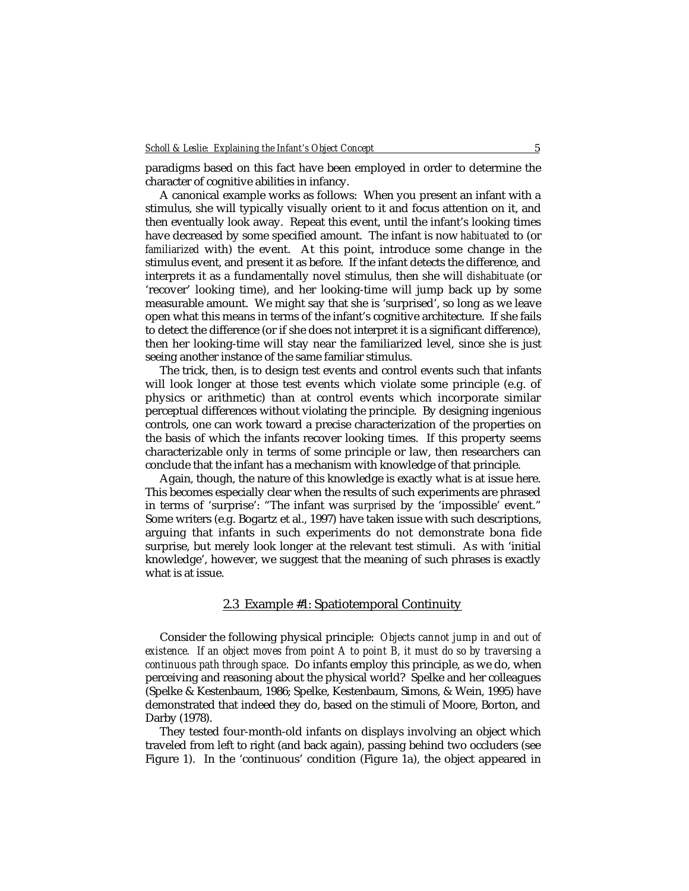paradigms based on this fact have been employed in order to determine the character of cognitive abilities in infancy.

A canonical example works as follows: When you present an infant with a stimulus, she will typically visually orient to it and focus attention on it, and then eventually look away. Repeat this event, until the infant's looking times have decreased by some specified amount. The infant is now *habituated* to (or *familiarized* with) the event. At this point, introduce some change in the stimulus event, and present it as before. If the infant detects the difference, and interprets it as a fundamentally novel stimulus, then she will *dishabituate* (or 'recover' looking time), and her looking-time will jump back up by some measurable amount. We might say that she is 'surprised', so long as we leave open what this means in terms of the infant's cognitive architecture. If she fails to detect the difference (or if she does not interpret it is a significant difference), then her looking-time will stay near the familiarized level, since she is just seeing another instance of the same familiar stimulus.

The trick, then, is to design test events and control events such that infants will look longer at those test events which violate some principle (e.g. of physics or arithmetic) than at control events which incorporate similar perceptual differences without violating the principle. By designing ingenious controls, one can work toward a precise characterization of the properties on the basis of which the infants recover looking times. If this property seems characterizable only in terms of some principle or law, then researchers can conclude that the infant has a mechanism with knowledge of that principle.

Again, though, the nature of this knowledge is exactly what is at issue here. This becomes especially clear when the results of such experiments are phrased in terms of 'surprise': "The infant was *surprised* by the 'impossible' event." Some writers (e.g. Bogartz et al., 1997) have taken issue with such descriptions, arguing that infants in such experiments do not demonstrate bona fide surprise, but merely look longer at the relevant test stimuli. As with 'initial knowledge', however, we suggest that the meaning of such phrases is exactly what is at issue.

## 2.3 Example #1: Spatiotemporal Continuity

Consider the following physical principle: *Objects cannot jump in and out of existence. If an object moves from point A to point B, it must do so by traversing a continuous path through space*. Do infants employ this principle, as we do, when perceiving and reasoning about the physical world? Spelke and her colleagues (Spelke & Kestenbaum, 1986; Spelke, Kestenbaum, Simons, & Wein, 1995) have demonstrated that indeed they do, based on the stimuli of Moore, Borton, and Darby (1978).

They tested four-month-old infants on displays involving an object which traveled from left to right (and back again), passing behind two occluders (see Figure 1). In the 'continuous' condition (Figure 1a), the object appeared in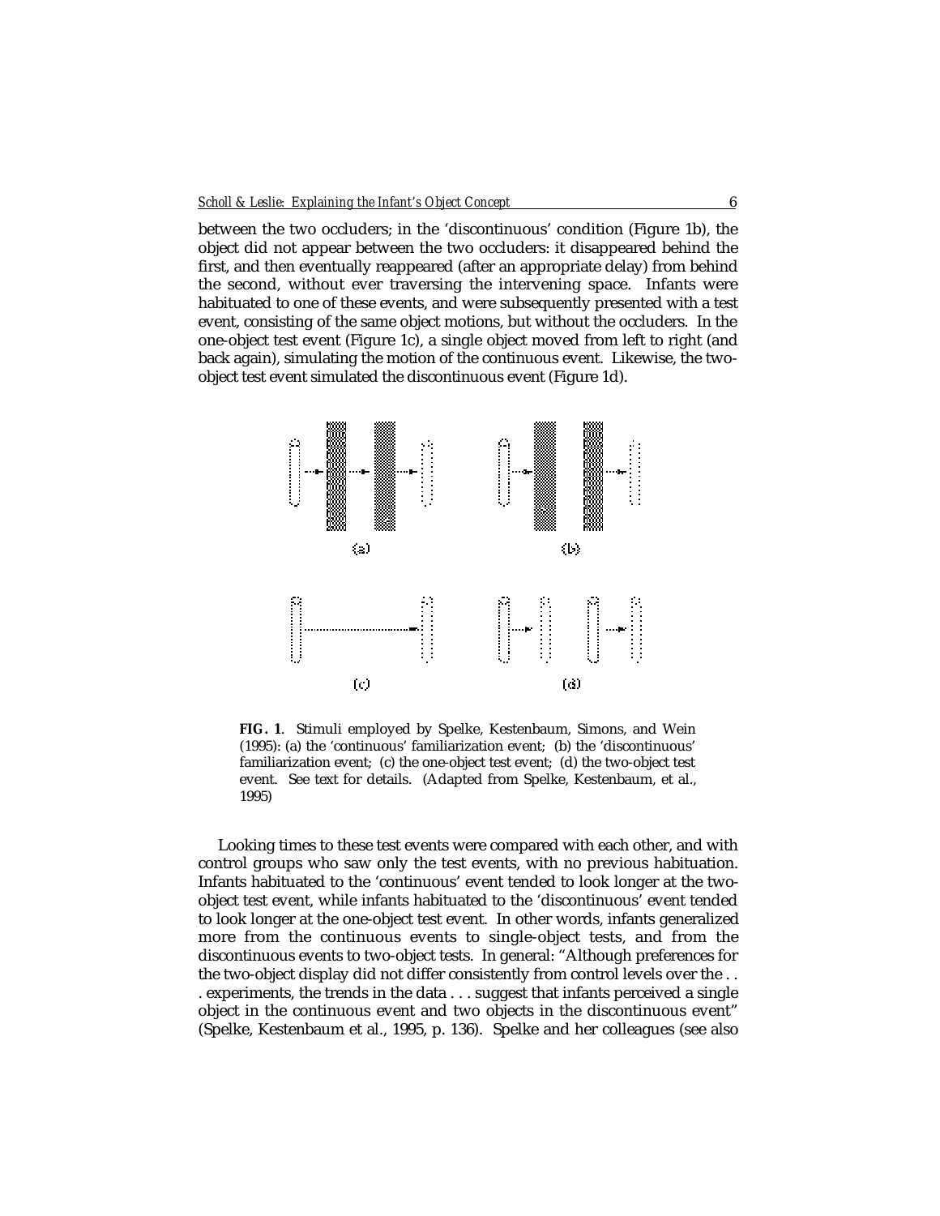between the two occluders; in the 'discontinuous' condition (Figure 1b), the object did not appear between the two occluders: it disappeared behind the first, and then eventually reappeared (after an appropriate delay) from behind the second, without ever traversing the intervening space. Infants were habituated to one of these events, and were subsequently presented with a test event, consisting of the same object motions, but without the occluders. In the one-object test event (Figure 1c), a single object moved from left to right (and back again), simulating the motion of the continuous event. Likewise, the two-object test event simulated the discontinuous event (Figure 1d).

**FIG. 1**. Stimuli employed by Spelke, Kestenbaum, Simons, and Wein (1995): (a) the 'continuous' familiarization event; (b) the 'discontinuous' familiarization event; (c) the one-object test event; (d) the two-object test event. See text for details. (Adapted from Spelke, Kestenbaum, et al., 1995)

Looking times to these test events were compared with each other, and with control groups who saw only the test events, with no previous habituation. Infants habituated to the 'continuous' event tended to look longer at the two-object test event, while infants habituated to the 'discontinuous' event tended to look longer at the one-object test event. In other words, infants generalized more from the continuous events to single-object tests, and from the discontinuous events to two-object tests. In general: "Although preferences for the two-object display did not differ consistently from control levels over the . . . experiments, the trends in the data . . . suggest that infants perceived a single object in the continuous event and two objects in the discontinuous event" (Spelke, Kestenbaum et al., 1995, p. 136). Spelke and her colleagues (see also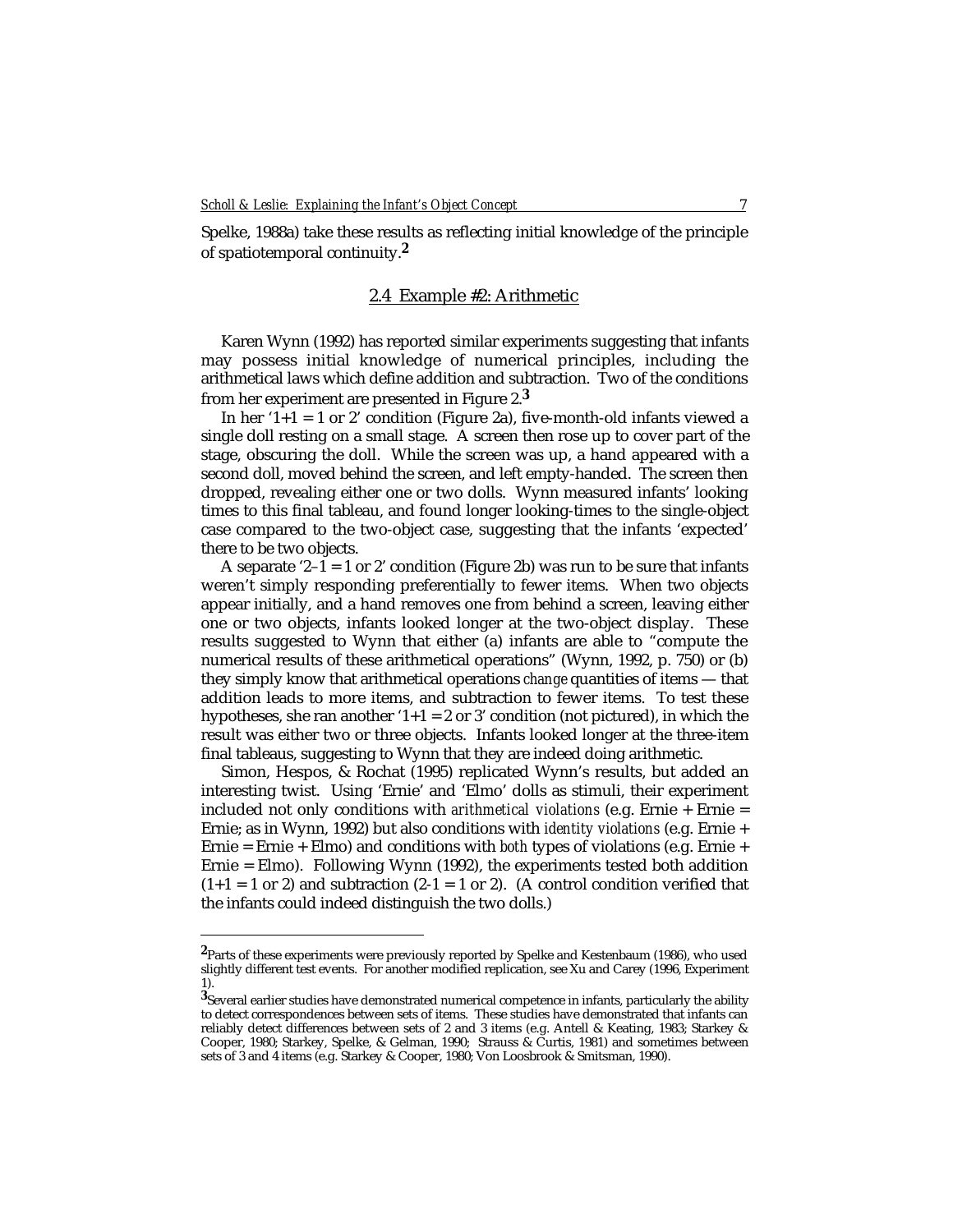Spelke, 1988a) take these results as reflecting initial knowledge of the principle of spatiotemporal continuity.[2]

## 2.4 Example #2: Arithmetic

Karen Wynn (1992) has reported similar experiments suggesting that infants may possess initial knowledge of numerical principles, including the arithmetical laws which define addition and subtraction. Two of the conditions from her experiment are presented in Figure 2.[3]

In her '1+1 = 1 or 2' condition (Figure 2a), five-month-old infants viewed a single doll resting on a small stage. A screen then rose up to cover part of the stage, obscuring the doll. While the screen was up, a hand appeared with a second doll, moved behind the screen, and left empty-handed. The screen then dropped, revealing either one or two dolls. Wynn measured infants' looking times to this final tableau, and found longer looking-times to the single-object case compared to the two-object case, suggesting that the infants 'expected' there to be two objects.

A separate '2–1 = 1 or 2' condition (Figure 2b) was run to be sure that infants weren't simply responding preferentially to fewer items. When two objects appear initially, and a hand removes one from behind a screen, leaving either one or two objects, infants looked longer at the two-object display. These results suggested to Wynn that either (a) infants are able to "compute the numerical results of these arithmetical operations" (Wynn, 1992, p. 750) or (b) they simply know that arithmetical operations *change* quantities of items — that addition leads to more items, and subtraction to fewer items. To test these hypotheses, she ran another '1+1 = 2 or 3' condition (not pictured), in which the result was either two or three objects. Infants looked longer at the three-item final tableaus, suggesting to Wynn that they are indeed doing arithmetic.

Simon, Hespos, & Rochat (1995) replicated Wynn's results, but added an interesting twist. Using 'Ernie' and 'Elmo' dolls as stimuli, their experiment included not only conditions with *arithmetical violations* (e.g. Ernie + Ernie = Ernie; as in Wynn, 1992) but also conditions with *identity violations* (e.g. Ernie + Ernie = Ernie + Elmo) and conditions with *both* types of violations (e.g. Ernie + Ernie = Elmo). Following Wynn (1992), the experiments tested both addition (1+1 = 1 or 2) and subtraction (2-1 = 1 or 2). (A control condition verified that the infants could indeed distinguish the two dolls.)

---

[2] Parts of these experiments were previously reported by Spelke and Kestenbaum (1986), who used slightly different test events. For another modified replication, see Xu and Carey (1996, Experiment 1).

[3] Several earlier studies have demonstrated numerical competence in infants, particularly the ability to detect correspondences between sets of items. These studies have demonstrated that infants can reliably detect differences between sets of 2 and 3 items (e.g. Antell & Keating, 1983; Starkey & Cooper, 1980; Starkey, Spelke, & Gelman, 1990; Strauss & Curtis, 1981) and sometimes between sets of 3 and 4 items (e.g. Starkey & Cooper, 1980; Von Loosbrook & Smitsman, 1990).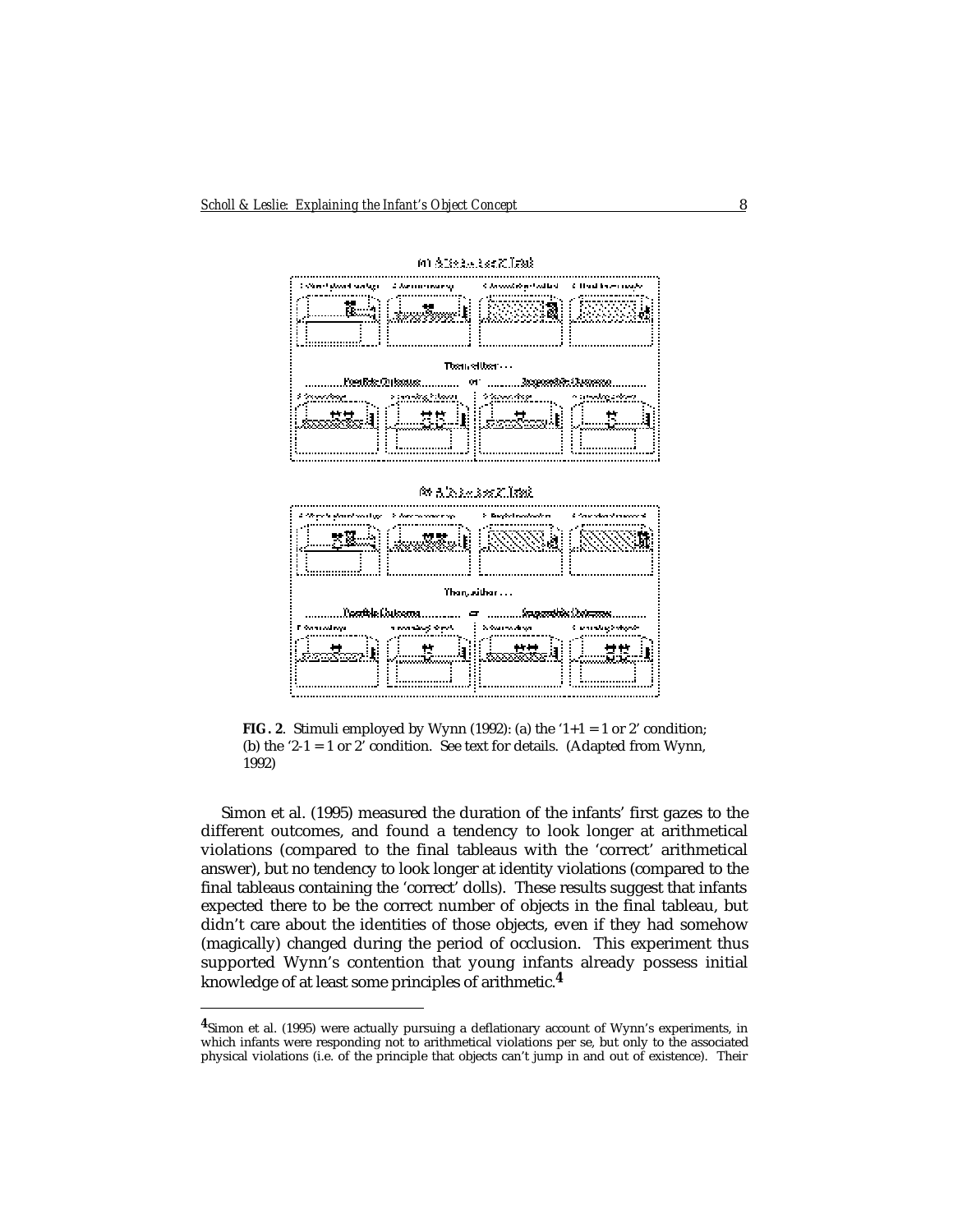**FIG. 2**. Stimuli employed by Wynn (1992): (a) the '1+1 = 1 or 2' condition; (b) the '2-1 = 1 or 2' condition. See text for details. (Adapted from Wynn, 1992)

Simon et al. (1995) measured the duration of the infants' first gazes to the different outcomes, and found a tendency to look longer at arithmetical violations (compared to the final tableaus with the 'correct' arithmetical answer), but no tendency to look longer at identity violations (compared to the final tableaus containing the 'correct' dolls). These results suggest that infants expected there to be the correct number of objects in the final tableau, but didn't care about the identities of those objects, even if they had somehow (magically) changed during the period of occlusion. This experiment thus supported Wynn's contention that young infants already possess initial knowledge of at least some principles of arithmetic.[4]

[4] Simon et al. (1995) were actually pursuing a deflationary account of Wynn's experiments, in which infants were responding not to arithmetical violations per se, but only to the associated physical violations (i.e. of the principle that objects can't jump in and out of existence). Their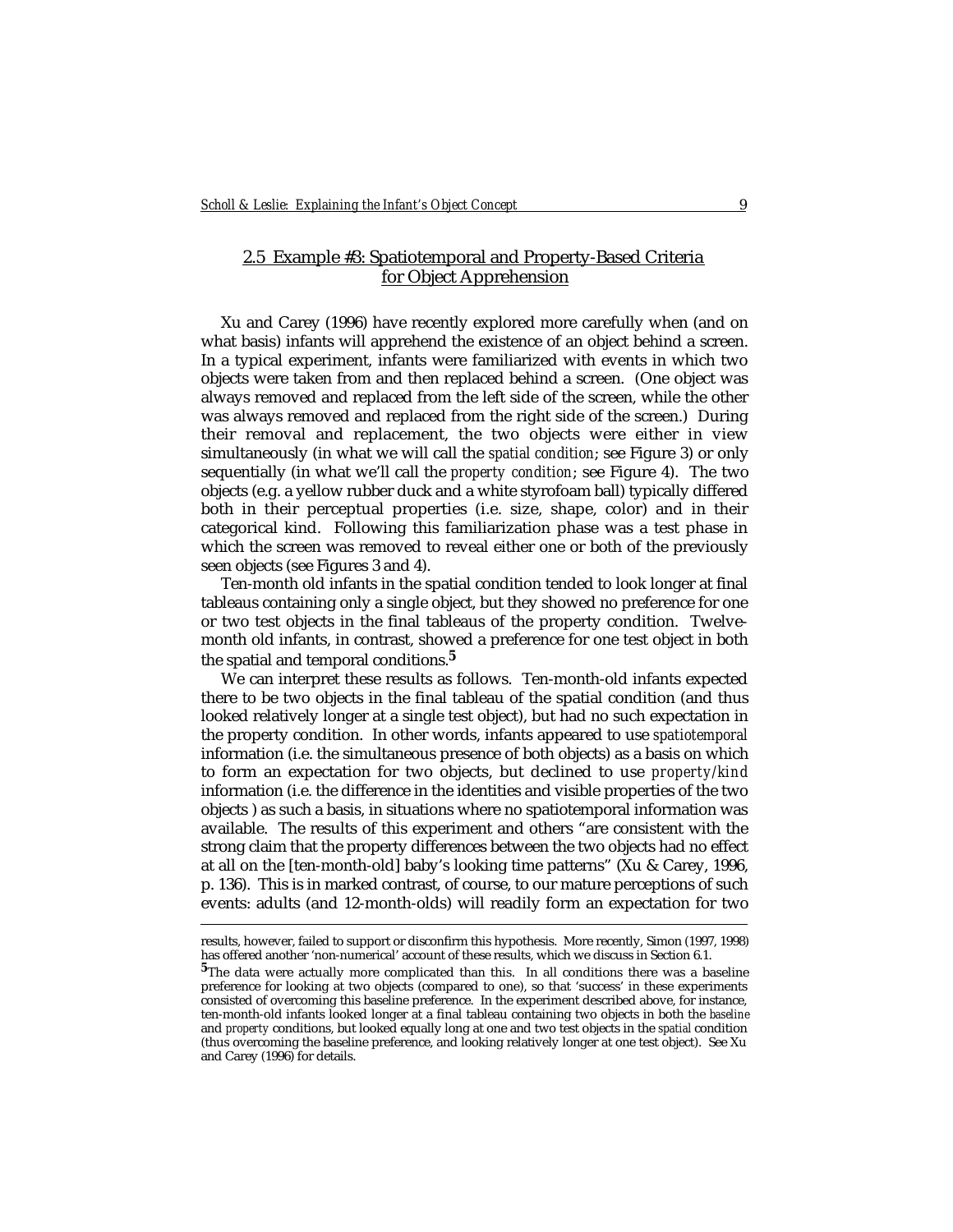## 2.5 Example #3: Spatiotemporal and Property-Based Criteria for Object Apprehension

Xu and Carey (1996) have recently explored more carefully when (and on what basis) infants will apprehend the existence of an object behind a screen. In a typical experiment, infants were familiarized with events in which two objects were taken from and then replaced behind a screen. (One object was always removed and replaced from the left side of the screen, while the other was always removed and replaced from the right side of the screen.) During their removal and replacement, the two objects were either in view simultaneously (in what we will call the *spatial condition*; see Figure 3) or only sequentially (in what we'll call the *property condition*; see Figure 4). The two objects (e.g. a yellow rubber duck and a white styrofoam ball) typically differed both in their perceptual properties (i.e. size, shape, color) and in their categorical kind. Following this familiarization phase was a test phase in which the screen was removed to reveal either one or both of the previously seen objects (see Figures 3 and 4).

Ten-month old infants in the spatial condition tended to look longer at final tableaus containing only a single object, but they showed no preference for one or two test objects in the final tableaus of the property condition. Twelve-month old infants, in contrast, showed a preference for one test object in both the spatial and temporal conditions.[5]

We can interpret these results as follows. Ten-month-old infants expected there to be two objects in the final tableau of the spatial condition (and thus looked relatively longer at a single test object), but had no such expectation in the property condition. In other words, infants appeared to use *spatiotemporal* information (i.e. the simultaneous presence of both objects) as a basis on which to form an expectation for two objects, but declined to use *property/kind* information (i.e. the difference in the identities and visible properties of the two objects ) as such a basis, in situations where no spatiotemporal information was available. The results of this experiment and others "are consistent with the strong claim that the property differences between the two objects had no effect at all on the [ten-month-old] baby's looking time patterns" (Xu & Carey, 1996, p. 136). This is in marked contrast, of course, to our mature perceptions of such events: adults (and 12-month-olds) will readily form an expectation for two

---

results, however, failed to support or disconfirm this hypothesis. More recently, Simon (1997, 1998) has offered another 'non-numerical' account of these results, which we discuss in Section 6.1.

[5] The data were actually more complicated than this. In all conditions there was a baseline preference for looking at two objects (compared to one), so that 'success' in these experiments consisted of overcoming this baseline preference. In the experiment described above, for instance, ten-month-old infants looked longer at a final tableau containing two objects in both the *baseline* and *property* conditions, but looked equally long at one and two test objects in the *spatial* condition (thus overcoming the baseline preference, and looking relatively longer at one test object). See Xu and Carey (1996) for details.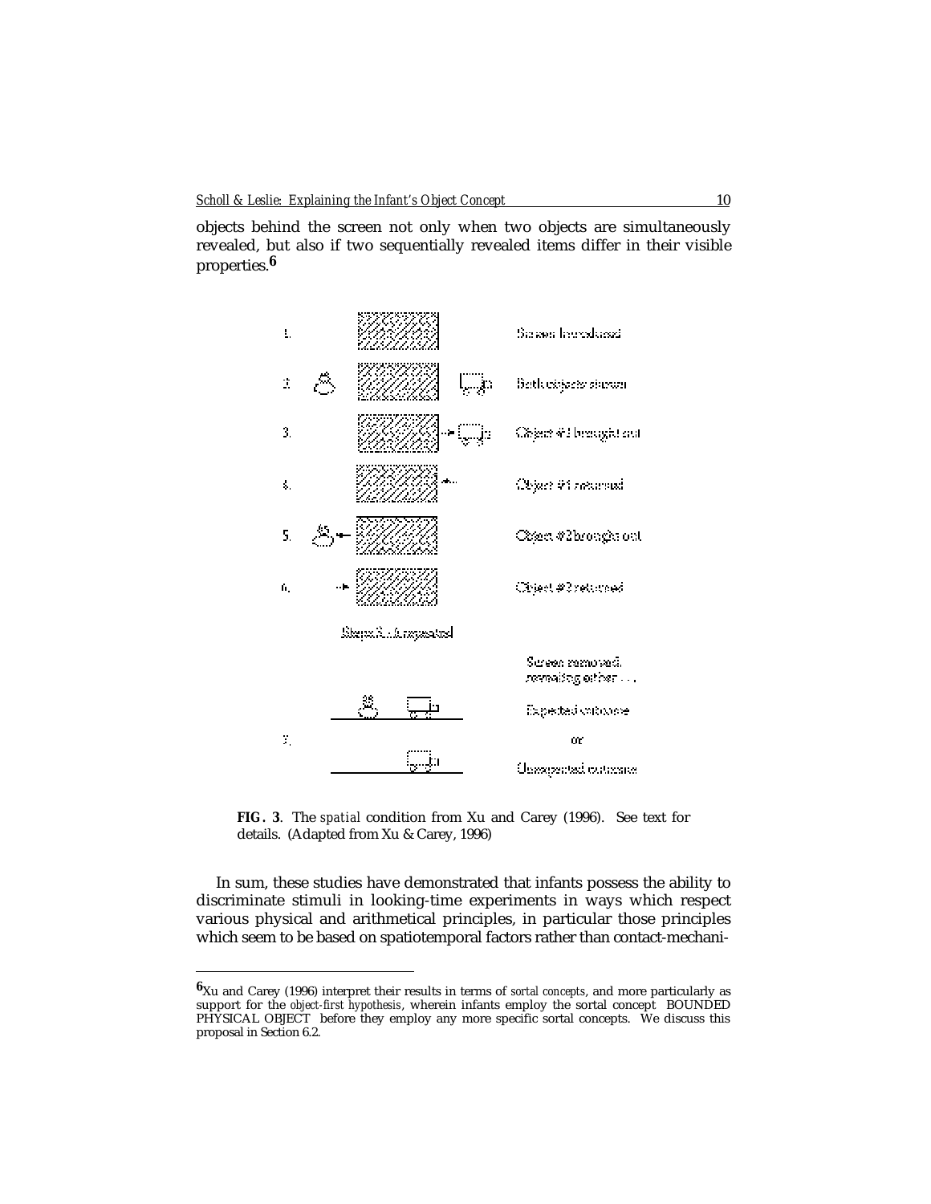objects behind the screen not only when two objects are simultaneously revealed, but also if two sequentially revealed items differ in their visible properties.[6]

**FIG. 3**. The *spatial* condition from Xu and Carey (1996). See text for details. (Adapted from Xu & Carey, 1996)

In sum, these studies have demonstrated that infants possess the ability to discriminate stimuli in looking-time experiments in ways which respect various physical and arithmetical principles, in particular those principles which seem to be based on spatiotemporal factors rather than contact-mechani-

---

[6] Xu and Carey (1996) interpret their results in terms of *sortal concepts*, and more particularly as support for the *object-first hypothesis*, wherein infants employ the sortal concept BOUNDED PHYSICAL OBJECT before they employ any more specific sortal concepts. We discuss this proposal in Section 6.2.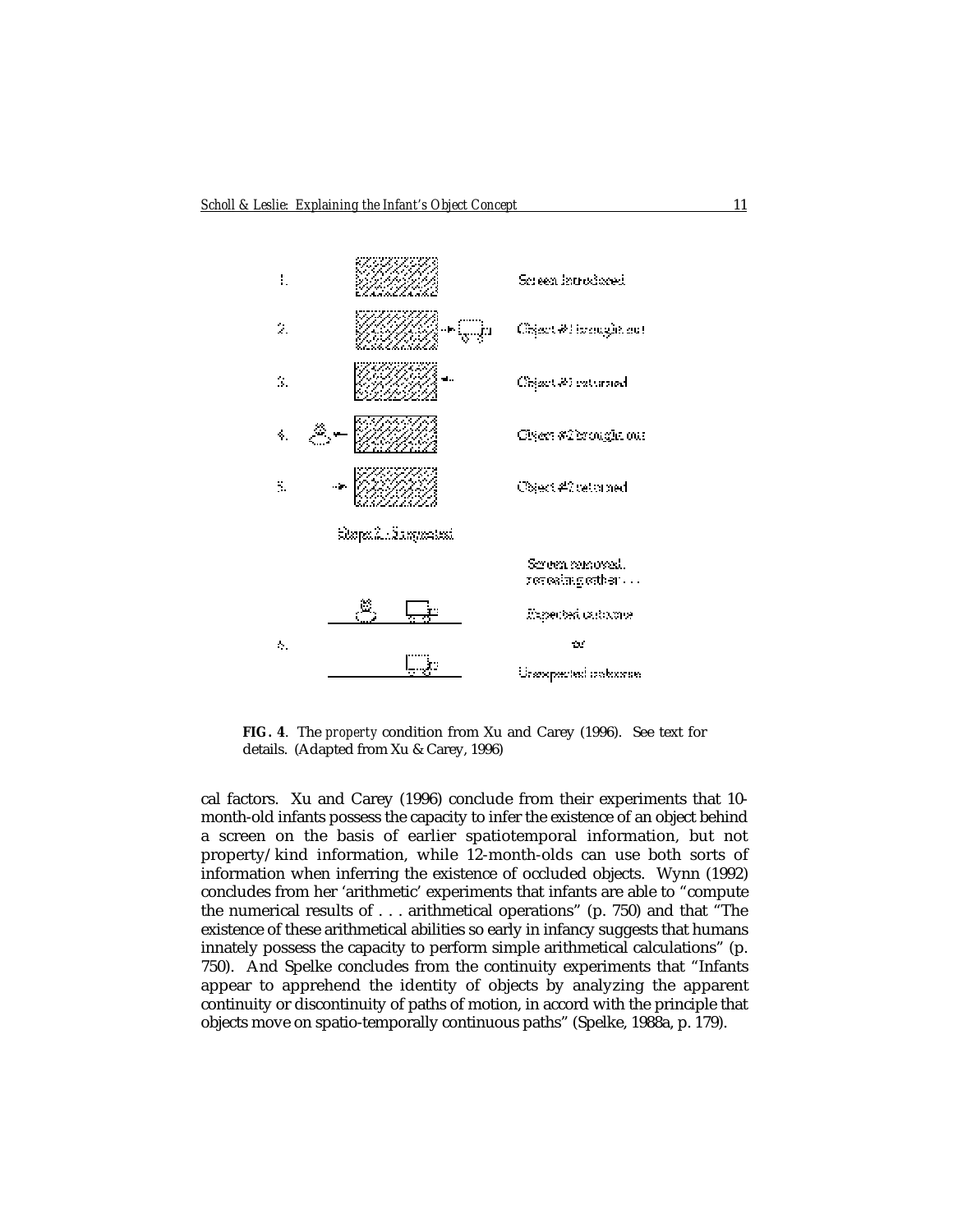1. Screen Introduced

2. Object #1 brought out

3. Object #1 returned

4. Object #2 brought out

5. Object #2 returned

Steps 2 - 5 repeated

6. Screen removed, revealing either . . .

Expected outcome

or

Unexpected outcome

**FIG. 4**. The *property* condition from Xu and Carey (1996). See text for details. (Adapted from Xu & Carey, 1996)

cal factors. Xu and Carey (1996) conclude from their experiments that 10-month-old infants possess the capacity to infer the existence of an object behind a screen on the basis of earlier spatiotemporal information, but not property/kind information, while 12-month-olds can use both sorts of information when inferring the existence of occluded objects. Wynn (1992) concludes from her 'arithmetic' experiments that infants are able to "compute the numerical results of . . . arithmetical operations" (p. 750) and that "The existence of these arithmetical abilities so early in infancy suggests that humans innately possess the capacity to perform simple arithmetical calculations" (p. 750). And Spelke concludes from the continuity experiments that "Infants appear to apprehend the identity of objects by analyzing the apparent continuity or discontinuity of paths of motion, in accord with the principle that objects move on spatio-temporally continuous paths" (Spelke, 1988a, p. 179).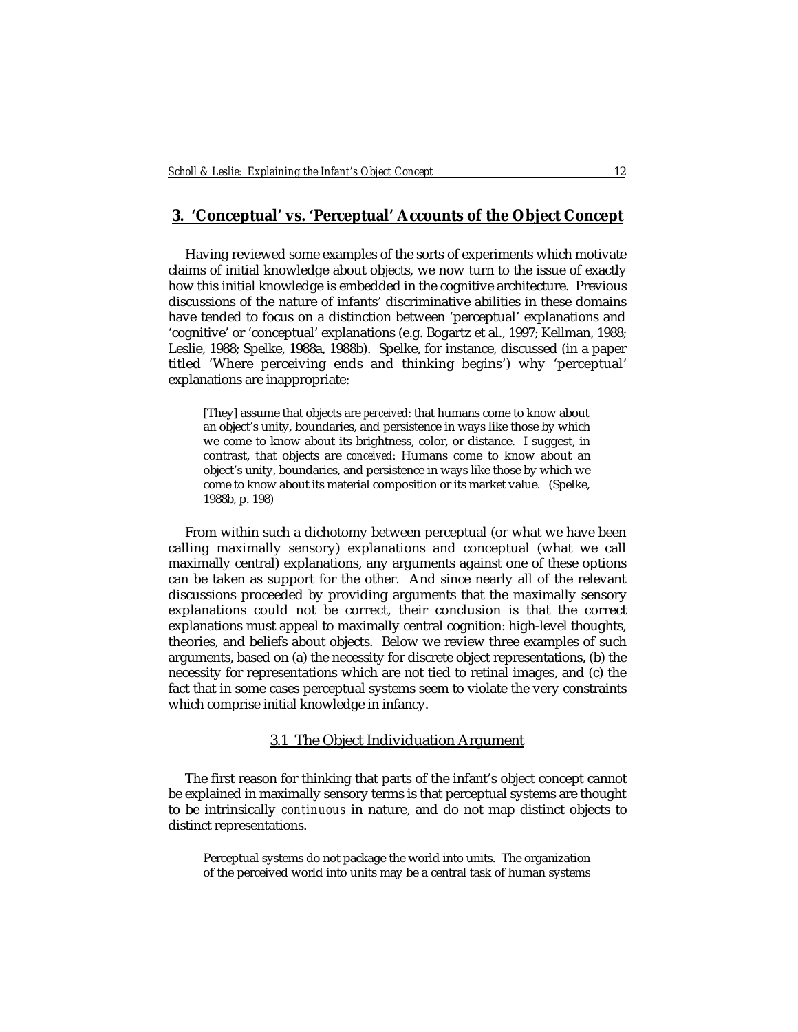## 3. 'Conceptual' vs. 'Perceptual' Accounts of the Object Concept

Having reviewed some examples of the sorts of experiments which motivate claims of initial knowledge about objects, we now turn to the issue of exactly how this initial knowledge is embedded in the cognitive architecture. Previous discussions of the nature of infants' discriminative abilities in these domains have tended to focus on a distinction between 'perceptual' explanations and 'cognitive' or 'conceptual' explanations (e.g. Bogartz et al., 1997; Kellman, 1988; Leslie, 1988; Spelke, 1988a, 1988b). Spelke, for instance, discussed (in a paper titled 'Where perceiving ends and thinking begins') why 'perceptual' explanations are inappropriate:

> [They] assume that objects are *perceived*: that humans come to know about an object's unity, boundaries, and persistence in ways like those by which we come to know about its brightness, color, or distance. I suggest, in contrast, that objects are *conceived*: Humans come to know about an object's unity, boundaries, and persistence in ways like those by which we come to know about its material composition or its market value. (Spelke, 1988b, p. 198)

From within such a dichotomy between perceptual (or what we have been calling maximally sensory) explanations and conceptual (what we call maximally central) explanations, any arguments against one of these options can be taken as support for the other. And since nearly all of the relevant discussions proceeded by providing arguments that the maximally sensory explanations could not be correct, their conclusion is that the correct explanations must appeal to maximally central cognition: high-level thoughts, theories, and beliefs about objects. Below we review three examples of such arguments, based on (a) the necessity for discrete object representations, (b) the necessity for representations which are not tied to retinal images, and (c) the fact that in some cases perceptual systems seem to violate the very constraints which comprise initial knowledge in infancy.

### 3.1 The Object Individuation Argument

The first reason for thinking that parts of the infant's object concept cannot be explained in maximally sensory terms is that perceptual systems are thought to be intrinsically *continuous* in nature, and do not map distinct objects to distinct representations.

> Perceptual systems do not package the world into units. The organization of the perceived world into units may be a central task of human systems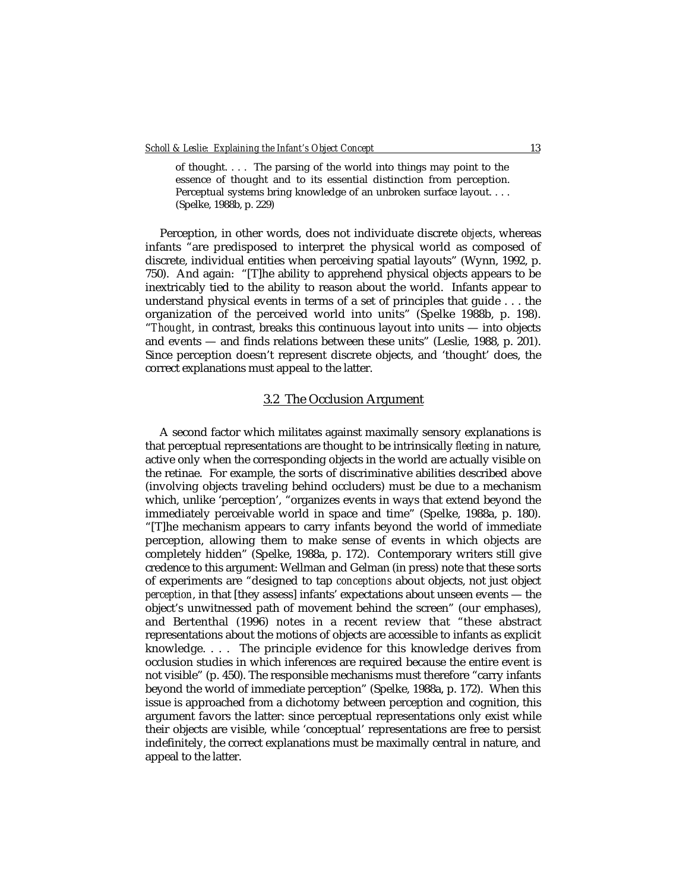> of thought. . . . The parsing of the world into things may point to the essence of thought and to its essential distinction from perception. Perceptual systems bring knowledge of an unbroken surface layout. . . . (Spelke, 1988b, p. 229)

Perception, in other words, does not individuate discrete *objects*, whereas infants "are predisposed to interpret the physical world as composed of discrete, individual entities when perceiving spatial layouts" (Wynn, 1992, p. 750). And again: "[T]he ability to apprehend physical objects appears to be inextricably tied to the ability to reason about the world. Infants appear to understand physical events in terms of a set of principles that guide . . . the organization of the perceived world into units" (Spelke 1988b, p. 198). "*Thought*, in contrast, breaks this continuous layout into units — into objects and events — and finds relations between these units" (Leslie, 1988, p. 201). Since perception doesn't represent discrete objects, and 'thought' does, the correct explanations must appeal to the latter.

### 3.2 The Occlusion Argument

A second factor which militates against maximally sensory explanations is that perceptual representations are thought to be intrinsically *fleeting* in nature, active only when the corresponding objects in the world are actually visible on the retinae. For example, the sorts of discriminative abilities described above (involving objects traveling behind occluders) must be due to a mechanism which, unlike 'perception', "organizes events in ways that extend beyond the immediately perceivable world in space and time" (Spelke, 1988a, p. 180). "[T]he mechanism appears to carry infants beyond the world of immediate perception, allowing them to make sense of events in which objects are completely hidden" (Spelke, 1988a, p. 172). Contemporary writers still give credence to this argument: Wellman and Gelman (in press) note that these sorts of experiments are "designed to tap *conceptions* about objects, not just object *perception*, in that [they assess] infants' expectations about unseen events — the object's unwitnessed path of movement behind the screen" (our emphases), and Bertenthal (1996) notes in a recent review that "these abstract representations about the motions of objects are accessible to infants as explicit knowledge. . . . The principle evidence for this knowledge derives from occlusion studies in which inferences are required because the entire event is not visible" (p. 450). The responsible mechanisms must therefore "carry infants beyond the world of immediate perception" (Spelke, 1988a, p. 172). When this issue is approached from a dichotomy between perception and cognition, this argument favors the latter: since perceptual representations only exist while their objects are visible, while 'conceptual' representations are free to persist indefinitely, the correct explanations must be maximally central in nature, and appeal to the latter.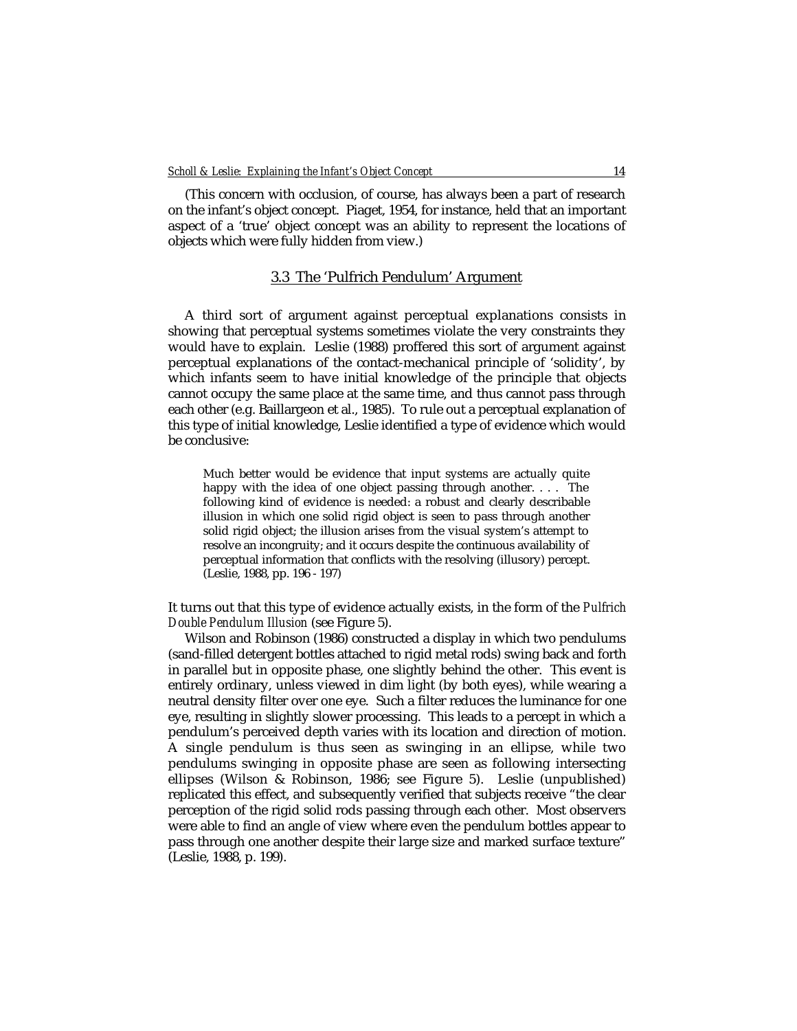(This concern with occlusion, of course, has always been a part of research on the infant's object concept. Piaget, 1954, for instance, held that an important aspect of a 'true' object concept was an ability to represent the locations of objects which were fully hidden from view.)

### 3.3 The 'Pulfrich Pendulum' Argument

A third sort of argument against perceptual explanations consists in showing that perceptual systems sometimes violate the very constraints they would have to explain. Leslie (1988) proffered this sort of argument against perceptual explanations of the contact-mechanical principle of 'solidity', by which infants seem to have initial knowledge of the principle that objects cannot occupy the same place at the same time, and thus cannot pass through each other (e.g. Baillargeon et al., 1985). To rule out a perceptual explanation of this type of initial knowledge, Leslie identified a type of evidence which would be conclusive:

> Much better would be evidence that input systems are actually quite happy with the idea of one object passing through another. . . . The following kind of evidence is needed: a robust and clearly describable illusion in which one solid rigid object is seen to pass through another solid rigid object; the illusion arises from the visual system's attempt to resolve an incongruity; and it occurs despite the continuous availability of perceptual information that conflicts with the resolving (illusory) percept. (Leslie, 1988, pp. 196 - 197)

It turns out that this type of evidence actually exists, in the form of the *Pulfrich Double Pendulum Illusion* (see Figure 5).

Wilson and Robinson (1986) constructed a display in which two pendulums (sand-filled detergent bottles attached to rigid metal rods) swing back and forth in parallel but in opposite phase, one slightly behind the other. This event is entirely ordinary, unless viewed in dim light (by both eyes), while wearing a neutral density filter over one eye. Such a filter reduces the luminance for one eye, resulting in slightly slower processing. This leads to a percept in which a pendulum's perceived depth varies with its location and direction of motion. A single pendulum is thus seen as swinging in an ellipse, while two pendulums swinging in opposite phase are seen as following intersecting ellipses (Wilson & Robinson, 1986; see Figure 5). Leslie (unpublished) replicated this effect, and subsequently verified that subjects receive "the clear perception of the rigid solid rods passing through each other. Most observers were able to find an angle of view where even the pendulum bottles appear to pass through one another despite their large size and marked surface texture" (Leslie, 1988, p. 199).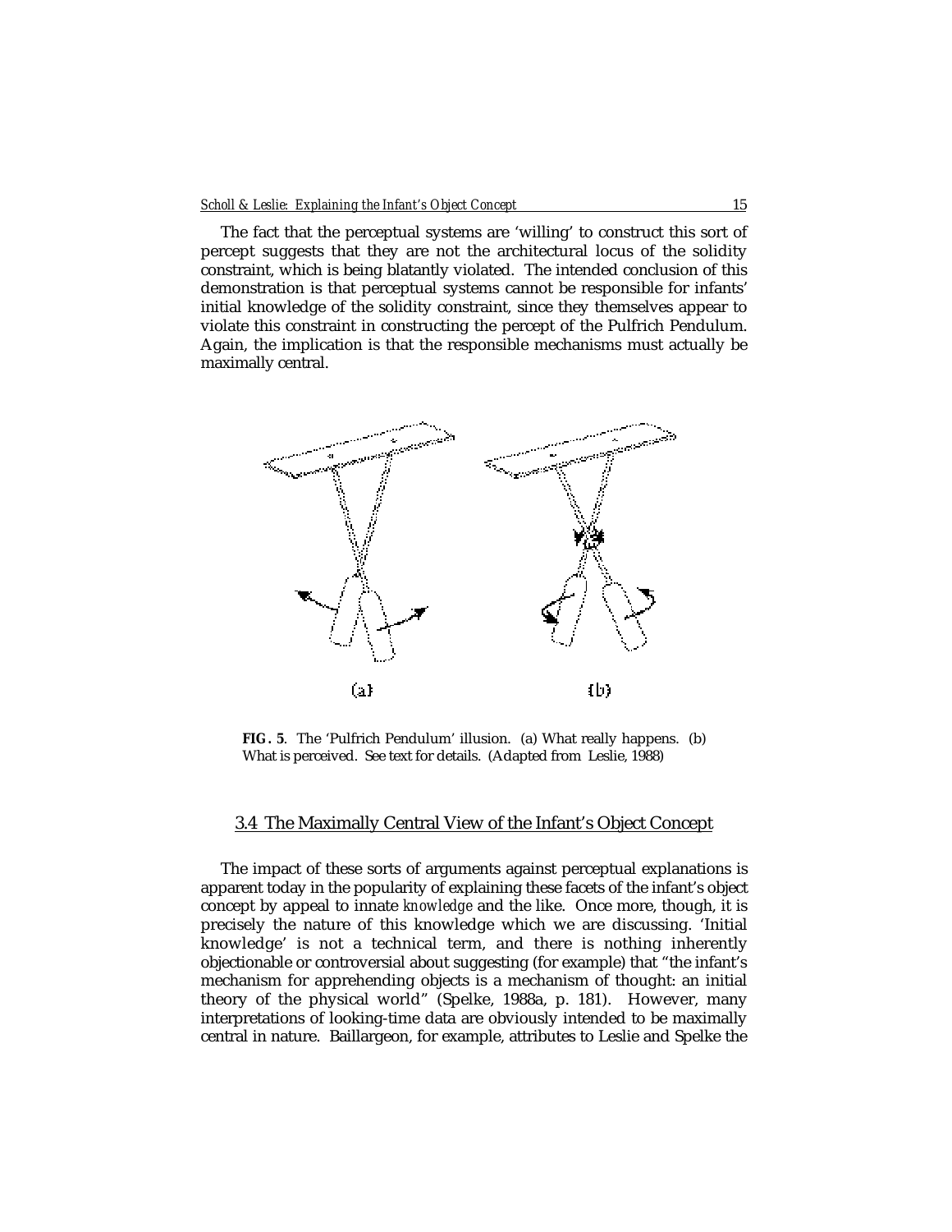The fact that the perceptual systems are 'willing' to construct this sort of percept suggests that they are not the architectural locus of the solidity constraint, which is being blatantly violated. The intended conclusion of this demonstration is that perceptual systems cannot be responsible for infants' initial knowledge of the solidity constraint, since they themselves appear to violate this constraint in constructing the percept of the Pulfrich Pendulum. Again, the implication is that the responsible mechanisms must actually be maximally central.

**FIG. 5**. The 'Pulfrich Pendulum' illusion. (a) What really happens. (b) What is perceived. See text for details. (Adapted from Leslie, 1988)

## 3.4 The Maximally Central View of the Infant's Object Concept

The impact of these sorts of arguments against perceptual explanations is apparent today in the popularity of explaining these facets of the infant's object concept by appeal to innate *knowledge* and the like. Once more, though, it is precisely the nature of this knowledge which we are discussing. 'Initial knowledge' is not a technical term, and there is nothing inherently objectionable or controversial about suggesting (for example) that "the infant's mechanism for apprehending objects is a mechanism of thought: an initial theory of the physical world" (Spelke, 1988a, p. 181). However, many interpretations of looking-time data are obviously intended to be maximally central in nature. Baillargeon, for example, attributes to Leslie and Spelke the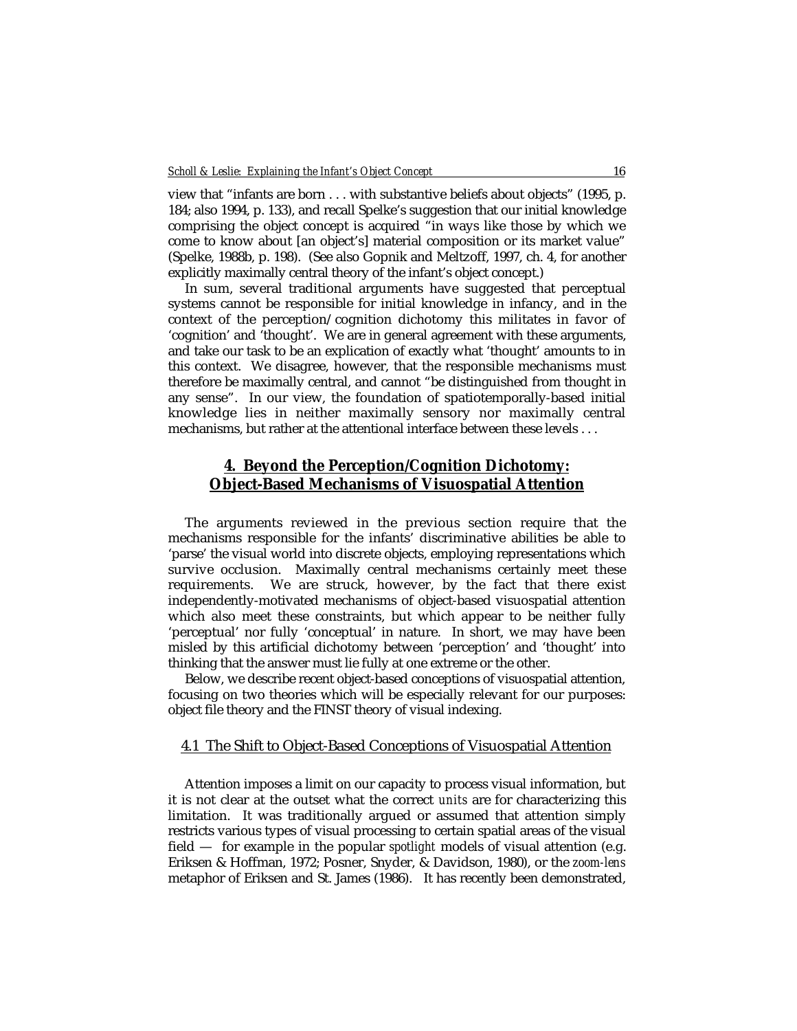view that "infants are born . . . with substantive beliefs about objects" (1995, p. 184; also 1994, p. 133), and recall Spelke's suggestion that our initial knowledge comprising the object concept is acquired "in ways like those by which we come to know about [an object's] material composition or its market value" (Spelke, 1988b, p. 198). (See also Gopnik and Meltzoff, 1997, ch. 4, for another explicitly maximally central theory of the infant's object concept.)

In sum, several traditional arguments have suggested that perceptual systems cannot be responsible for initial knowledge in infancy, and in the context of the perception/cognition dichotomy this militates in favor of 'cognition' and 'thought'. We are in general agreement with these arguments, and take our task to be an explication of exactly what 'thought' amounts to in this context. We disagree, however, that the responsible mechanisms must therefore be maximally central, and cannot "be distinguished from thought in any sense". In our view, the foundation of spatiotemporally-based initial knowledge lies in neither maximally sensory nor maximally central mechanisms, but rather at the attentional interface between these levels . . .

## 4. Beyond the Perception/Cognition Dichotomy: Object-Based Mechanisms of Visuospatial Attention

The arguments reviewed in the previous section require that the mechanisms responsible for the infants' discriminative abilities be able to 'parse' the visual world into discrete objects, employing representations which survive occlusion. Maximally central mechanisms certainly meet these requirements. We are struck, however, by the fact that there exist independently-motivated mechanisms of object-based visuospatial attention which also meet these constraints, but which appear to be neither fully 'perceptual' nor fully 'conceptual' in nature. In short, we may have been misled by this artificial dichotomy between 'perception' and 'thought' into thinking that the answer must lie fully at one extreme or the other.

Below, we describe recent object-based conceptions of visuospatial attention, focusing on two theories which will be especially relevant for our purposes: object file theory and the FINST theory of visual indexing.

### 4.1 The Shift to Object-Based Conceptions of Visuospatial Attention

Attention imposes a limit on our capacity to process visual information, but it is not clear at the outset what the correct *units* are for characterizing this limitation. It was traditionally argued or assumed that attention simply restricts various types of visual processing to certain spatial areas of the visual field — for example in the popular *spotlight* models of visual attention (e.g. Eriksen & Hoffman, 1972; Posner, Snyder, & Davidson, 1980), or the *zoom-lens* metaphor of Eriksen and St. James (1986). It has recently been demonstrated,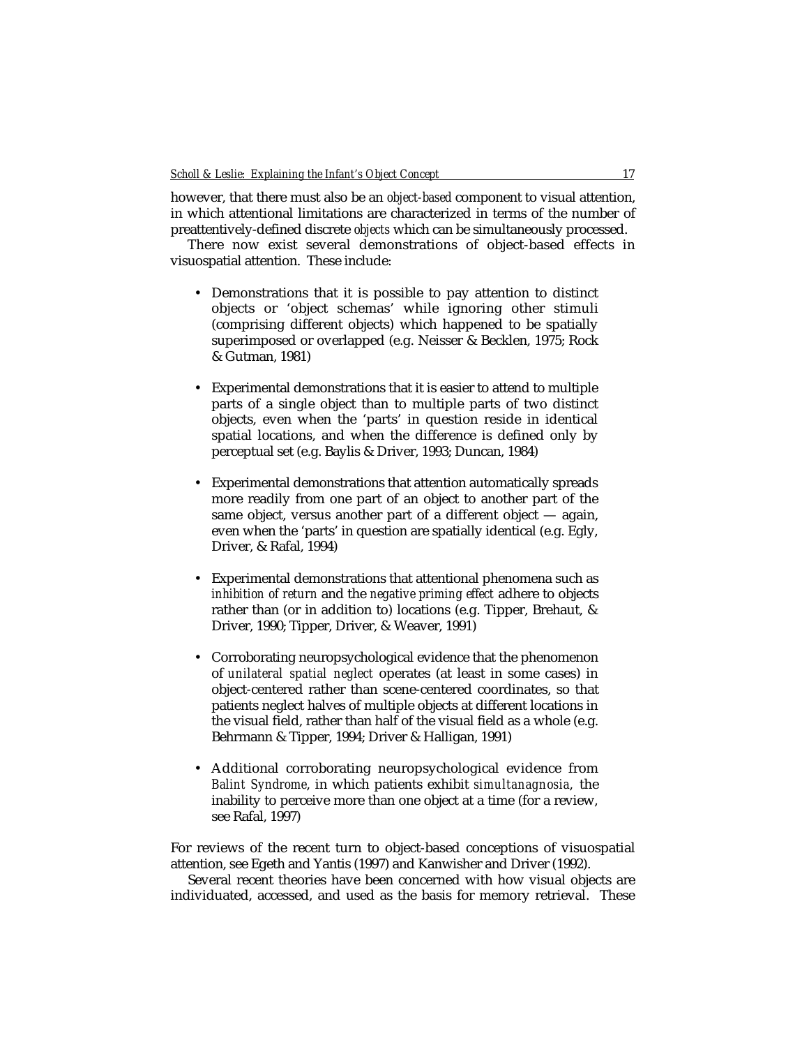however, that there must also be an *object-based* component to visual attention, in which attentional limitations are characterized in terms of the number of preattentively-defined discrete *objects* which can be simultaneously processed.

There now exist several demonstrations of object-based effects in visuospatial attention. These include:

- Demonstrations that it is possible to pay attention to distinct objects or 'object schemas' while ignoring other stimuli (comprising different objects) which happened to be spatially superimposed or overlapped (e.g. Neisser & Becklen, 1975; Rock & Gutman, 1981)

- Experimental demonstrations that it is easier to attend to multiple parts of a single object than to multiple parts of two distinct objects, even when the 'parts' in question reside in identical spatial locations, and when the difference is defined only by perceptual set (e.g. Baylis & Driver, 1993; Duncan, 1984)

- Experimental demonstrations that attention automatically spreads more readily from one part of an object to another part of the same object, versus another part of a different object — again, even when the 'parts' in question are spatially identical (e.g. Egly, Driver, & Rafal, 1994)

- Experimental demonstrations that attentional phenomena such as *inhibition of return* and the *negative priming effect* adhere to objects rather than (or in addition to) locations (e.g. Tipper, Brehaut, & Driver, 1990; Tipper, Driver, & Weaver, 1991)

- Corroborating neuropsychological evidence that the phenomenon of *unilateral spatial neglect* operates (at least in some cases) in object-centered rather than scene-centered coordinates, so that patients neglect halves of multiple objects at different locations in the visual field, rather than half of the visual field as a whole (e.g. Behrmann & Tipper, 1994; Driver & Halligan, 1991)

- Additional corroborating neuropsychological evidence from *Balint Syndrome*, in which patients exhibit *simultanagnosia*, the inability to perceive more than one object at a time (for a review, see Rafal, 1997)

For reviews of the recent turn to object-based conceptions of visuospatial attention, see Egeth and Yantis (1997) and Kanwisher and Driver (1992).

Several recent theories have been concerned with how visual objects are individuated, accessed, and used as the basis for memory retrieval. These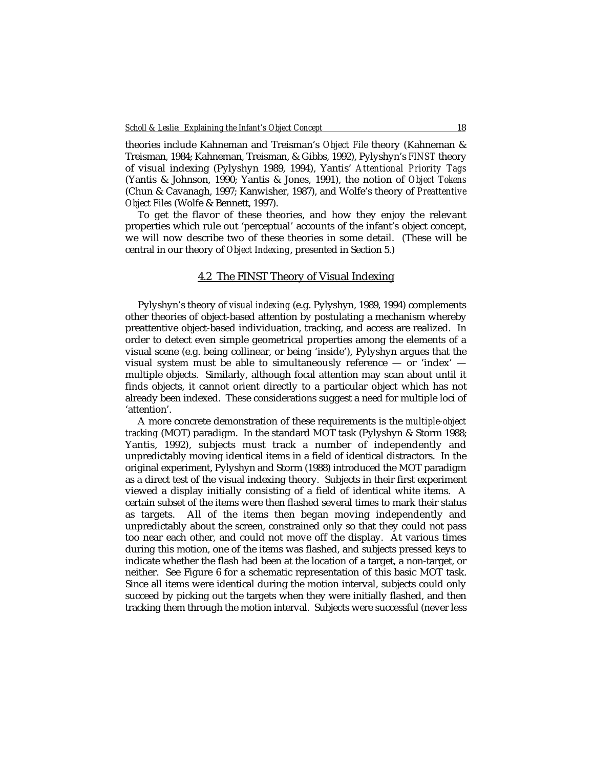theories include Kahneman and Treisman's *Object File* theory (Kahneman & Treisman, 1984; Kahneman, Treisman, & Gibbs, 1992), Pylyshyn's *FINST* theory of visual indexing (Pylyshyn 1989, 1994), Yantis' *Attentional Priority Tags* (Yantis & Johnson, 1990; Yantis & Jones, 1991), the notion of *Object Tokens* (Chun & Cavanagh, 1997; Kanwisher, 1987), and Wolfe's theory of *Preattentive Object Files* (Wolfe & Bennett, 1997).

To get the flavor of these theories, and how they enjoy the relevant properties which rule out 'perceptual' accounts of the infant's object concept, we will now describe two of these theories in some detail. (These will be central in our theory of *Object Indexing*, presented in Section 5.)

### 4.2 The FINST Theory of Visual Indexing

Pylyshyn's theory of *visual indexing* (e.g. Pylyshyn, 1989, 1994) complements other theories of object-based attention by postulating a mechanism whereby preattentive object-based individuation, tracking, and access are realized. In order to detect even simple geometrical properties among the elements of a visual scene (e.g. being collinear, or being 'inside'), Pylyshyn argues that the visual system must be able to simultaneously reference — or 'index' — multiple objects. Similarly, although focal attention may scan about until it finds objects, it cannot orient directly to a particular object which has not already been indexed. These considerations suggest a need for multiple loci of 'attention'.

A more concrete demonstration of these requirements is the *multiple-object tracking* (MOT) paradigm. In the standard MOT task (Pylyshyn & Storm 1988; Yantis, 1992), subjects must track a number of independently and unpredictably moving identical items in a field of identical distractors. In the original experiment, Pylyshyn and Storm (1988) introduced the MOT paradigm as a direct test of the visual indexing theory. Subjects in their first experiment viewed a display initially consisting of a field of identical white items. A certain subset of the items were then flashed several times to mark their status as targets. All of the items then began moving independently and unpredictably about the screen, constrained only so that they could not pass too near each other, and could not move off the display. At various times during this motion, one of the items was flashed, and subjects pressed keys to indicate whether the flash had been at the location of a target, a non-target, or neither. See Figure 6 for a schematic representation of this basic MOT task. Since all items were identical during the motion interval, subjects could only succeed by picking out the targets when they were initially flashed, and then tracking them through the motion interval. Subjects were successful (never less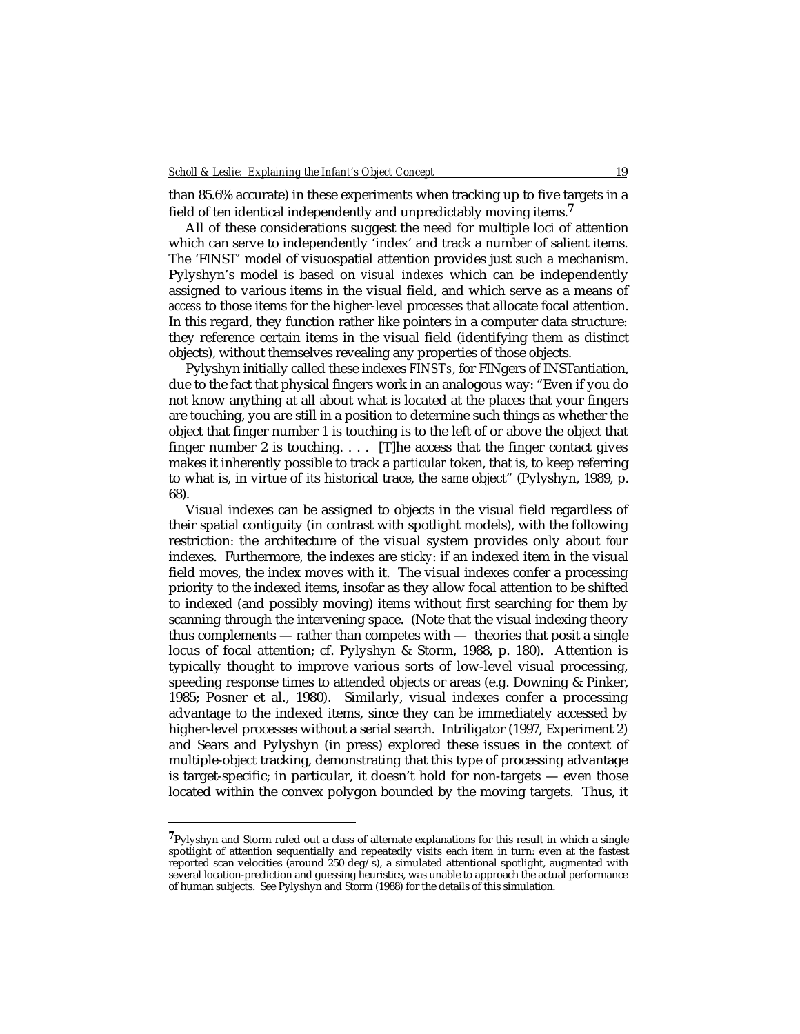than 85.6% accurate) in these experiments when tracking up to five targets in a field of ten identical independently and unpredictably moving items.[7]

All of these considerations suggest the need for multiple loci of attention which can serve to independently 'index' and track a number of salient items. The 'FINST' model of visuospatial attention provides just such a mechanism. Pylyshyn's model is based on *visual indexes* which can be independently assigned to various items in the visual field, and which serve as a means of *access* to those items for the higher-level processes that allocate focal attention. In this regard, they function rather like pointers in a computer data structure: they reference certain items in the visual field (identifying them *as* distinct objects), without themselves revealing any properties of those objects.

Pylyshyn initially called these indexes *FINSTs*, for FINgers of INSTantiation, due to the fact that physical fingers work in an analogous way: "Even if you do not know anything at all about what is located at the places that your fingers are touching, you are still in a position to determine such things as whether the object that finger number 1 is touching is to the left of or above the object that finger number 2 is touching. . . . [T]he access that the finger contact gives makes it inherently possible to track a *particular* token, that is, to keep referring to what is, in virtue of its historical trace, the *same* object" (Pylyshyn, 1989, p. 68).

Visual indexes can be assigned to objects in the visual field regardless of their spatial contiguity (in contrast with spotlight models), with the following restriction: the architecture of the visual system provides only about *four* indexes. Furthermore, the indexes are *sticky*: if an indexed item in the visual field moves, the index moves with it. The visual indexes confer a processing priority to the indexed items, insofar as they allow focal attention to be shifted to indexed (and possibly moving) items without first searching for them by scanning through the intervening space. (Note that the visual indexing theory thus complements — rather than competes with — theories that posit a single locus of focal attention; cf. Pylyshyn & Storm, 1988, p. 180). Attention is typically thought to improve various sorts of low-level visual processing, speeding response times to attended objects or areas (e.g. Downing & Pinker, 1985; Posner et al., 1980). Similarly, visual indexes confer a processing advantage to the indexed items, since they can be immediately accessed by higher-level processes without a serial search. Intriligator (1997, Experiment 2) and Sears and Pylyshyn (in press) explored these issues in the context of multiple-object tracking, demonstrating that this type of processing advantage is target-specific; in particular, it doesn't hold for non-targets — even those located within the convex polygon bounded by the moving targets. Thus, it

[7] Pylyshyn and Storm ruled out a class of alternate explanations for this result in which a single spotlight of attention sequentially and repeatedly visits each item in turn: even at the fastest reported scan velocities (around 250 deg/s), a simulated attentional spotlight, augmented with several location-prediction and guessing heuristics, was unable to approach the actual performance of human subjects. See Pylyshyn and Storm (1988) for the details of this simulation.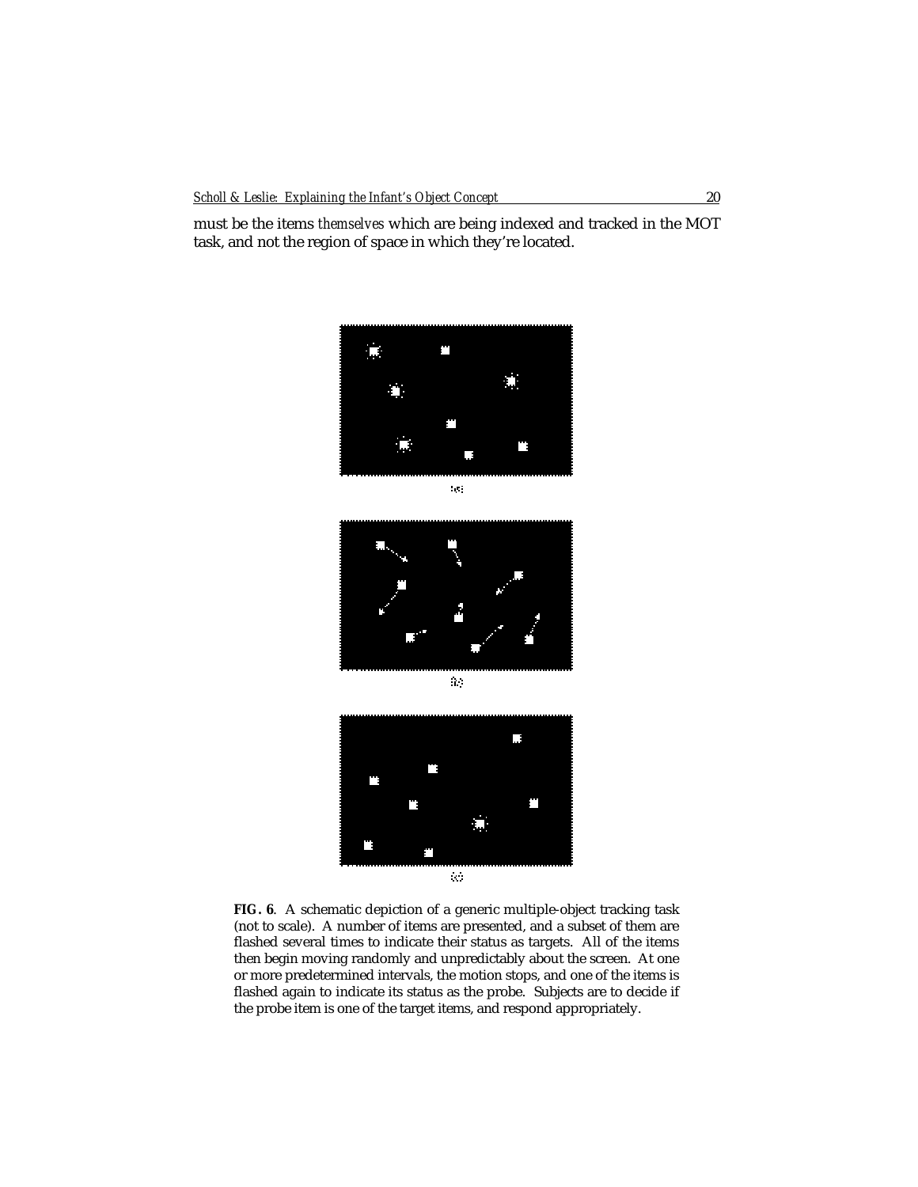must be the items *themselves* which are being indexed and tracked in the MOT task, and not the region of space in which they're located.

**FIG. 6**. A schematic depiction of a generic multiple-object tracking task (not to scale). A number of items are presented, and a subset of them are flashed several times to indicate their status as targets. All of the items then begin moving randomly and unpredictably about the screen. At one or more predetermined intervals, the motion stops, and one of the items is flashed again to indicate its status as the probe. Subjects are to decide if the probe item is one of the target items, and respond appropriately.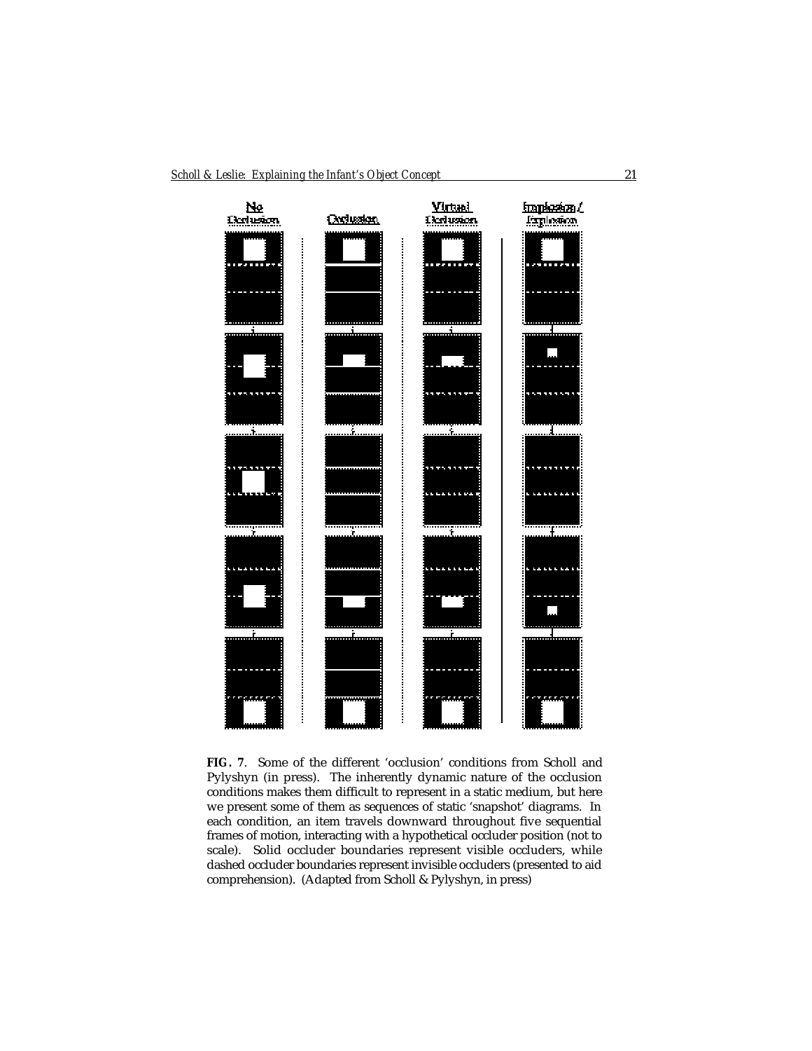**FIG. 7**. Some of the different 'occlusion' conditions from Scholl and Pylyshyn (in press). The inherently dynamic nature of the occlusion conditions makes them difficult to represent in a static medium, but here we present some of them as sequences of static 'snapshot' diagrams. In each condition, an item travels downward throughout five sequential frames of motion, interacting with a hypothetical occluder position (not to scale). Solid occluder boundaries represent visible occluders, while dashed occluder boundaries represent invisible occluders (presented to aid comprehension). (Adapted from Scholl & Pylyshyn, in press)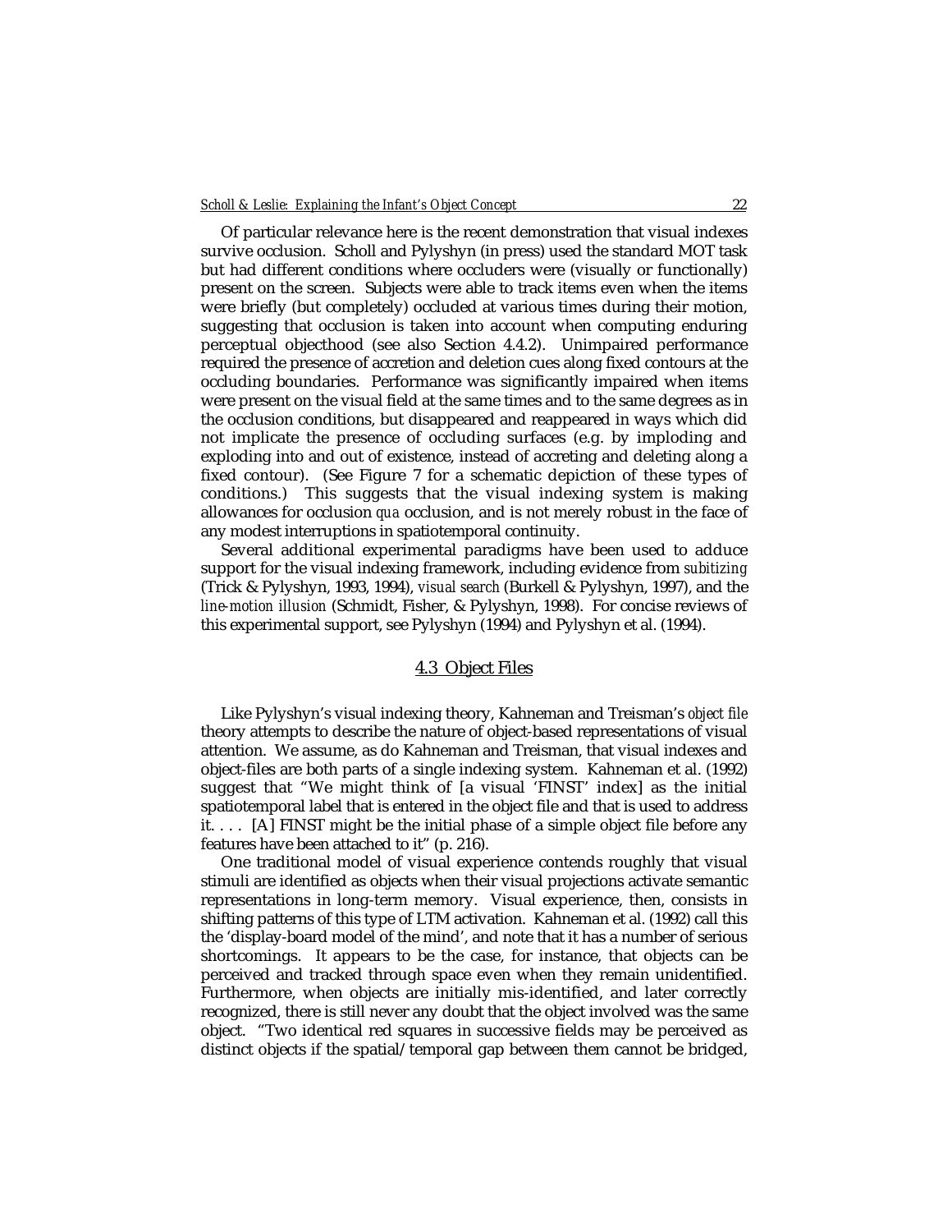Of particular relevance here is the recent demonstration that visual indexes survive occlusion. Scholl and Pylyshyn (in press) used the standard MOT task but had different conditions where occluders were (visually or functionally) present on the screen. Subjects were able to track items even when the items were briefly (but completely) occluded at various times during their motion, suggesting that occlusion is taken into account when computing enduring perceptual objecthood (see also Section 4.4.2). Unimpaired performance required the presence of accretion and deletion cues along fixed contours at the occluding boundaries. Performance was significantly impaired when items were present on the visual field at the same times and to the same degrees as in the occlusion conditions, but disappeared and reappeared in ways which did not implicate the presence of occluding surfaces (e.g. by imploding and exploding into and out of existence, instead of accreting and deleting along a fixed contour). (See Figure 7 for a schematic depiction of these types of conditions.) This suggests that the visual indexing system is making allowances for occlusion *qua* occlusion, and is not merely robust in the face of any modest interruptions in spatiotemporal continuity.

Several additional experimental paradigms have been used to adduce support for the visual indexing framework, including evidence from *subitizing* (Trick & Pylyshyn, 1993, 1994), *visual search* (Burkell & Pylyshyn, 1997), and the *line-motion illusion* (Schmidt, Fisher, & Pylyshyn, 1998). For concise reviews of this experimental support, see Pylyshyn (1994) and Pylyshyn et al. (1994).

## 4.3 Object Files

Like Pylyshyn's visual indexing theory, Kahneman and Treisman's *object file* theory attempts to describe the nature of object-based representations of visual attention. We assume, as do Kahneman and Treisman, that visual indexes and object-files are both parts of a single indexing system. Kahneman et al. (1992) suggest that "We might think of [a visual 'FINST' index] as the initial spatiotemporal label that is entered in the object file and that is used to address it. . . . [A] FINST might be the initial phase of a simple object file before any features have been attached to it" (p. 216).

One traditional model of visual experience contends roughly that visual stimuli are identified as objects when their visual projections activate semantic representations in long-term memory. Visual experience, then, consists in shifting patterns of this type of LTM activation. Kahneman et al. (1992) call this the 'display-board model of the mind', and note that it has a number of serious shortcomings. It appears to be the case, for instance, that objects can be perceived and tracked through space even when they remain unidentified. Furthermore, when objects are initially mis-identified, and later correctly recognized, there is still never any doubt that the object involved was the same object. "Two identical red squares in successive fields may be perceived as distinct objects if the spatial/temporal gap between them cannot be bridged,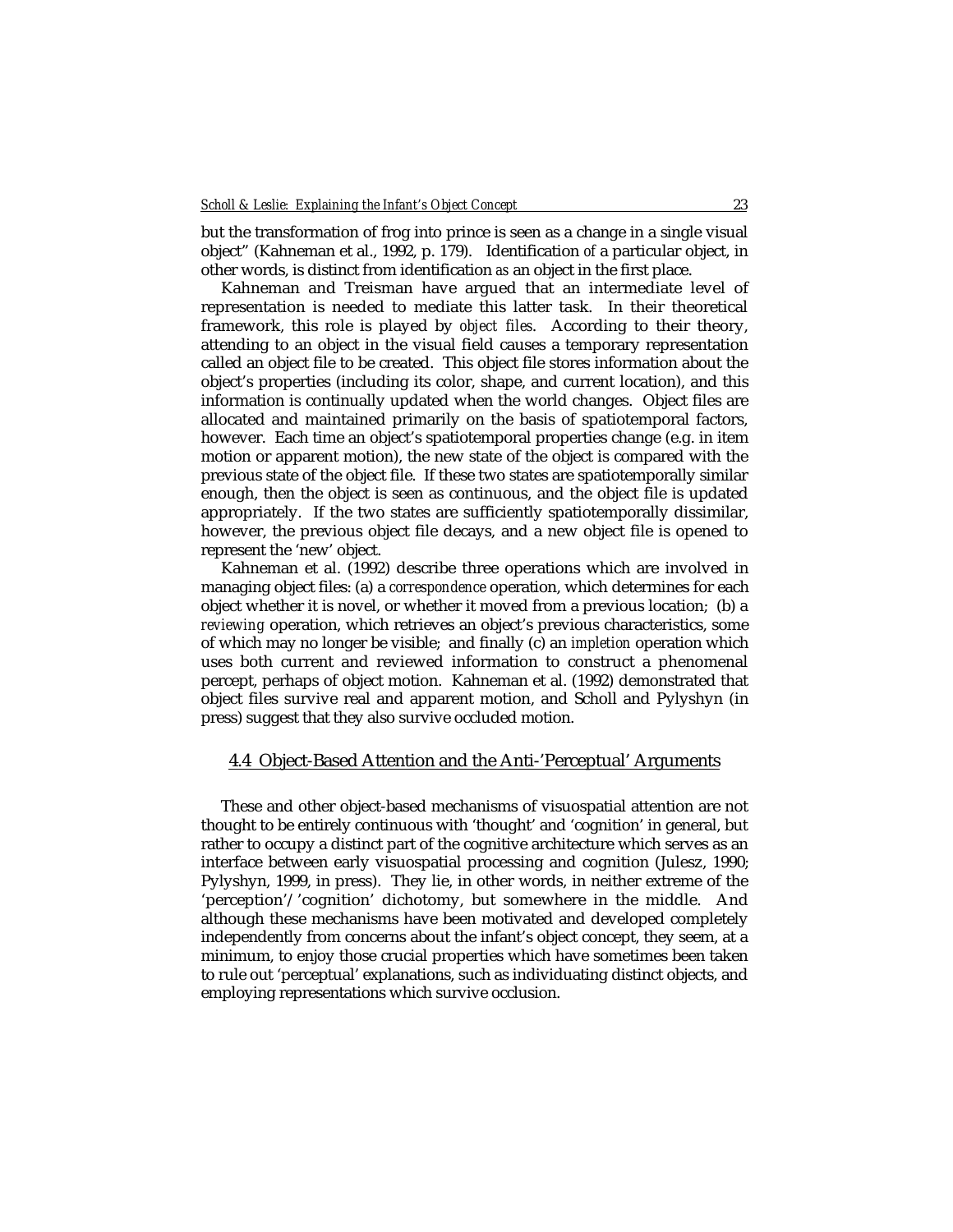but the transformation of frog into prince is seen as a change in a single visual object" (Kahneman et al., 1992, p. 179). Identification *of* a particular object, in other words, is distinct from identification *as* an object in the first place.

Kahneman and Treisman have argued that an intermediate level of representation is needed to mediate this latter task. In their theoretical framework, this role is played by *object files*. According to their theory, attending to an object in the visual field causes a temporary representation called an object file to be created. This object file stores information about the object's properties (including its color, shape, and current location), and this information is continually updated when the world changes. Object files are allocated and maintained primarily on the basis of spatiotemporal factors, however. Each time an object's spatiotemporal properties change (e.g. in item motion or apparent motion), the new state of the object is compared with the previous state of the object file. If these two states are spatiotemporally similar enough, then the object is seen as continuous, and the object file is updated appropriately. If the two states are sufficiently spatiotemporally dissimilar, however, the previous object file decays, and a new object file is opened to represent the 'new' object.

Kahneman et al. (1992) describe three operations which are involved in managing object files: (a) a *correspondence* operation, which determines for each object whether it is novel, or whether it moved from a previous location; (b) a *reviewing* operation, which retrieves an object's previous characteristics, some of which may no longer be visible; and finally (c) an *impletion* operation which uses both current and reviewed information to construct a phenomenal percept, perhaps of object motion. Kahneman et al. (1992) demonstrated that object files survive real and apparent motion, and Scholl and Pylyshyn (in press) suggest that they also survive occluded motion.

### 4.4 Object-Based Attention and the Anti-'Perceptual' Arguments

These and other object-based mechanisms of visuospatial attention are not thought to be entirely continuous with 'thought' and 'cognition' in general, but rather to occupy a distinct part of the cognitive architecture which serves as an interface between early visuospatial processing and cognition (Julesz, 1990; Pylyshyn, 1999, in press). They lie, in other words, in neither extreme of the 'perception'/'cognition' dichotomy, but somewhere in the middle. And although these mechanisms have been motivated and developed completely independently from concerns about the infant's object concept, they seem, at a minimum, to enjoy those crucial properties which have sometimes been taken to rule out 'perceptual' explanations, such as individuating distinct objects, and employing representations which survive occlusion.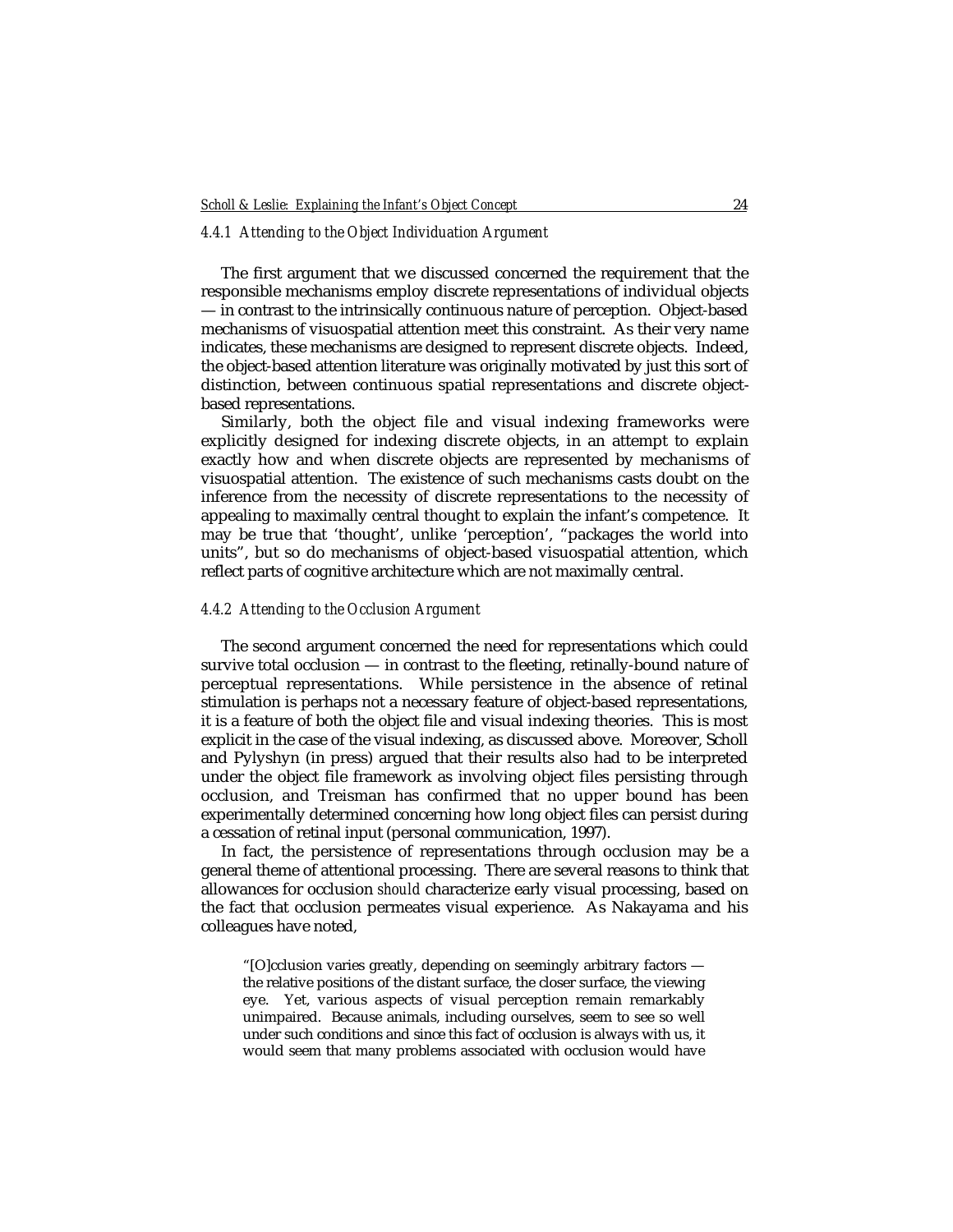#### *4.4.1 Attending to the Object Individuation Argument*

The first argument that we discussed concerned the requirement that the responsible mechanisms employ discrete representations of individual objects — in contrast to the intrinsically continuous nature of perception. Object-based mechanisms of visuospatial attention meet this constraint. As their very name indicates, these mechanisms are designed to represent discrete objects. Indeed, the object-based attention literature was originally motivated by just this sort of distinction, between continuous spatial representations and discrete object-based representations.

Similarly, both the object file and visual indexing frameworks were explicitly designed for indexing discrete objects, in an attempt to explain exactly how and when discrete objects are represented by mechanisms of visuospatial attention. The existence of such mechanisms casts doubt on the inference from the necessity of discrete representations to the necessity of appealing to maximally central thought to explain the infant's competence. It may be true that 'thought', unlike 'perception', "packages the world into units", but so do mechanisms of object-based visuospatial attention, which reflect parts of cognitive architecture which are not maximally central.

#### *4.4.2 Attending to the Occlusion Argument*

The second argument concerned the need for representations which could survive total occlusion — in contrast to the fleeting, retinally-bound nature of perceptual representations. While persistence in the absence of retinal stimulation is perhaps not a necessary feature of object-based representations, it is a feature of both the object file and visual indexing theories. This is most explicit in the case of the visual indexing, as discussed above. Moreover, Scholl and Pylyshyn (in press) argued that their results also had to be interpreted under the object file framework as involving object files persisting through occlusion, and Treisman has confirmed that no upper bound has been experimentally determined concerning how long object files can persist during a cessation of retinal input (personal communication, 1997).

In fact, the persistence of representations through occlusion may be a general theme of attentional processing. There are several reasons to think that allowances for occlusion *should* characterize early visual processing, based on the fact that occlusion permeates visual experience. As Nakayama and his colleagues have noted,

> "[O]cclusion varies greatly, depending on seemingly arbitrary factors — the relative positions of the distant surface, the closer surface, the viewing eye. Yet, various aspects of visual perception remain remarkably unimpaired. Because animals, including ourselves, seem to see so well under such conditions and since this fact of occlusion is always with us, it would seem that many problems associated with occlusion would have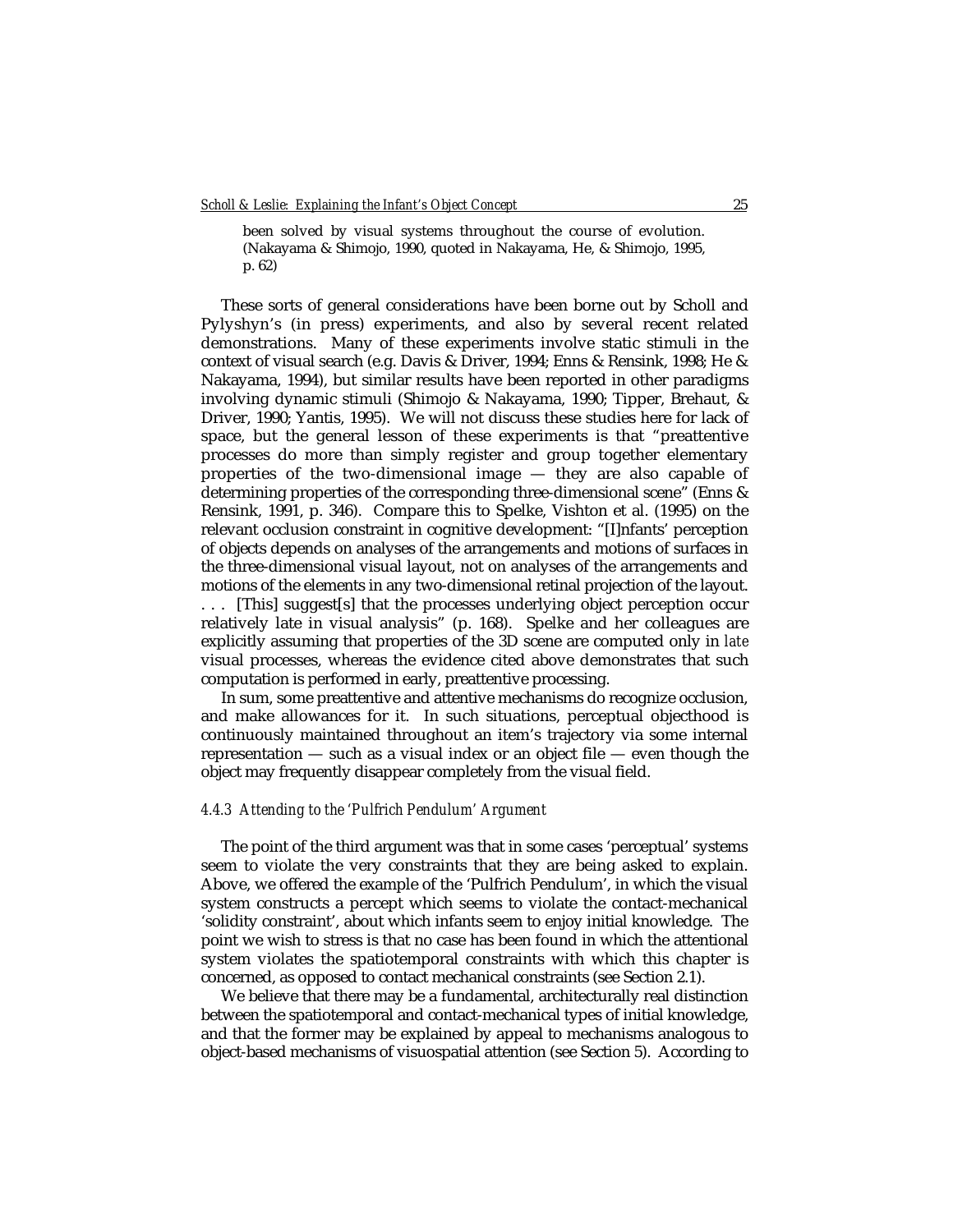> been solved by visual systems throughout the course of evolution. (Nakayama & Shimojo, 1990, quoted in Nakayama, He, & Shimojo, 1995, p. 62)

These sorts of general considerations have been borne out by Scholl and Pylyshyn's (in press) experiments, and also by several recent related demonstrations. Many of these experiments involve static stimuli in the context of visual search (e.g. Davis & Driver, 1994; Enns & Rensink, 1998; He & Nakayama, 1994), but similar results have been reported in other paradigms involving dynamic stimuli (Shimojo & Nakayama, 1990; Tipper, Brehaut, & Driver, 1990; Yantis, 1995). We will not discuss these studies here for lack of space, but the general lesson of these experiments is that "preattentive processes do more than simply register and group together elementary properties of the two-dimensional image — they are also capable of determining properties of the corresponding three-dimensional scene" (Enns & Rensink, 1991, p. 346). Compare this to Spelke, Vishton et al. (1995) on the relevant occlusion constraint in cognitive development: "[I]nfants' perception of objects depends on analyses of the arrangements and motions of surfaces in the three-dimensional visual layout, not on analyses of the arrangements and motions of the elements in any two-dimensional retinal projection of the layout. . . . [This] suggest[s] that the processes underlying object perception occur relatively late in visual analysis" (p. 168). Spelke and her colleagues are explicitly assuming that properties of the 3D scene are computed only in *late* visual processes, whereas the evidence cited above demonstrates that such computation is performed in early, preattentive processing.

In sum, some preattentive and attentive mechanisms do recognize occlusion, and make allowances for it. In such situations, perceptual objecthood is continuously maintained throughout an item's trajectory via some internal representation — such as a visual index or an object file — even though the object may frequently disappear completely from the visual field.

#### *4.4.3 Attending to the 'Pulfrich Pendulum' Argument*

The point of the third argument was that in some cases 'perceptual' systems seem to violate the very constraints that they are being asked to explain. Above, we offered the example of the 'Pulfrich Pendulum', in which the visual system constructs a percept which seems to violate the contact-mechanical 'solidity constraint', about which infants seem to enjoy initial knowledge. The point we wish to stress is that no case has been found in which the attentional system violates the spatiotemporal constraints with which this chapter is concerned, as opposed to contact mechanical constraints (see Section 2.1).

We believe that there may be a fundamental, architecturally real distinction between the spatiotemporal and contact-mechanical types of initial knowledge, and that the former may be explained by appeal to mechanisms analogous to object-based mechanisms of visuospatial attention (see Section 5). According to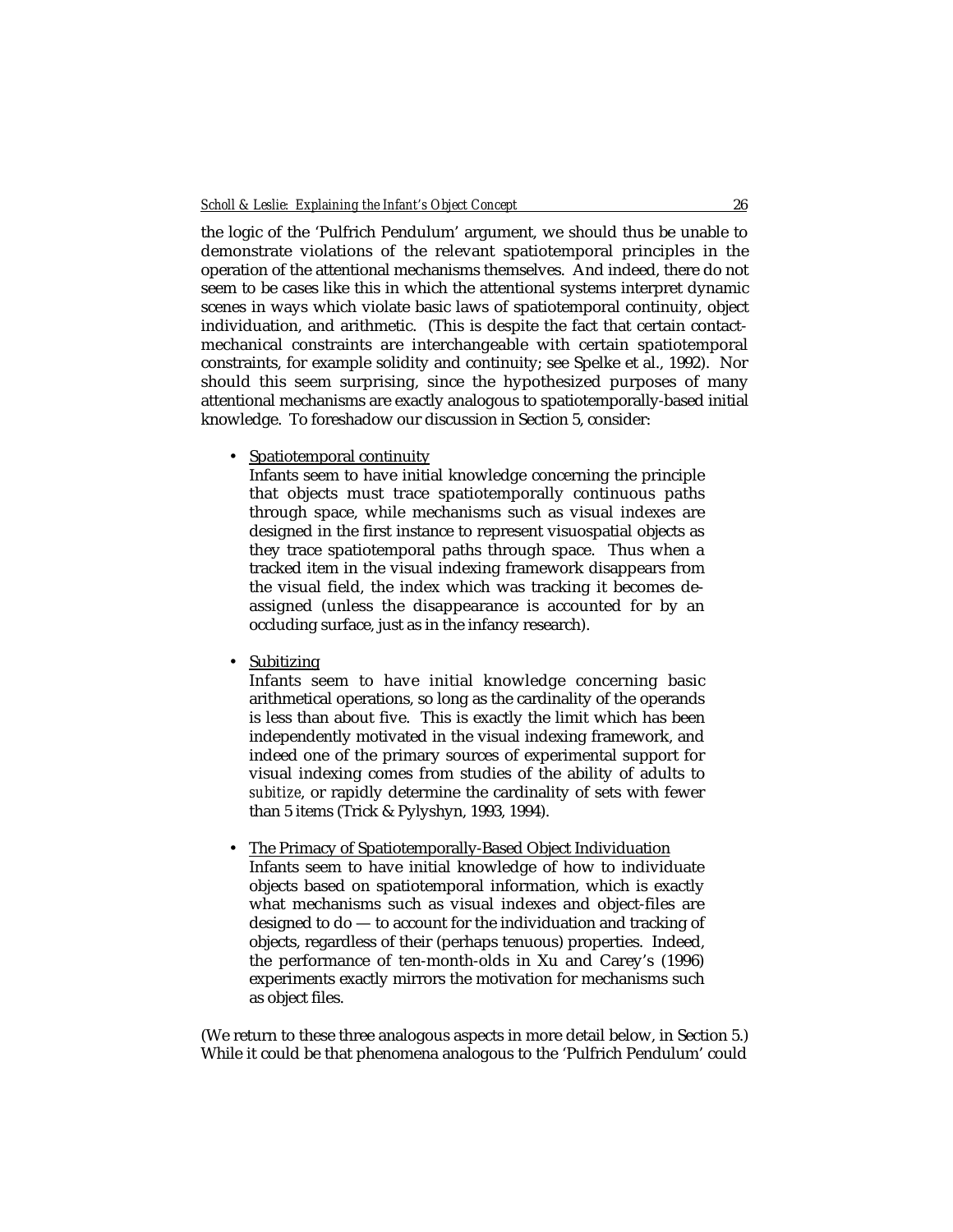the logic of the 'Pulfrich Pendulum' argument, we should thus be unable to demonstrate violations of the relevant spatiotemporal principles in the operation of the attentional mechanisms themselves. And indeed, there do not seem to be cases like this in which the attentional systems interpret dynamic scenes in ways which violate basic laws of spatiotemporal continuity, object individuation, and arithmetic. (This is despite the fact that certain contact-mechanical constraints are interchangeable with certain spatiotemporal constraints, for example solidity and continuity; see Spelke et al., 1992). Nor should this seem surprising, since the hypothesized purposes of many attentional mechanisms are exactly analogous to spatiotemporally-based initial knowledge. To foreshadow our discussion in Section 5, consider:

- Spatiotemporal continuity

  Infants seem to have initial knowledge concerning the principle that objects must trace spatiotemporally continuous paths through space, while mechanisms such as visual indexes are designed in the first instance to represent visuospatial objects as they trace spatiotemporal paths through space. Thus when a tracked item in the visual indexing framework disappears from the visual field, the index which was tracking it becomes de-assigned (unless the disappearance is accounted for by an occluding surface, just as in the infancy research).

- Subitizing

  Infants seem to have initial knowledge concerning basic arithmetical operations, so long as the cardinality of the operands is less than about five. This is exactly the limit which has been independently motivated in the visual indexing framework, and indeed one of the primary sources of experimental support for visual indexing comes from studies of the ability of adults to *subitize*, or rapidly determine the cardinality of sets with fewer than 5 items (Trick & Pylyshyn, 1993, 1994).

- The Primacy of Spatiotemporally-Based Object Individuation

  Infants seem to have initial knowledge of how to individuate objects based on spatiotemporal information, which is exactly what mechanisms such as visual indexes and object-files are designed to do — to account for the individuation and tracking of objects, regardless of their (perhaps tenuous) properties. Indeed, the performance of ten-month-olds in Xu and Carey's (1996) experiments exactly mirrors the motivation for mechanisms such as object files.

(We return to these three analogous aspects in more detail below, in Section 5.) While it could be that phenomena analogous to the 'Pulfrich Pendulum' could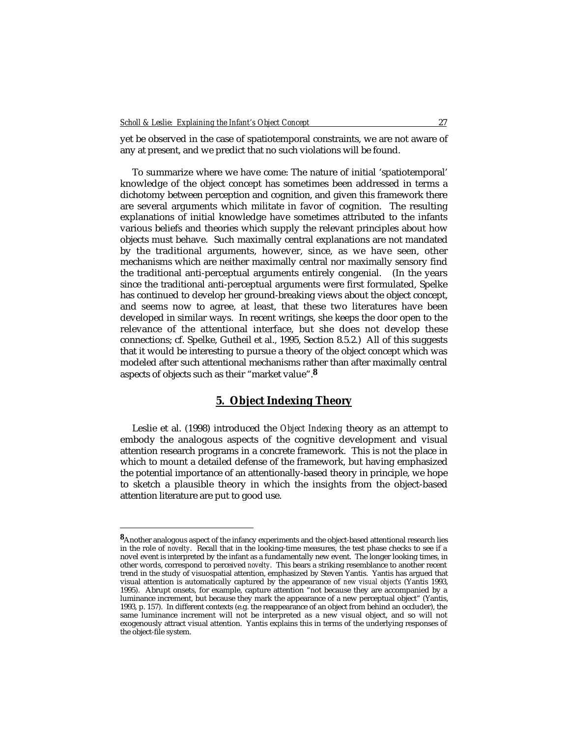yet be observed in the case of spatiotemporal constraints, we are not aware of any at present, and we predict that no such violations will be found.

To summarize where we have come: The nature of initial 'spatiotemporal' knowledge of the object concept has sometimes been addressed in terms a dichotomy between perception and cognition, and given this framework there are several arguments which militate in favor of cognition. The resulting explanations of initial knowledge have sometimes attributed to the infants various beliefs and theories which supply the relevant principles about how objects must behave. Such maximally central explanations are not mandated by the traditional arguments, however, since, as we have seen, other mechanisms which are neither maximally central nor maximally sensory find the traditional anti-perceptual arguments entirely congenial. (In the years since the traditional anti-perceptual arguments were first formulated, Spelke has continued to develop her ground-breaking views about the object concept, and seems now to agree, at least, that these two literatures have been developed in similar ways. In recent writings, she keeps the door open to the relevance of the attentional interface, but she does not develop these connections; cf. Spelke, Gutheil et al., 1995, Section 8.5.2.) All of this suggests that it would be interesting to pursue a theory of the object concept which was modeled after such attentional mechanisms rather than after maximally central aspects of objects such as their "market value".[8]

## 5. Object Indexing Theory

Leslie et al. (1998) introduced the *Object Indexing* theory as an attempt to embody the analogous aspects of the cognitive development and visual attention research programs in a concrete framework. This is not the place in which to mount a detailed defense of the framework, but having emphasized the potential importance of an attentionally-based theory in principle, we hope to sketch a plausible theory in which the insights from the object-based attention literature are put to good use.

---

[8] Another analogous aspect of the infancy experiments and the object-based attentional research lies in the role of *novelty*. Recall that in the looking-time measures, the test phase checks to see if a novel event is interpreted by the infant as a fundamentally new event. The longer looking times, in other words, correspond to perceived *novelty*. This bears a striking resemblance to another recent trend in the study of visuospatial attention, emphasized by Steven Yantis. Yantis has argued that visual attention is automatically captured by the appearance of *new visual objects* (Yantis 1993, 1995). Abrupt onsets, for example, capture attention "not because they are accompanied by a luminance increment, but because they mark the appearance of a new perceptual object" (Yantis, 1993, p. 157). In different contexts (e.g. the reappearance of an object from behind an occluder), the same luminance increment will not be interpreted as a new visual object, and so will not exogenously attract visual attention. Yantis explains this in terms of the underlying responses of the object-file system.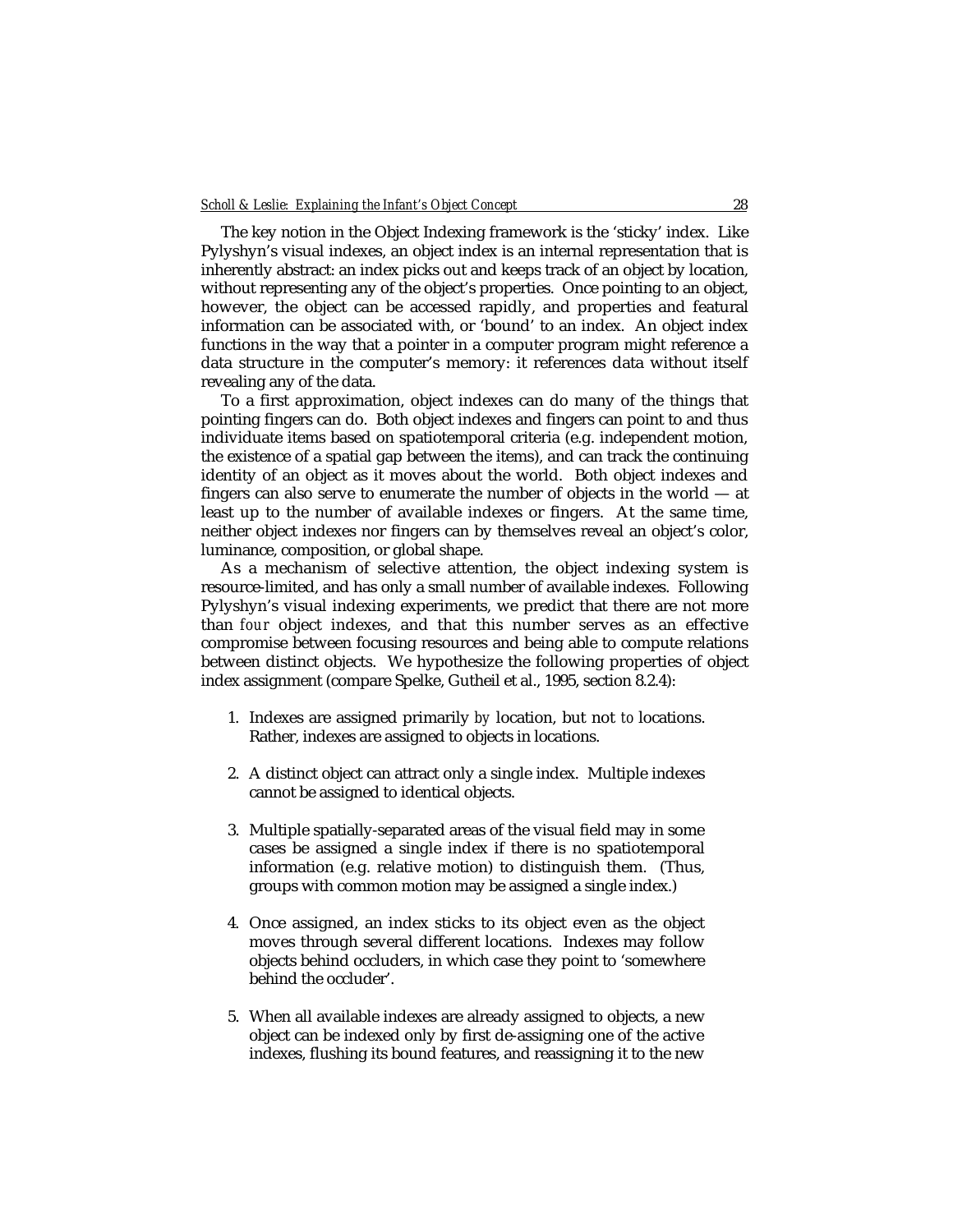The key notion in the Object Indexing framework is the 'sticky' index. Like Pylyshyn's visual indexes, an object index is an internal representation that is inherently abstract: an index picks out and keeps track of an object by location, without representing any of the object's properties. Once pointing to an object, however, the object can be accessed rapidly, and properties and featural information can be associated with, or 'bound' to an index. An object index functions in the way that a pointer in a computer program might reference a data structure in the computer's memory: it references data without itself revealing any of the data.

To a first approximation, object indexes can do many of the things that pointing fingers can do. Both object indexes and fingers can point to and thus individuate items based on spatiotemporal criteria (e.g. independent motion, the existence of a spatial gap between the items), and can track the continuing identity of an object as it moves about the world. Both object indexes and fingers can also serve to enumerate the number of objects in the world — at least up to the number of available indexes or fingers. At the same time, neither object indexes nor fingers can by themselves reveal an object's color, luminance, composition, or global shape.

As a mechanism of selective attention, the object indexing system is resource-limited, and has only a small number of available indexes. Following Pylyshyn's visual indexing experiments, we predict that there are not more than *four* object indexes, and that this number serves as an effective compromise between focusing resources and being able to compute relations between distinct objects. We hypothesize the following properties of object index assignment (compare Spelke, Gutheil et al., 1995, section 8.2.4):

1. Indexes are assigned primarily *by* location, but not *to* locations. Rather, indexes are assigned to objects in locations.

2. A distinct object can attract only a single index. Multiple indexes cannot be assigned to identical objects.

3. Multiple spatially-separated areas of the visual field may in some cases be assigned a single index if there is no spatiotemporal information (e.g. relative motion) to distinguish them. (Thus, groups with common motion may be assigned a single index.)

4. Once assigned, an index sticks to its object even as the object moves through several different locations. Indexes may follow objects behind occluders, in which case they point to 'somewhere behind the occluder'.

5. When all available indexes are already assigned to objects, a new object can be indexed only by first de-assigning one of the active indexes, flushing its bound features, and reassigning it to the new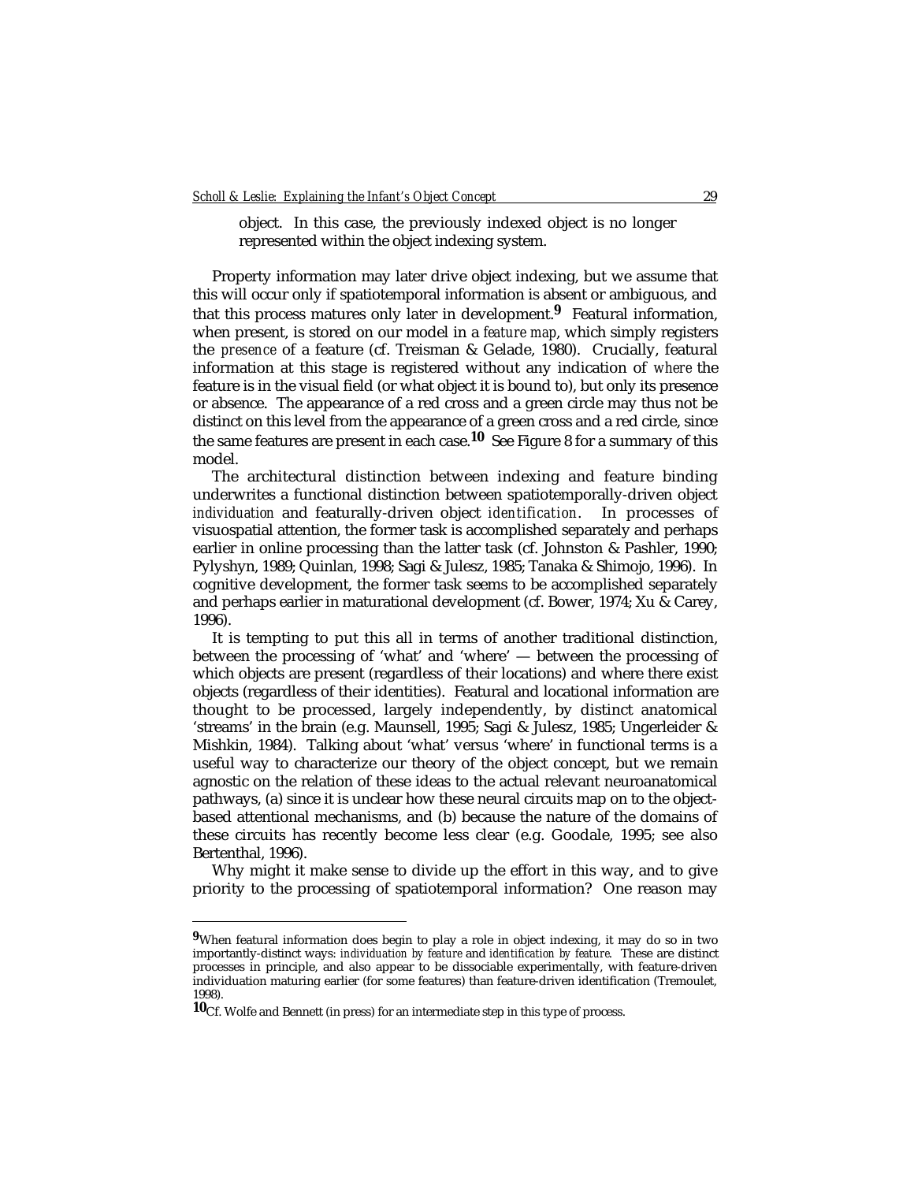object. In this case, the previously indexed object is no longer represented within the object indexing system.

Property information may later drive object indexing, but we assume that this will occur only if spatiotemporal information is absent or ambiguous, and that this process matures only later in development.[9] Featural information, when present, is stored on our model in a *feature map*, which simply registers the *presence* of a feature (cf. Treisman & Gelade, 1980). Crucially, featural information at this stage is registered without any indication of *where* the feature is in the visual field (or what object it is bound to), but only its presence or absence. The appearance of a red cross and a green circle may thus not be distinct on this level from the appearance of a green cross and a red circle, since the same features are present in each case.[10] See Figure 8 for a summary of this model.

The architectural distinction between indexing and feature binding underwrites a functional distinction between spatiotemporally-driven object *individuation* and featurally-driven object *identification*. In processes of visuospatial attention, the former task is accomplished separately and perhaps earlier in online processing than the latter task (cf. Johnston & Pashler, 1990; Pylyshyn, 1989; Quinlan, 1998; Sagi & Julesz, 1985; Tanaka & Shimojo, 1996). In cognitive development, the former task seems to be accomplished separately and perhaps earlier in maturational development (cf. Bower, 1974; Xu & Carey, 1996).

It is tempting to put this all in terms of another traditional distinction, between the processing of 'what' and 'where' — between the processing of which objects are present (regardless of their locations) and where there exist objects (regardless of their identities). Featural and locational information are thought to be processed, largely independently, by distinct anatomical 'streams' in the brain (e.g. Maunsell, 1995; Sagi & Julesz, 1985; Ungerleider & Mishkin, 1984). Talking about 'what' versus 'where' in functional terms is a useful way to characterize our theory of the object concept, but we remain agnostic on the relation of these ideas to the actual relevant neuroanatomical pathways, (a) since it is unclear how these neural circuits map on to the object-based attentional mechanisms, and (b) because the nature of the domains of these circuits has recently become less clear (e.g. Goodale, 1995; see also Bertenthal, 1996).

Why might it make sense to divide up the effort in this way, and to give priority to the processing of spatiotemporal information? One reason may

---

[9] When featural information does begin to play a role in object indexing, it may do so in two importantly-distinct ways: *individuation by feature* and *identification by feature*. These are distinct processes in principle, and also appear to be dissociable experimentally, with feature-driven individuation maturing earlier (for some features) than feature-driven identification (Tremoulet, 1998).

[10] Cf. Wolfe and Bennett (in press) for an intermediate step in this type of process.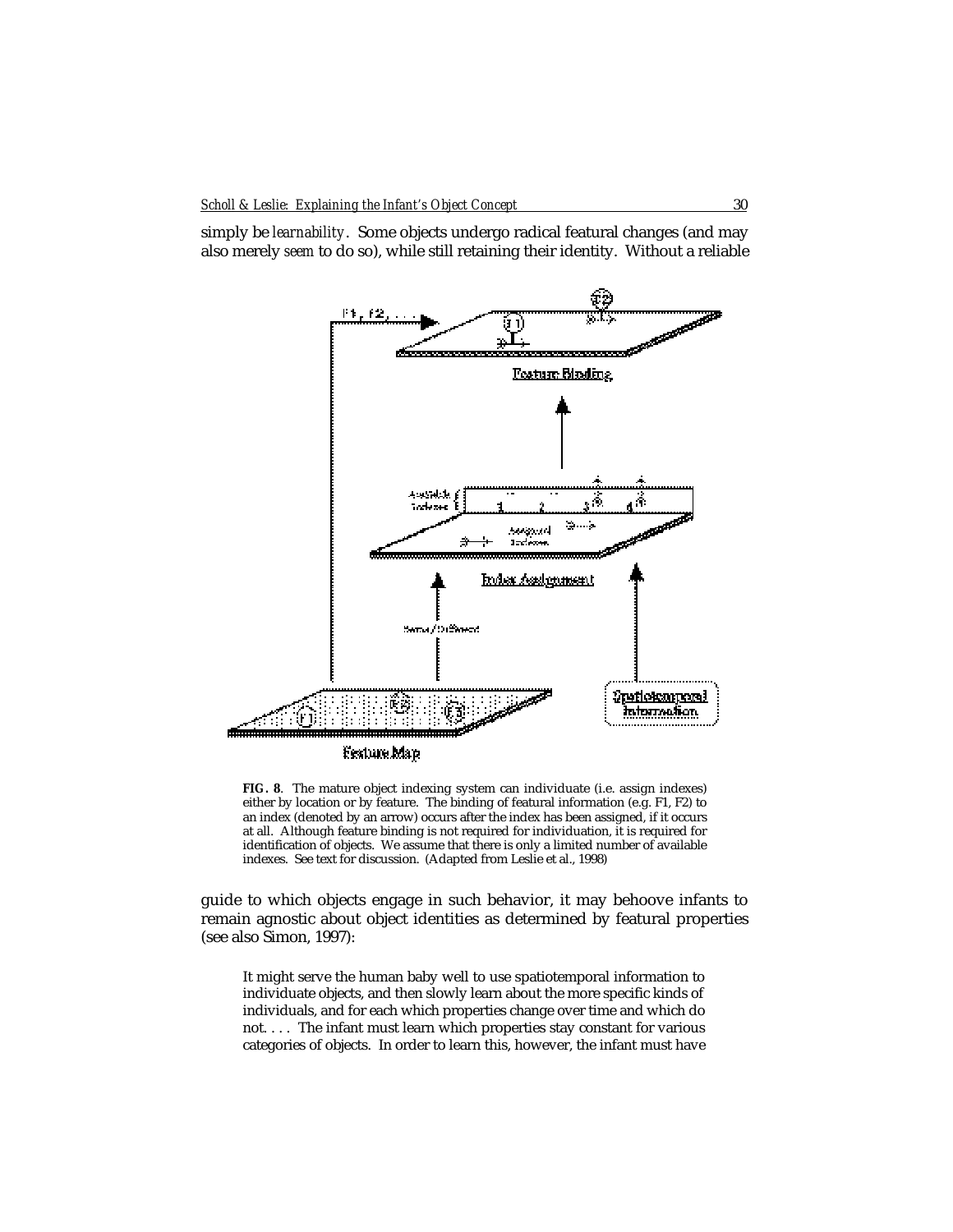simply be *learnability*. Some objects undergo radical featural changes (and may also merely *seem* to do so), while still retaining their identity. Without a reliable

**FIG. 8**. The mature object indexing system can individuate (i.e. assign indexes) either by location or by feature. The binding of featural information (e.g. F1, F2) to an index (denoted by an arrow) occurs after the index has been assigned, if it occurs at all. Although feature binding is not required for individuation, it is required for identification of objects. We assume that there is only a limited number of available indexes. See text for discussion. (Adapted from Leslie et al., 1998)

guide to which objects engage in such behavior, it may behoove infants to remain agnostic about object identities as determined by featural properties (see also Simon, 1997):

> It might serve the human baby well to use spatiotemporal information to individuate objects, and then slowly learn about the more specific kinds of individuals, and for each which properties change over time and which do not. . . . The infant must learn which properties stay constant for various categories of objects. In order to learn this, however, the infant must have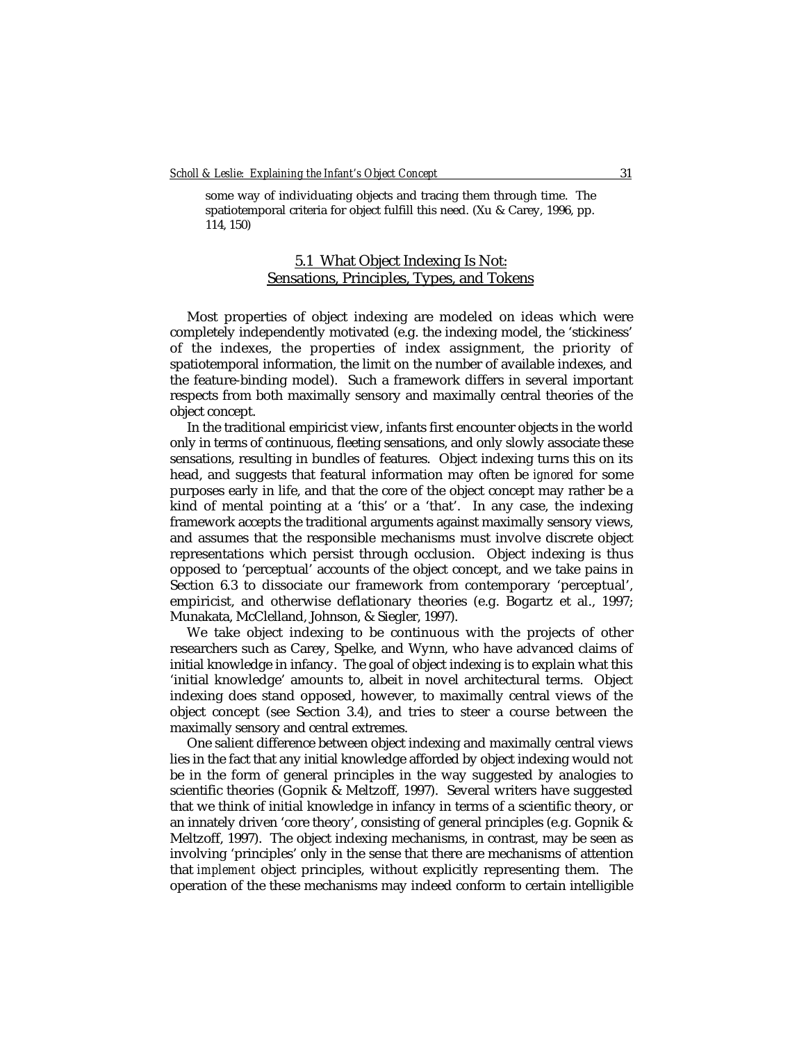> some way of individuating objects and tracing them through time. The spatiotemporal criteria for object fulfill this need. (Xu & Carey, 1996, pp. 114, 150)

## 5.1 What Object Indexing Is Not: Sensations, Principles, Types, and Tokens

Most properties of object indexing are modeled on ideas which were completely independently motivated (e.g. the indexing model, the 'stickiness' of the indexes, the properties of index assignment, the priority of spatiotemporal information, the limit on the number of available indexes, and the feature-binding model). Such a framework differs in several important respects from both maximally sensory and maximally central theories of the object concept.

In the traditional empiricist view, infants first encounter objects in the world only in terms of continuous, fleeting sensations, and only slowly associate these sensations, resulting in bundles of features. Object indexing turns this on its head, and suggests that featural information may often be *ignored* for some purposes early in life, and that the core of the object concept may rather be a kind of mental pointing at a 'this' or a 'that'. In any case, the indexing framework accepts the traditional arguments against maximally sensory views, and assumes that the responsible mechanisms must involve discrete object representations which persist through occlusion. Object indexing is thus opposed to 'perceptual' accounts of the object concept, and we take pains in Section 6.3 to dissociate our framework from contemporary 'perceptual', empiricist, and otherwise deflationary theories (e.g. Bogartz et al., 1997; Munakata, McClelland, Johnson, & Siegler, 1997).

We take object indexing to be continuous with the projects of other researchers such as Carey, Spelke, and Wynn, who have advanced claims of initial knowledge in infancy. The goal of object indexing is to explain what this 'initial knowledge' amounts to, albeit in novel architectural terms. Object indexing does stand opposed, however, to maximally central views of the object concept (see Section 3.4), and tries to steer a course between the maximally sensory and central extremes.

One salient difference between object indexing and maximally central views lies in the fact that any initial knowledge afforded by object indexing would not be in the form of general principles in the way suggested by analogies to scientific theories (Gopnik & Meltzoff, 1997). Several writers have suggested that we think of initial knowledge in infancy in terms of a scientific theory, or an innately driven 'core theory', consisting of general principles (e.g. Gopnik & Meltzoff, 1997). The object indexing mechanisms, in contrast, may be seen as involving 'principles' only in the sense that there are mechanisms of attention that *implement* object principles, without explicitly representing them. The operation of the these mechanisms may indeed conform to certain intelligible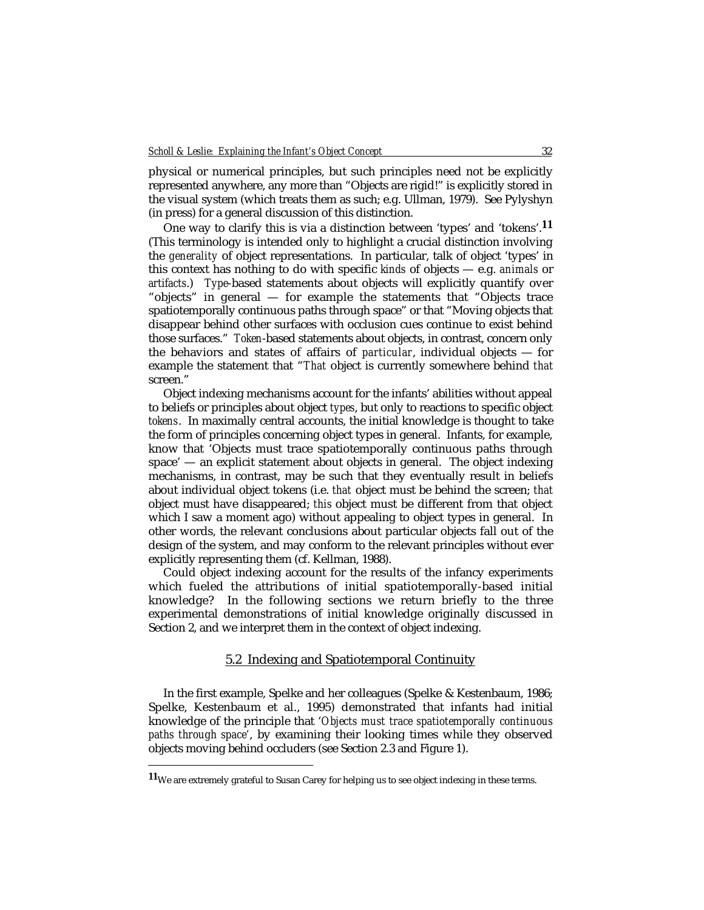physical or numerical principles, but such principles need not be explicitly represented anywhere, any more than "Objects are rigid!" is explicitly stored in the visual system (which treats them as such; e.g. Ullman, 1979). See Pylyshyn (in press) for a general discussion of this distinction.

One way to clarify this is via a distinction between 'types' and 'tokens'.[11] (This terminology is intended only to highlight a crucial distinction involving the *generality* of object representations. In particular, talk of object 'types' in this context has nothing to do with specific *kinds* of objects — e.g. *animals* or *artifacts*.) *Type*-based statements about objects will explicitly quantify over "objects" in general — for example the statements that "Objects trace spatiotemporally continuous paths through space" or that "Moving objects that disappear behind other surfaces with occlusion cues continue to exist behind those surfaces." *Token*-based statements about objects, in contrast, concern only the behaviors and states of affairs of *particular*, individual objects — for example the statement that "*That* object is currently somewhere behind *that* screen."

Object indexing mechanisms account for the infants' abilities without appeal to beliefs or principles about object *types*, but only to reactions to specific object *tokens*. In maximally central accounts, the initial knowledge is thought to take the form of principles concerning object types in general. Infants, for example, know that 'Objects must trace spatiotemporally continuous paths through space' — an explicit statement about objects in general. The object indexing mechanisms, in contrast, may be such that they eventually result in beliefs about individual object tokens (i.e. *that* object must be behind the screen; *that* object must have disappeared; *this* object must be different from that object which I saw a moment ago) without appealing to object types in general. In other words, the relevant conclusions about particular objects fall out of the design of the system, and may conform to the relevant principles without ever explicitly representing them (cf. Kellman, 1988).

Could object indexing account for the results of the infancy experiments which fueled the attributions of initial spatiotemporally-based initial knowledge? In the following sections we return briefly to the three experimental demonstrations of initial knowledge originally discussed in Section 2, and we interpret them in the context of object indexing.

## 5.2 Indexing and Spatiotemporal Continuity

In the first example, Spelke and her colleagues (Spelke & Kestenbaum, 1986; Spelke, Kestenbaum et al., 1995) demonstrated that infants had initial knowledge of the principle that '*Objects must trace spatiotemporally continuous paths through space*', by examining their looking times while they observed objects moving behind occluders (see Section 2.3 and Figure 1).

---

[11] We are extremely grateful to Susan Carey for helping us to see object indexing in these terms.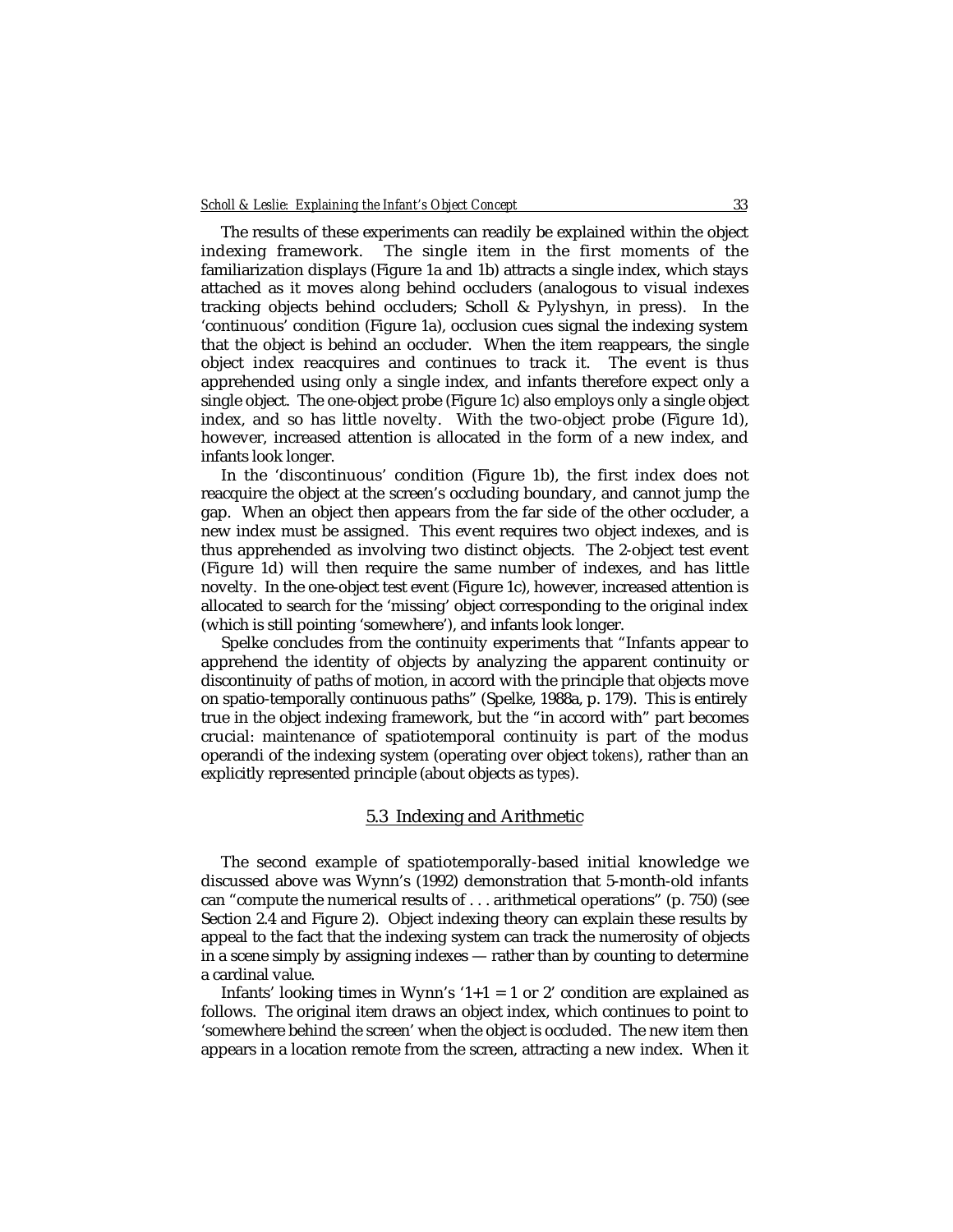The results of these experiments can readily be explained within the object indexing framework. The single item in the first moments of the familiarization displays (Figure 1a and 1b) attracts a single index, which stays attached as it moves along behind occluders (analogous to visual indexes tracking objects behind occluders; Scholl & Pylyshyn, in press). In the 'continuous' condition (Figure 1a), occlusion cues signal the indexing system that the object is behind an occluder. When the item reappears, the single object index reacquires and continues to track it. The event is thus apprehended using only a single index, and infants therefore expect only a single object. The one-object probe (Figure 1c) also employs only a single object index, and so has little novelty. With the two-object probe (Figure 1d), however, increased attention is allocated in the form of a new index, and infants look longer.

In the 'discontinuous' condition (Figure 1b), the first index does not reacquire the object at the screen's occluding boundary, and cannot jump the gap. When an object then appears from the far side of the other occluder, a new index must be assigned. This event requires two object indexes, and is thus apprehended as involving two distinct objects. The 2-object test event (Figure 1d) will then require the same number of indexes, and has little novelty. In the one-object test event (Figure 1c), however, increased attention is allocated to search for the 'missing' object corresponding to the original index (which is still pointing 'somewhere'), and infants look longer.

Spelke concludes from the continuity experiments that "Infants appear to apprehend the identity of objects by analyzing the apparent continuity or discontinuity of paths of motion, in accord with the principle that objects move on spatio-temporally continuous paths" (Spelke, 1988a, p. 179). This is entirely true in the object indexing framework, but the "in accord with" part becomes crucial: maintenance of spatiotemporal continuity is part of the modus operandi of the indexing system (operating over object *tokens*), rather than an explicitly represented principle (about objects as *types*).

## 5.3 Indexing and Arithmetic

The second example of spatiotemporally-based initial knowledge we discussed above was Wynn's (1992) demonstration that 5-month-old infants can "compute the numerical results of . . . arithmetical operations" (p. 750) (see Section 2.4 and Figure 2). Object indexing theory can explain these results by appeal to the fact that the indexing system can track the numerosity of objects in a scene simply by assigning indexes — rather than by counting to determine a cardinal value.

Infants' looking times in Wynn's '1+1 = 1 or 2' condition are explained as follows. The original item draws an object index, which continues to point to 'somewhere behind the screen' when the object is occluded. The new item then appears in a location remote from the screen, attracting a new index. When it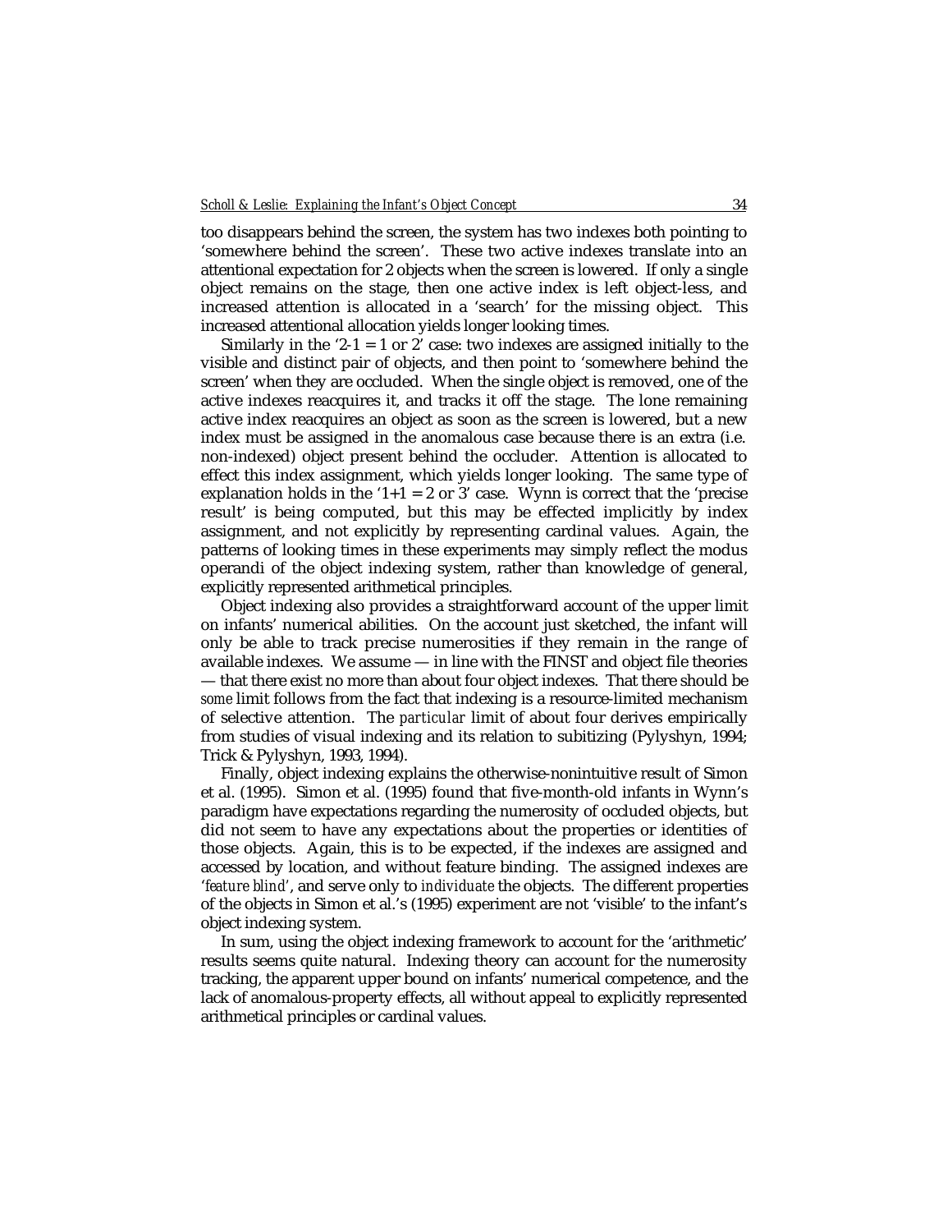too disappears behind the screen, the system has two indexes both pointing to 'somewhere behind the screen'. These two active indexes translate into an attentional expectation for 2 objects when the screen is lowered. If only a single object remains on the stage, then one active index is left object-less, and increased attention is allocated in a 'search' for the missing object. This increased attentional allocation yields longer looking times.

Similarly in the '2-1 = 1 or 2' case: two indexes are assigned initially to the visible and distinct pair of objects, and then point to 'somewhere behind the screen' when they are occluded. When the single object is removed, one of the active indexes reacquires it, and tracks it off the stage. The lone remaining active index reacquires an object as soon as the screen is lowered, but a new index must be assigned in the anomalous case because there is an extra (i.e. non-indexed) object present behind the occluder. Attention is allocated to effect this index assignment, which yields longer looking. The same type of explanation holds in the '1+1 = 2 or 3' case. Wynn is correct that the 'precise result' is being computed, but this may be effected implicitly by index assignment, and not explicitly by representing cardinal values. Again, the patterns of looking times in these experiments may simply reflect the modus operandi of the object indexing system, rather than knowledge of general, explicitly represented arithmetical principles.

Object indexing also provides a straightforward account of the upper limit on infants' numerical abilities. On the account just sketched, the infant will only be able to track precise numerosities if they remain in the range of available indexes. We assume — in line with the FINST and object file theories — that there exist no more than about four object indexes. That there should be *some* limit follows from the fact that indexing is a resource-limited mechanism of selective attention. The *particular* limit of about four derives empirically from studies of visual indexing and its relation to subitizing (Pylyshyn, 1994; Trick & Pylyshyn, 1993, 1994).

Finally, object indexing explains the otherwise-nonintuitive result of Simon et al. (1995). Simon et al. (1995) found that five-month-old infants in Wynn's paradigm have expectations regarding the numerosity of occluded objects, but did not seem to have any expectations about the properties or identities of those objects. Again, this is to be expected, if the indexes are assigned and accessed by location, and without feature binding. The assigned indexes are '*feature blind*', and serve only to *individuate* the objects. The different properties of the objects in Simon et al.'s (1995) experiment are not 'visible' to the infant's object indexing system.

In sum, using the object indexing framework to account for the 'arithmetic' results seems quite natural. Indexing theory can account for the numerosity tracking, the apparent upper bound on infants' numerical competence, and the lack of anomalous-property effects, all without appeal to explicitly represented arithmetical principles or cardinal values.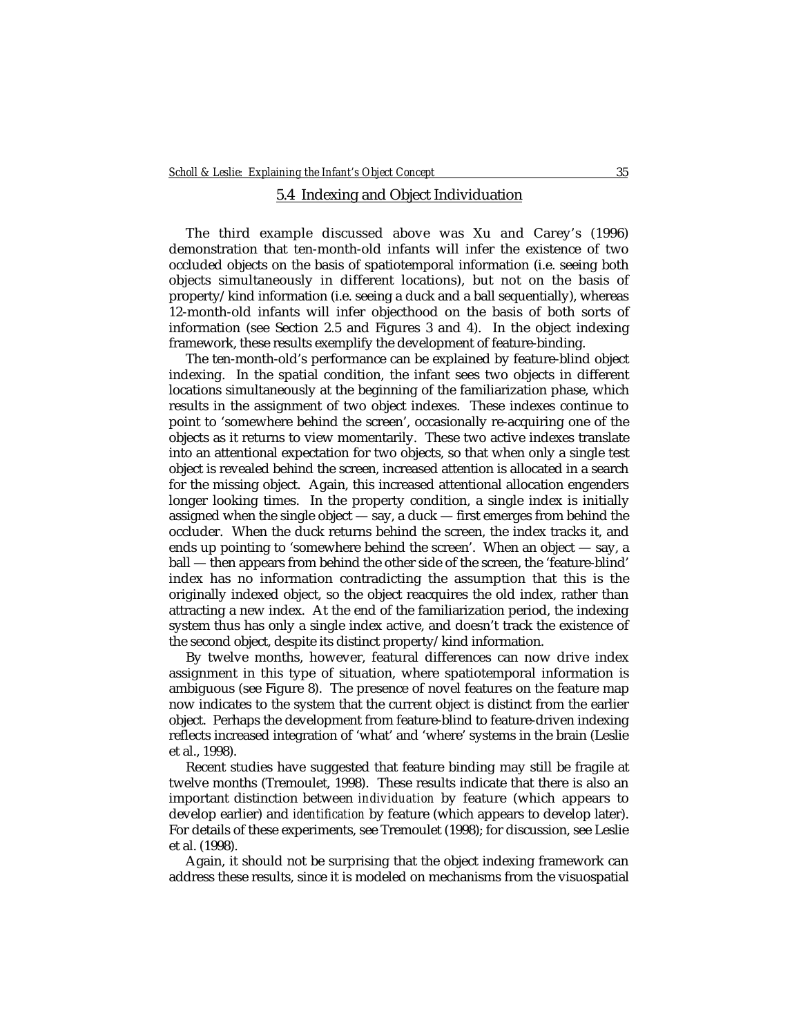## 5.4 Indexing and Object Individuation

The third example discussed above was Xu and Carey's (1996) demonstration that ten-month-old infants will infer the existence of two occluded objects on the basis of spatiotemporal information (i.e. seeing both objects simultaneously in different locations), but not on the basis of property/kind information (i.e. seeing a duck and a ball sequentially), whereas 12-month-old infants will infer objecthood on the basis of both sorts of information (see Section 2.5 and Figures 3 and 4). In the object indexing framework, these results exemplify the development of feature-binding.

The ten-month-old's performance can be explained by feature-blind object indexing. In the spatial condition, the infant sees two objects in different locations simultaneously at the beginning of the familiarization phase, which results in the assignment of two object indexes. These indexes continue to point to 'somewhere behind the screen', occasionally re-acquiring one of the objects as it returns to view momentarily. These two active indexes translate into an attentional expectation for two objects, so that when only a single test object is revealed behind the screen, increased attention is allocated in a search for the missing object. Again, this increased attentional allocation engenders longer looking times. In the property condition, a single index is initially assigned when the single object — say, a duck — first emerges from behind the occluder. When the duck returns behind the screen, the index tracks it, and ends up pointing to 'somewhere behind the screen'. When an object — say, a ball — then appears from behind the other side of the screen, the 'feature-blind' index has no information contradicting the assumption that this is the originally indexed object, so the object reacquires the old index, rather than attracting a new index. At the end of the familiarization period, the indexing system thus has only a single index active, and doesn't track the existence of the second object, despite its distinct property/kind information.

By twelve months, however, featural differences can now drive index assignment in this type of situation, where spatiotemporal information is ambiguous (see Figure 8). The presence of novel features on the feature map now indicates to the system that the current object is distinct from the earlier object. Perhaps the development from feature-blind to feature-driven indexing reflects increased integration of 'what' and 'where' systems in the brain (Leslie et al., 1998).

Recent studies have suggested that feature binding may still be fragile at twelve months (Tremoulet, 1998). These results indicate that there is also an important distinction between *individuation* by feature (which appears to develop earlier) and *identification* by feature (which appears to develop later). For details of these experiments, see Tremoulet (1998); for discussion, see Leslie et al. (1998).

Again, it should not be surprising that the object indexing framework can address these results, since it is modeled on mechanisms from the visuospatial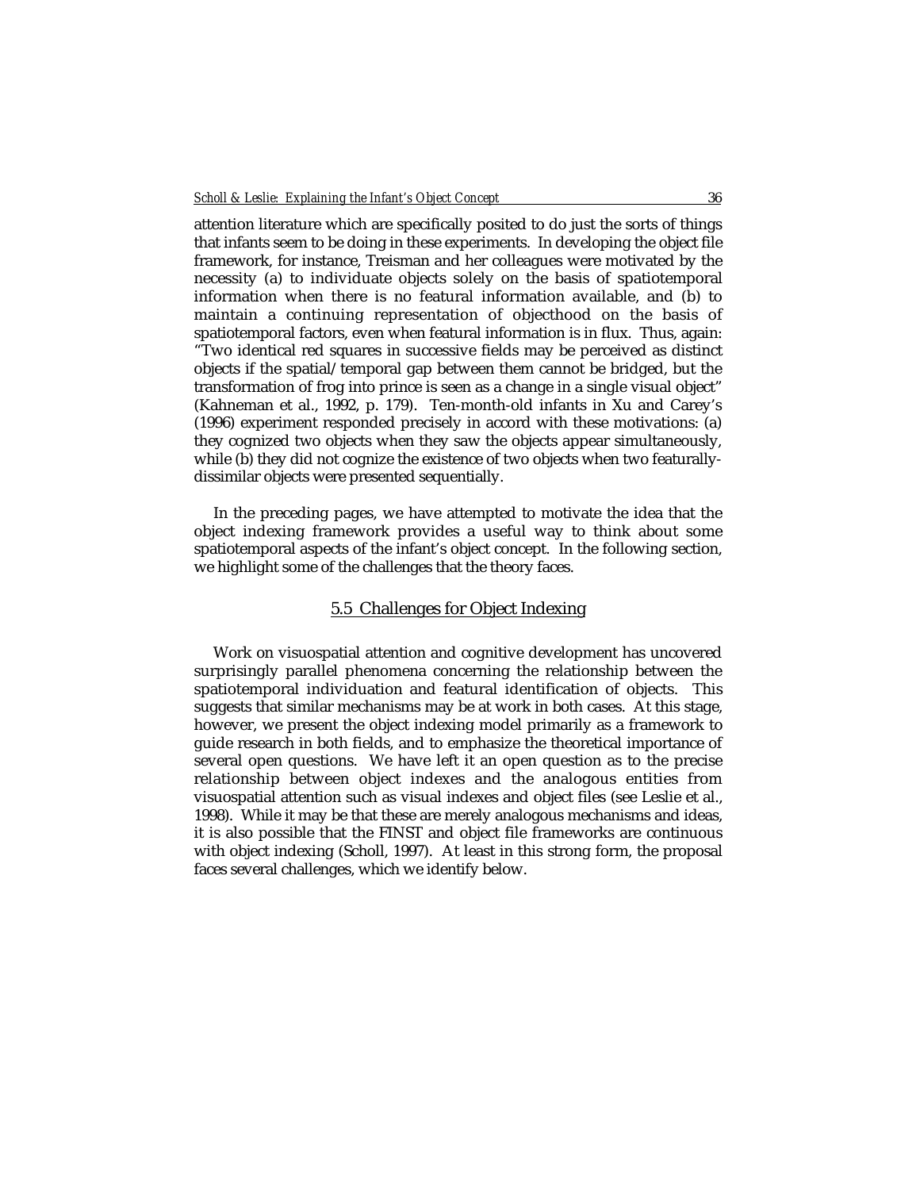attention literature which are specifically posited to do just the sorts of things that infants seem to be doing in these experiments. In developing the object file framework, for instance, Treisman and her colleagues were motivated by the necessity (a) to individuate objects solely on the basis of spatiotemporal information when there is no featural information available, and (b) to maintain a continuing representation of objecthood on the basis of spatiotemporal factors, even when featural information is in flux. Thus, again: "Two identical red squares in successive fields may be perceived as distinct objects if the spatial/temporal gap between them cannot be bridged, but the transformation of frog into prince is seen as a change in a single visual object" (Kahneman et al., 1992, p. 179). Ten-month-old infants in Xu and Carey's (1996) experiment responded precisely in accord with these motivations: (a) they cognized two objects when they saw the objects appear simultaneously, while (b) they did not cognize the existence of two objects when two featurally-dissimilar objects were presented sequentially.

In the preceding pages, we have attempted to motivate the idea that the object indexing framework provides a useful way to think about some spatiotemporal aspects of the infant's object concept. In the following section, we highlight some of the challenges that the theory faces.

## 5.5 Challenges for Object Indexing

Work on visuospatial attention and cognitive development has uncovered surprisingly parallel phenomena concerning the relationship between the spatiotemporal individuation and featural identification of objects. This suggests that similar mechanisms may be at work in both cases. At this stage, however, we present the object indexing model primarily as a framework to guide research in both fields, and to emphasize the theoretical importance of several open questions. We have left it an open question as to the precise relationship between object indexes and the analogous entities from visuospatial attention such as visual indexes and object files (see Leslie et al., 1998). While it may be that these are merely analogous mechanisms and ideas, it is also possible that the FINST and object file frameworks are continuous with object indexing (Scholl, 1997). At least in this strong form, the proposal faces several challenges, which we identify below.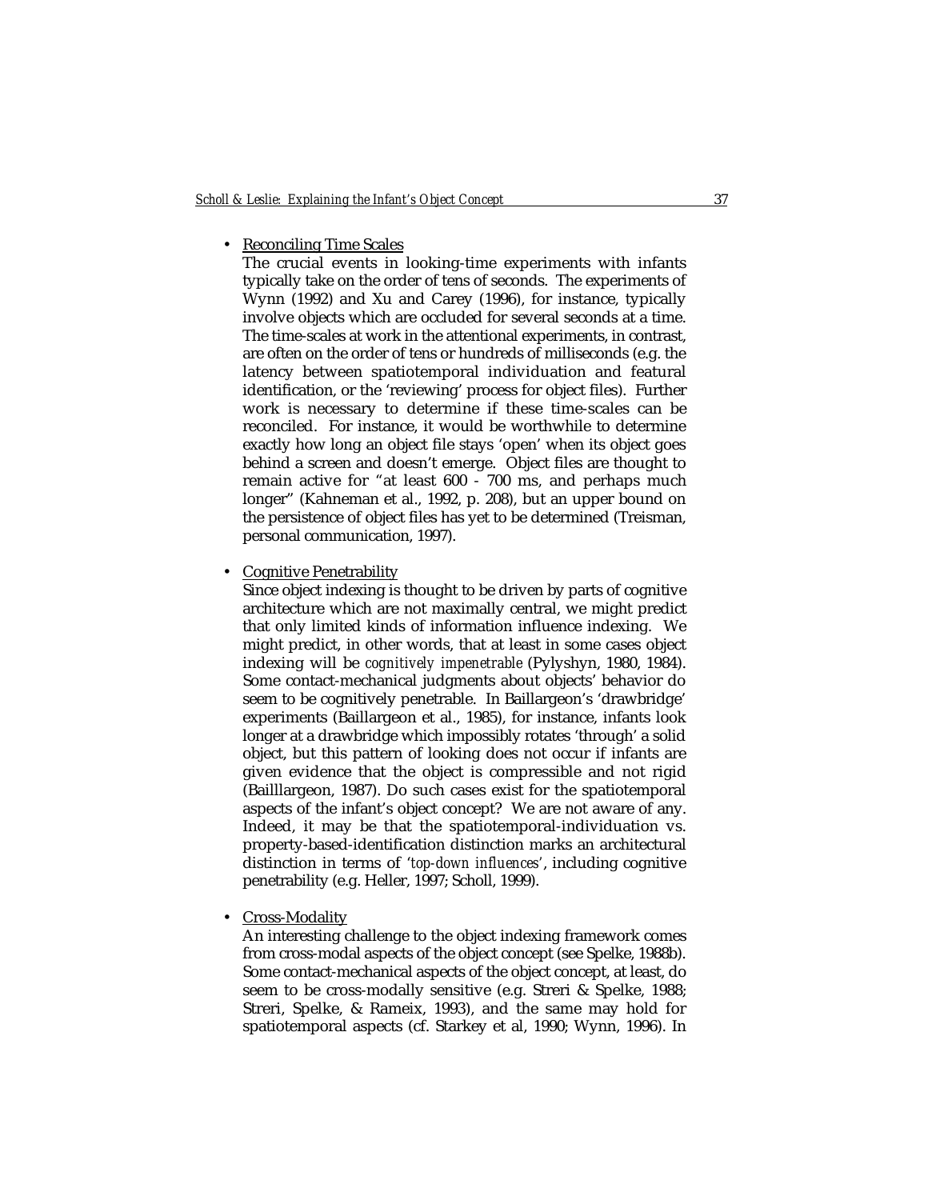- Reconciling Time Scales

  The crucial events in looking-time experiments with infants typically take on the order of tens of seconds. The experiments of Wynn (1992) and Xu and Carey (1996), for instance, typically involve objects which are occluded for several seconds at a time. The time-scales at work in the attentional experiments, in contrast, are often on the order of tens or hundreds of milliseconds (e.g. the latency between spatiotemporal individuation and featural identification, or the 'reviewing' process for object files). Further work is necessary to determine if these time-scales can be reconciled. For instance, it would be worthwhile to determine exactly how long an object file stays 'open' when its object goes behind a screen and doesn't emerge. Object files are thought to remain active for "at least 600 - 700 ms, and perhaps much longer" (Kahneman et al., 1992, p. 208), but an upper bound on the persistence of object files has yet to be determined (Treisman, personal communication, 1997).

- Cognitive Penetrability

  Since object indexing is thought to be driven by parts of cognitive architecture which are not maximally central, we might predict that only limited kinds of information influence indexing. We might predict, in other words, that at least in some cases object indexing will be *cognitively impenetrable* (Pylyshyn, 1980, 1984). Some contact-mechanical judgments about objects' behavior do seem to be cognitively penetrable. In Baillargeon's 'drawbridge' experiments (Baillargeon et al., 1985), for instance, infants look longer at a drawbridge which impossibly rotates 'through' a solid object, but this pattern of looking does not occur if infants are given evidence that the object is compressible and not rigid (Bailllargeon, 1987). Do such cases exist for the spatiotemporal aspects of the infant's object concept? We are not aware of any. Indeed, it may be that the spatiotemporal-individuation vs. property-based-identification distinction marks an architectural distinction in terms of *'top-down influences'*, including cognitive penetrability (e.g. Heller, 1997; Scholl, 1999).

- Cross-Modality

  An interesting challenge to the object indexing framework comes from cross-modal aspects of the object concept (see Spelke, 1988b). Some contact-mechanical aspects of the object concept, at least, do seem to be cross-modally sensitive (e.g. Streri & Spelke, 1988; Streri, Spelke, & Rameix, 1993), and the same may hold for spatiotemporal aspects (cf. Starkey et al, 1990; Wynn, 1996). In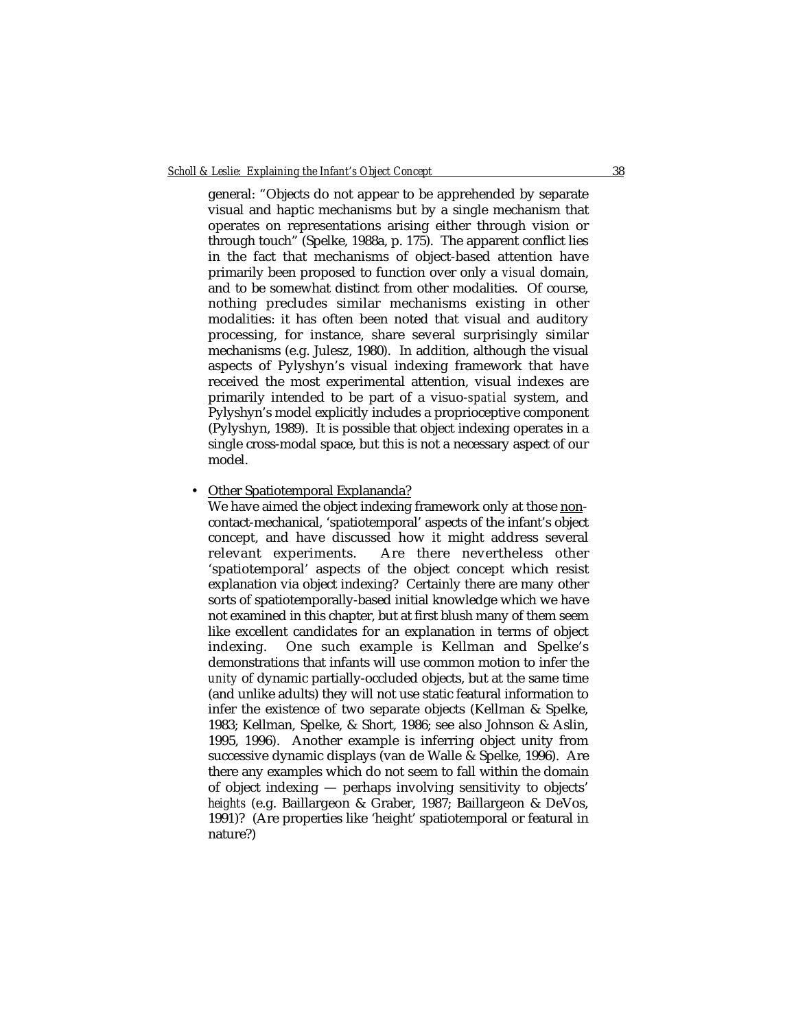general: "Objects do not appear to be apprehended by separate visual and haptic mechanisms but by a single mechanism that operates on representations arising either through vision or through touch" (Spelke, 1988a, p. 175). The apparent conflict lies in the fact that mechanisms of object-based attention have primarily been proposed to function over only a *visual* domain, and to be somewhat distinct from other modalities. Of course, nothing precludes similar mechanisms existing in other modalities: it has often been noted that visual and auditory processing, for instance, share several surprisingly similar mechanisms (e.g. Julesz, 1980). In addition, although the visual aspects of Pylyshyn's visual indexing framework that have received the most experimental attention, visual indexes are primarily intended to be part of a visuo-*spatial* system, and Pylyshyn's model explicitly includes a proprioceptive component (Pylyshyn, 1989). It is possible that object indexing operates in a single cross-modal space, but this is not a necessary aspect of our model.

- Other Spatiotemporal Explananda?

  We have aimed the object indexing framework only at those non-contact-mechanical, 'spatiotemporal' aspects of the infant's object concept, and have discussed how it might address several relevant experiments. Are there nevertheless other 'spatiotemporal' aspects of the object concept which resist explanation via object indexing? Certainly there are many other sorts of spatiotemporally-based initial knowledge which we have not examined in this chapter, but at first blush many of them seem like excellent candidates for an explanation in terms of object indexing. One such example is Kellman and Spelke's demonstrations that infants will use common motion to infer the *unity* of dynamic partially-occluded objects, but at the same time (and unlike adults) they will not use static featural information to infer the existence of two separate objects (Kellman & Spelke, 1983; Kellman, Spelke, & Short, 1986; see also Johnson & Aslin, 1995, 1996). Another example is inferring object unity from successive dynamic displays (van de Walle & Spelke, 1996). Are there any examples which do not seem to fall within the domain of object indexing — perhaps involving sensitivity to objects' *heights* (e.g. Baillargeon & Graber, 1987; Baillargeon & DeVos, 1991)? (Are properties like 'height' spatiotemporal or featural in nature?)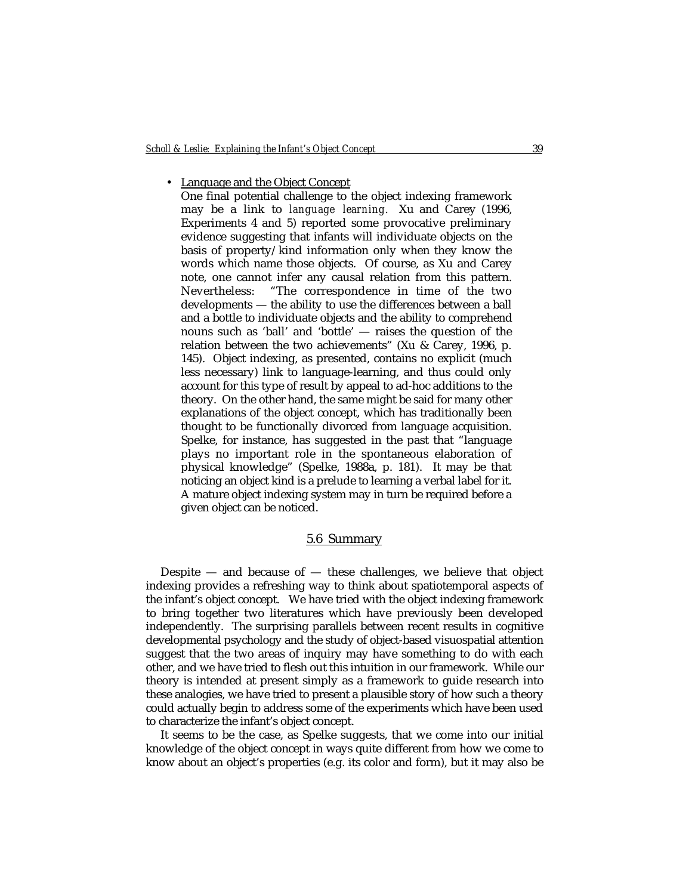- Language and the Object Concept

  One final potential challenge to the object indexing framework may be a link to *language learning*. Xu and Carey (1996, Experiments 4 and 5) reported some provocative preliminary evidence suggesting that infants will individuate objects on the basis of property/kind information only when they know the words which name those objects. Of course, as Xu and Carey note, one cannot infer any causal relation from this pattern. Nevertheless: "The correspondence in time of the two developments — the ability to use the differences between a ball and a bottle to individuate objects and the ability to comprehend nouns such as 'ball' and 'bottle' — raises the question of the relation between the two achievements" (Xu & Carey, 1996, p. 145). Object indexing, as presented, contains no explicit (much less necessary) link to language-learning, and thus could only account for this type of result by appeal to ad-hoc additions to the theory. On the other hand, the same might be said for many other explanations of the object concept, which has traditionally been thought to be functionally divorced from language acquisition. Spelke, for instance, has suggested in the past that "language plays no important role in the spontaneous elaboration of physical knowledge" (Spelke, 1988a, p. 181). It may be that noticing an object kind is a prelude to learning a verbal label for it. A mature object indexing system may in turn be required before a given object can be noticed.

## 5.6 Summary

Despite — and because of — these challenges, we believe that object indexing provides a refreshing way to think about spatiotemporal aspects of the infant's object concept. We have tried with the object indexing framework to bring together two literatures which have previously been developed independently. The surprising parallels between recent results in cognitive developmental psychology and the study of object-based visuospatial attention suggest that the two areas of inquiry may have something to do with each other, and we have tried to flesh out this intuition in our framework. While our theory is intended at present simply as a framework to guide research into these analogies, we have tried to present a plausible story of how such a theory could actually begin to address some of the experiments which have been used to characterize the infant's object concept.

It seems to be the case, as Spelke suggests, that we come into our initial knowledge of the object concept in ways quite different from how we come to know about an object's properties (e.g. its color and form), but it may also be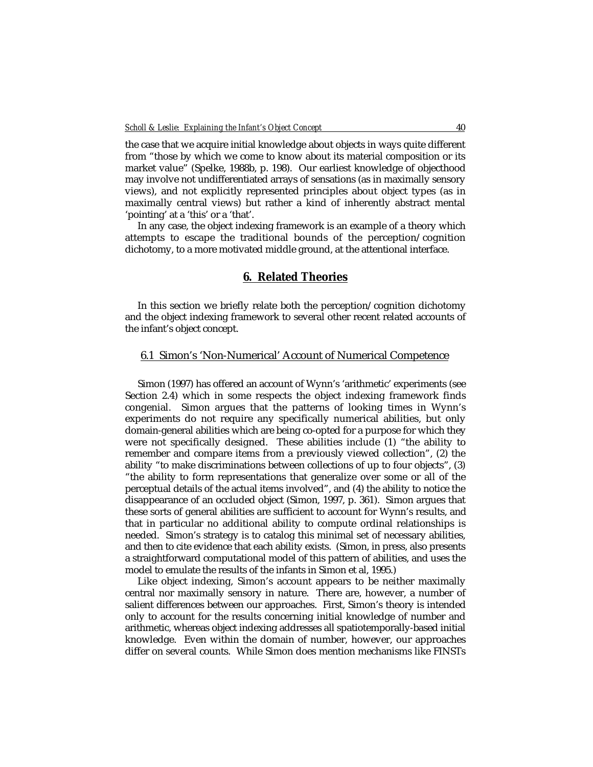the case that we acquire initial knowledge about objects in ways quite different from "those by which we come to know about its material composition or its market value" (Spelke, 1988b, p. 198). Our earliest knowledge of objecthood may involve not undifferentiated arrays of sensations (as in maximally sensory views), and not explicitly represented principles about object types (as in maximally central views) but rather a kind of inherently abstract mental 'pointing' at a 'this' or a 'that'.

In any case, the object indexing framework is an example of a theory which attempts to escape the traditional bounds of the perception/cognition dichotomy, to a more motivated middle ground, at the attentional interface.

## 6. Related Theories

In this section we briefly relate both the perception/cognition dichotomy and the object indexing framework to several other recent related accounts of the infant's object concept.

### 6.1 Simon's 'Non-Numerical' Account of Numerical Competence

Simon (1997) has offered an account of Wynn's 'arithmetic' experiments (see Section 2.4) which in some respects the object indexing framework finds congenial. Simon argues that the patterns of looking times in Wynn's experiments do not require any specifically numerical abilities, but only domain-general abilities which are being co-opted for a purpose for which they were not specifically designed. These abilities include (1) "the ability to remember and compare items from a previously viewed collection", (2) the ability "to make discriminations between collections of up to four objects", (3) "the ability to form representations that generalize over some or all of the perceptual details of the actual items involved", and (4) the ability to notice the disappearance of an occluded object (Simon, 1997, p. 361). Simon argues that these sorts of general abilities are sufficient to account for Wynn's results, and that in particular no additional ability to compute ordinal relationships is needed. Simon's strategy is to catalog this minimal set of necessary abilities, and then to cite evidence that each ability exists. (Simon, in press, also presents a straightforward computational model of this pattern of abilities, and uses the model to emulate the results of the infants in Simon et al, 1995.)

Like object indexing, Simon's account appears to be neither maximally central nor maximally sensory in nature. There are, however, a number of salient differences between our approaches. First, Simon's theory is intended only to account for the results concerning initial knowledge of number and arithmetic, whereas object indexing addresses all spatiotemporally-based initial knowledge. Even within the domain of number, however, our approaches differ on several counts. While Simon does mention mechanisms like FINSTs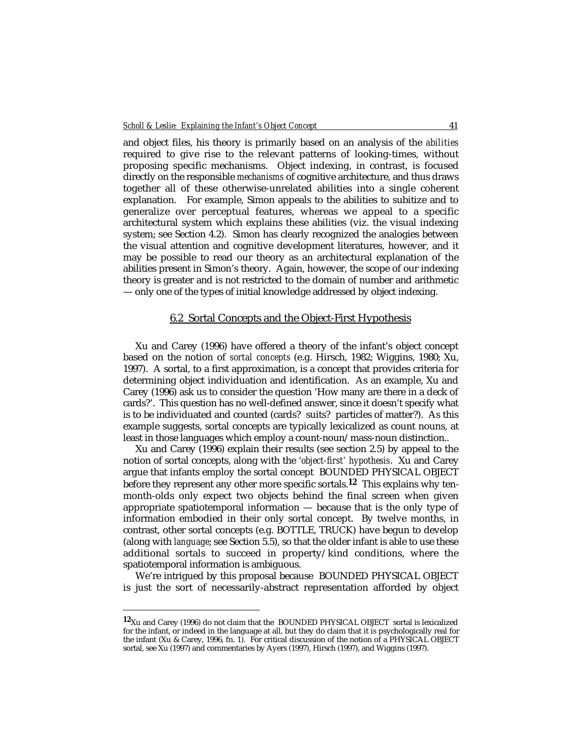and object files, his theory is primarily based on an analysis of the *abilities* required to give rise to the relevant patterns of looking-times, without proposing specific mechanisms. Object indexing, in contrast, is focused directly on the responsible *mechanisms* of cognitive architecture, and thus draws together all of these otherwise-unrelated abilities into a single coherent explanation. For example, Simon appeals to the abilities to subitize and to generalize over perceptual features, whereas we appeal to a specific architectural system which explains these abilities (viz. the visual indexing system; see Section 4.2). Simon has clearly recognized the analogies between the visual attention and cognitive development literatures, however, and it may be possible to read our theory as an architectural explanation of the abilities present in Simon's theory. Again, however, the scope of our indexing theory is greater and is not restricted to the domain of number and arithmetic — only one of the types of initial knowledge addressed by object indexing.

## 6.2 Sortal Concepts and the Object-First Hypothesis

Xu and Carey (1996) have offered a theory of the infant's object concept based on the notion of *sortal concepts* (e.g. Hirsch, 1982; Wiggins, 1980; Xu, 1997). A sortal, to a first approximation, is a concept that provides criteria for determining object individuation and identification. As an example, Xu and Carey (1996) ask us to consider the question 'How many are there in a deck of cards?'. This question has no well-defined answer, since it doesn't specify what is to be individuated and counted (cards? suits? particles of matter?). As this example suggests, sortal concepts are typically lexicalized as count nouns, at least in those languages which employ a count-noun/mass-noun distinction..

Xu and Carey (1996) explain their results (see section 2.5) by appeal to the notion of sortal concepts, along with the *'object-first' hypothesis*. Xu and Carey argue that infants employ the sortal concept BOUNDED PHYSICAL OBJECT before they represent any other more specific sortals.[12] This explains why ten-month-olds only expect two objects behind the final screen when given appropriate spatiotemporal information — because that is the only type of information embodied in their only sortal concept. By twelve months, in contrast, other sortal concepts (e.g. BOTTLE, TRUCK) have begun to develop (along with *language*; see Section 5.5), so that the older infant is able to use these additional sortals to succeed in property/kind conditions, where the spatiotemporal information is ambiguous.

We're intrigued by this proposal because BOUNDED PHYSICAL OBJECT is just the sort of necessarily-abstract representation afforded by object

---

[12] Xu and Carey (1996) do not claim that the BOUNDED PHYSICAL OBJECT sortal is lexicalized for the infant, or indeed in the language at all, but they do claim that it is psychologically real for the infant (Xu & Carey, 1996, fn. 1). For critical discussion of the notion of a PHYSICAL OBJECT sortal, see Xu (1997) and commentaries by Ayers (1997), Hirsch (1997), and Wiggins (1997).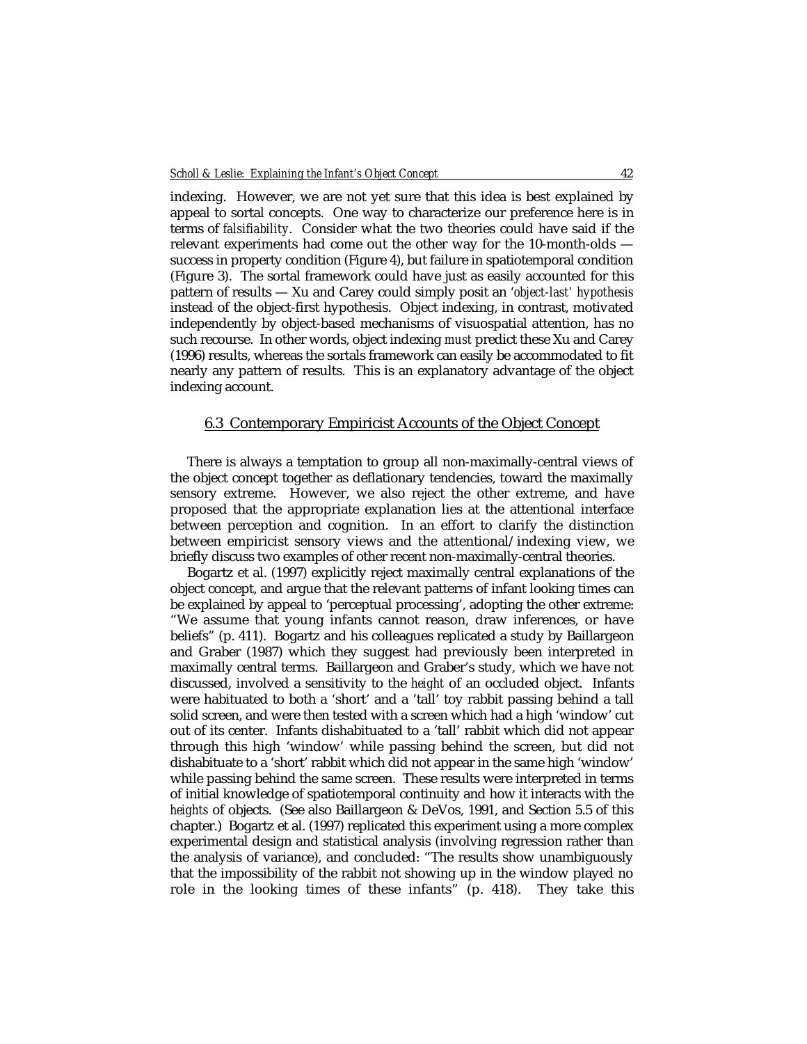indexing. However, we are not yet sure that this idea is best explained by appeal to sortal concepts. One way to characterize our preference here is in terms of *falsifiability*. Consider what the two theories could have said if the relevant experiments had come out the other way for the 10-month-olds — success in property condition (Figure 4), but failure in spatiotemporal condition (Figure 3). The sortal framework could have just as easily accounted for this pattern of results — Xu and Carey could simply posit an *'object-last' hypothesis* instead of the object-first hypothesis. Object indexing, in contrast, motivated independently by object-based mechanisms of visuospatial attention, has no such recourse. In other words, object indexing *must* predict these Xu and Carey (1996) results, whereas the sortals framework can easily be accommodated to fit nearly any pattern of results. This is an explanatory advantage of the object indexing account.

## 6.3 Contemporary Empiricist Accounts of the Object Concept

There is always a temptation to group all non-maximally-central views of the object concept together as deflationary tendencies, toward the maximally sensory extreme. However, we also reject the other extreme, and have proposed that the appropriate explanation lies at the attentional interface between perception and cognition. In an effort to clarify the distinction between empiricist sensory views and the attentional/indexing view, we briefly discuss two examples of other recent non-maximally-central theories.

Bogartz et al. (1997) explicitly reject maximally central explanations of the object concept, and argue that the relevant patterns of infant looking times can be explained by appeal to 'perceptual processing', adopting the other extreme: "We assume that young infants cannot reason, draw inferences, or have beliefs" (p. 411). Bogartz and his colleagues replicated a study by Baillargeon and Graber (1987) which they suggest had previously been interpreted in maximally central terms. Baillargeon and Graber's study, which we have not discussed, involved a sensitivity to the *height* of an occluded object. Infants were habituated to both a 'short' and a 'tall' toy rabbit passing behind a tall solid screen, and were then tested with a screen which had a high 'window' cut out of its center. Infants dishabituated to a 'tall' rabbit which did not appear through this high 'window' while passing behind the screen, but did not dishabituate to a 'short' rabbit which did not appear in the same high 'window' while passing behind the same screen. These results were interpreted in terms of initial knowledge of spatiotemporal continuity and how it interacts with the *heights* of objects. (See also Baillargeon & DeVos, 1991, and Section 5.5 of this chapter.) Bogartz et al. (1997) replicated this experiment using a more complex experimental design and statistical analysis (involving regression rather than the analysis of variance), and concluded: "The results show unambiguously that the impossibility of the rabbit not showing up in the window played no role in the looking times of these infants" (p. 418). They take this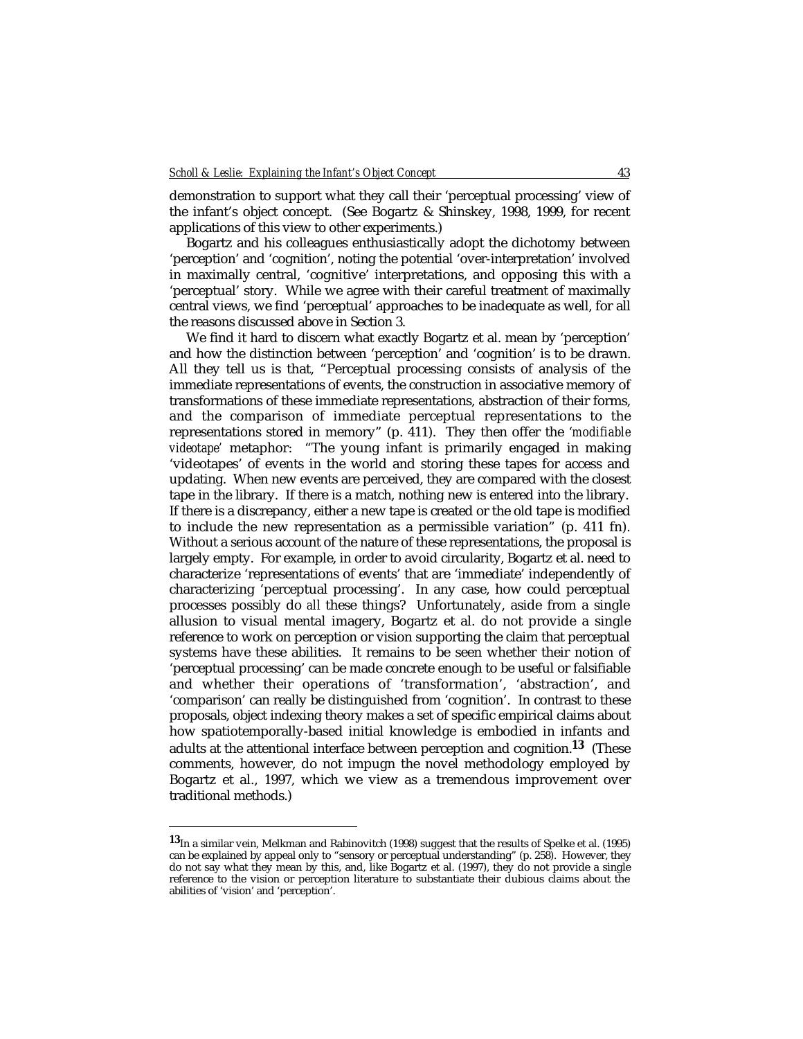demonstration to support what they call their 'perceptual processing' view of the infant's object concept. (See Bogartz & Shinskey, 1998, 1999, for recent applications of this view to other experiments.)

Bogartz and his colleagues enthusiastically adopt the dichotomy between 'perception' and 'cognition', noting the potential 'over-interpretation' involved in maximally central, 'cognitive' interpretations, and opposing this with a 'perceptual' story. While we agree with their careful treatment of maximally central views, we find 'perceptual' approaches to be inadequate as well, for all the reasons discussed above in Section 3.

We find it hard to discern what exactly Bogartz et al. mean by 'perception' and how the distinction between 'perception' and 'cognition' is to be drawn. All they tell us is that, "Perceptual processing consists of analysis of the immediate representations of events, the construction in associative memory of transformations of these immediate representations, abstraction of their forms, and the comparison of immediate perceptual representations to the representations stored in memory" (p. 411). They then offer the '*modifiable videotape*' metaphor: "The young infant is primarily engaged in making 'videotapes' of events in the world and storing these tapes for access and updating. When new events are perceived, they are compared with the closest tape in the library. If there is a match, nothing new is entered into the library. If there is a discrepancy, either a new tape is created or the old tape is modified to include the new representation as a permissible variation" (p. 411 fn). Without a serious account of the nature of these representations, the proposal is largely empty. For example, in order to avoid circularity, Bogartz et al. need to characterize 'representations of events' that are 'immediate' independently of characterizing 'perceptual processing'. In any case, how could perceptual processes possibly do *all* these things? Unfortunately, aside from a single allusion to visual mental imagery, Bogartz et al. do not provide a single reference to work on perception or vision supporting the claim that perceptual systems have these abilities. It remains to be seen whether their notion of 'perceptual processing' can be made concrete enough to be useful or falsifiable and whether their operations of 'transformation', 'abstraction', and 'comparison' can really be distinguished from 'cognition'. In contrast to these proposals, object indexing theory makes a set of specific empirical claims about how spatiotemporally-based initial knowledge is embodied in infants and adults at the attentional interface between perception and cognition.[13] (These comments, however, do not impugn the novel methodology employed by Bogartz et al., 1997, which we view as a tremendous improvement over traditional methods.)

---

[13] In a similar vein, Melkman and Rabinovitch (1998) suggest that the results of Spelke et al. (1995) can be explained by appeal only to "sensory or perceptual understanding" (p. 258). However, they do not say what they mean by this, and, like Bogartz et al. (1997), they do not provide a single reference to the vision or perception literature to substantiate their dubious claims about the abilities of 'vision' and 'perception'.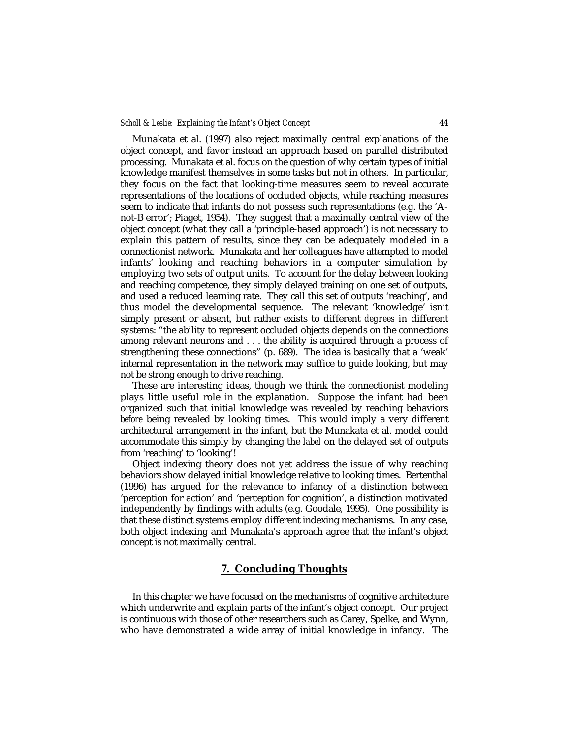Munakata et al. (1997) also reject maximally central explanations of the object concept, and favor instead an approach based on parallel distributed processing. Munakata et al. focus on the question of why certain types of initial knowledge manifest themselves in some tasks but not in others. In particular, they focus on the fact that looking-time measures seem to reveal accurate representations of the locations of occluded objects, while reaching measures seem to indicate that infants do not possess such representations (e.g. the 'A-not-B error'; Piaget, 1954). They suggest that a maximally central view of the object concept (what they call a 'principle-based approach') is not necessary to explain this pattern of results, since they can be adequately modeled in a connectionist network. Munakata and her colleagues have attempted to model infants' looking and reaching behaviors in a computer simulation by employing two sets of output units. To account for the delay between looking and reaching competence, they simply delayed training on one set of outputs, and used a reduced learning rate. They call this set of outputs 'reaching', and thus model the developmental sequence. The relevant 'knowledge' isn't simply present or absent, but rather exists to different *degrees* in different systems: "the ability to represent occluded objects depends on the connections among relevant neurons and . . . the ability is acquired through a process of strengthening these connections" (p. 689). The idea is basically that a 'weak' internal representation in the network may suffice to guide looking, but may not be strong enough to drive reaching.

These are interesting ideas, though we think the connectionist modeling plays little useful role in the explanation. Suppose the infant had been organized such that initial knowledge was revealed by reaching behaviors *before* being revealed by looking times. This would imply a very different architectural arrangement in the infant, but the Munakata et al. model could accommodate this simply by changing the *label* on the delayed set of outputs from 'reaching' to 'looking'!

Object indexing theory does not yet address the issue of why reaching behaviors show delayed initial knowledge relative to looking times. Bertenthal (1996) has argued for the relevance to infancy of a distinction between 'perception for action' and 'perception for cognition', a distinction motivated independently by findings with adults (e.g. Goodale, 1995). One possibility is that these distinct systems employ different indexing mechanisms. In any case, both object indexing and Munakata's approach agree that the infant's object concept is not maximally central.

## 7. Concluding Thoughts

In this chapter we have focused on the mechanisms of cognitive architecture which underwrite and explain parts of the infant's object concept. Our project is continuous with those of other researchers such as Carey, Spelke, and Wynn, who have demonstrated a wide array of initial knowledge in infancy. The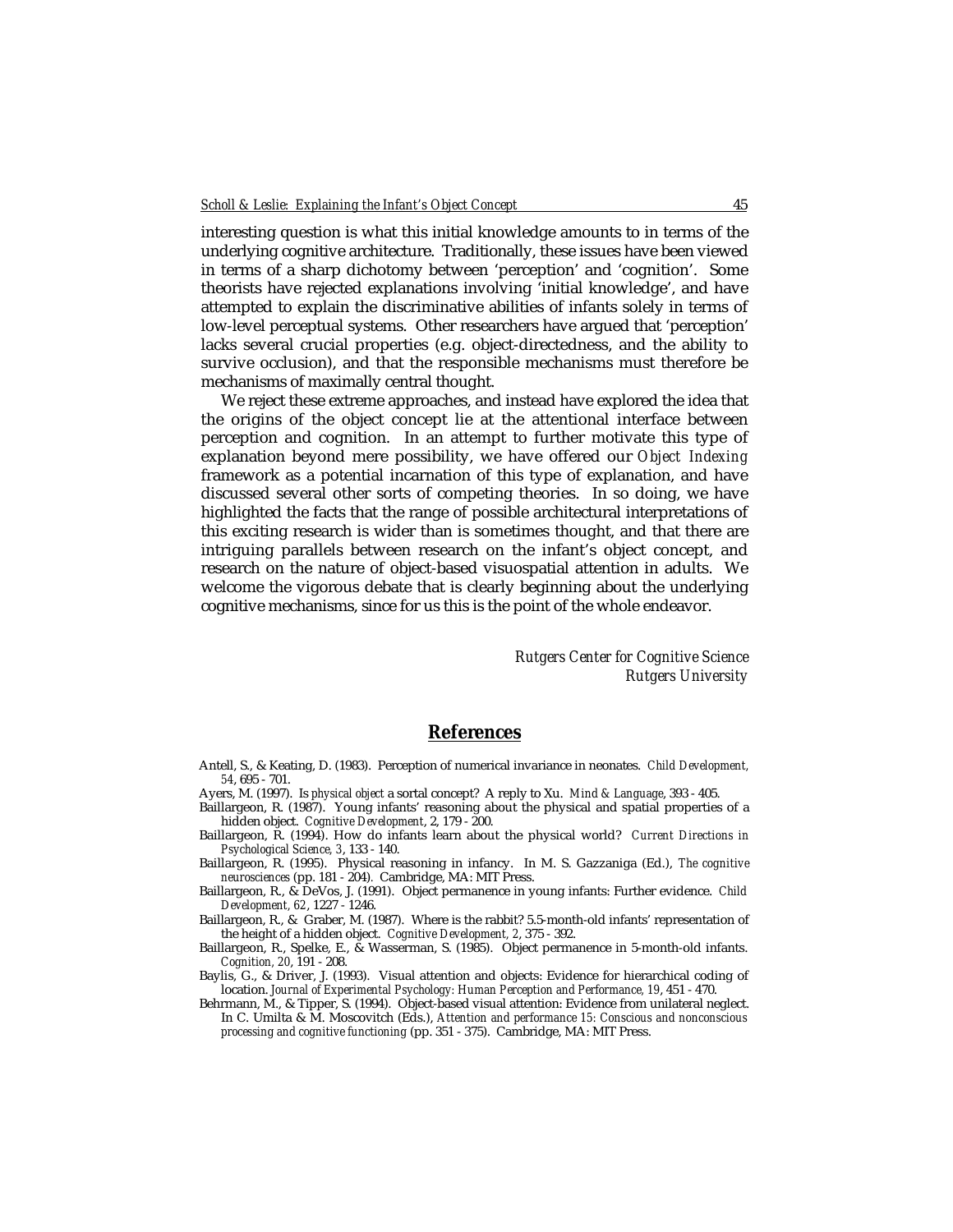interesting question is what this initial knowledge amounts to in terms of the underlying cognitive architecture. Traditionally, these issues have been viewed in terms of a sharp dichotomy between 'perception' and 'cognition'. Some theorists have rejected explanations involving 'initial knowledge', and have attempted to explain the discriminative abilities of infants solely in terms of low-level perceptual systems. Other researchers have argued that 'perception' lacks several crucial properties (e.g. object-directedness, and the ability to survive occlusion), and that the responsible mechanisms must therefore be mechanisms of maximally central thought.

We reject these extreme approaches, and instead have explored the idea that the origins of the object concept lie at the attentional interface between perception and cognition. In an attempt to further motivate this type of explanation beyond mere possibility, we have offered our *Object Indexing* framework as a potential incarnation of this type of explanation, and have discussed several other sorts of competing theories. In so doing, we have highlighted the facts that the range of possible architectural interpretations of this exciting research is wider than is sometimes thought, and that there are intriguing parallels between research on the infant's object concept, and research on the nature of object-based visuospatial attention in adults. We welcome the vigorous debate that is clearly beginning about the underlying cognitive mechanisms, since for us this is the point of the whole endeavor.

*Rutgers Center for Cognitive Science*
*Rutgers University*

## References

Antell, S., & Keating, D. (1983). Perception of numerical invariance in neonates. *Child Development, 54*, 695 - 701.

Ayers, M. (1997). Is *physical object* a sortal concept? A reply to Xu. *Mind & Language*, 393 - 405.

Baillargeon, R. (1987). Young infants' reasoning about the physical and spatial properties of a hidden object. *Cognitive Development*, 2, 179 - 200.

Baillargeon, R. (1994). How do infants learn about the physical world? *Current Directions in Psychological Science, 3*, 133 - 140.

Baillargeon, R. (1995). Physical reasoning in infancy. In M. S. Gazzaniga (Ed.), *The cognitive neurosciences* (pp. 181 - 204). Cambridge, MA: MIT Press.

Baillargeon, R., & DeVos, J. (1991). Object permanence in young infants: Further evidence. *Child Development, 62*, 1227 - 1246.

Baillargeon, R., & Graber, M. (1987). Where is the rabbit? 5.5-month-old infants' representation of the height of a hidden object. *Cognitive Development, 2*, 375 - 392.

Baillargeon, R., Spelke, E., & Wasserman, S. (1985). Object permanence in 5-month-old infants. *Cognition, 20*, 191 - 208.

Baylis, G., & Driver, J. (1993). Visual attention and objects: Evidence for hierarchical coding of location. *Journal of Experimental Psychology: Human Perception and Performance, 19*, 451 - 470.

Behrmann, M., & Tipper, S. (1994). Object-based visual attention: Evidence from unilateral neglect. In C. Umilta & M. Moscovitch (Eds.), *Attention and performance 15: Conscious and nonconscious processing and cognitive functioning* (pp. 351 - 375). Cambridge, MA: MIT Press.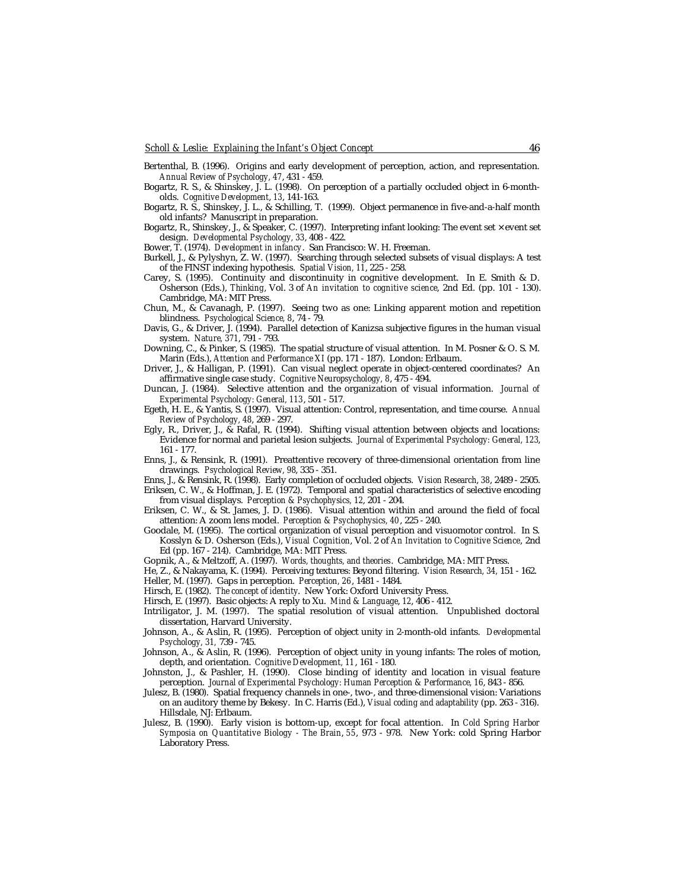Bertenthal, B. (1996). Origins and early development of perception, action, and representation. *Annual Review of Psychology, 47*, 431 - 459.

Bogartz, R. S., & Shinskey, J. L. (1998). On perception of a partially occluded object in 6-month-olds. *Cognitive Development, 13*, 141-163.

Bogartz, R. S., Shinskey, J. L., & Schilling, T. (1999). Object permanence in five-and-a-half month old infants? Manuscript in preparation.

Bogartz, R., Shinskey, J., & Speaker, C. (1997). Interpreting infant looking: The event set × event set design. *Developmental Psychology, 33*, 408 - 422.

Bower, T. (1974). *Development in infancy*. San Francisco: W. H. Freeman.

Burkell, J., & Pylyshyn, Z. W. (1997). Searching through selected subsets of visual displays: A test of the FINST indexing hypothesis. *Spatial Vision, 11*, 225 - 258.

Carey, S. (1995). Continuity and discontinuity in cognitive development. In E. Smith & D. Osherson (Eds.), *Thinking*, Vol. 3 of *An invitation to cognitive science*, 2nd Ed. (pp. 101 - 130). Cambridge, MA: MIT Press.

Chun, M., & Cavanagh, P. (1997). Seeing two as one: Linking apparent motion and repetition blindness. *Psychological Science, 8*, 74 - 79.

Davis, G., & Driver, J. (1994). Parallel detection of Kanizsa subjective figures in the human visual system. *Nature, 371*, 791 - 793.

Downing, C., & Pinker, S. (1985). The spatial structure of visual attention. In M. Posner & O. S. M. Marin (Eds.), *Attention and Performance XI* (pp. 171 - 187). London: Erlbaum.

Driver, J., & Halligan, P. (1991). Can visual neglect operate in object-centered coordinates? An affirmative single case study. *Cognitive Neuropsychology, 8*, 475 - 494.

Duncan, J. (1984). Selective attention and the organization of visual information. *Journal of Experimental Psychology: General, 113*, 501 - 517.

Egeth, H. E., & Yantis, S. (1997). Visual attention: Control, representation, and time course. *Annual Review of Psychology, 48*, 269 - 297.

Egly, R., Driver, J., & Rafal, R. (1994). Shifting visual attention between objects and locations: Evidence for normal and parietal lesion subjects. *Journal of Experimental Psychology: General, 123*, 161 - 177.

Enns, J., & Rensink, R. (1991). Preattentive recovery of three-dimensional orientation from line drawings. *Psychological Review, 98*, 335 - 351.

Enns, J., & Rensink, R. (1998). Early completion of occluded objects. *Vision Research, 38*, 2489 - 2505.

Eriksen, C. W., & Hoffman, J. E. (1972). Temporal and spatial characteristics of selective encoding from visual displays. *Perception & Psychophysics, 12*, 201 - 204.

Eriksen, C. W., & St. James, J. D. (1986). Visual attention within and around the field of focal attention: A zoom lens model. *Perception & Psychophysics, 40*, 225 - 240.

Goodale, M. (1995). The cortical organization of visual perception and visuomotor control. In S. Kosslyn & D. Osherson (Eds.), *Visual Cognition*, Vol. 2 of *An Invitation to Cognitive Science*, 2nd Ed (pp. 167 - 214). Cambridge, MA: MIT Press.

Gopnik, A., & Meltzoff, A. (1997). *Words, thoughts, and theories*. Cambridge, MA: MIT Press.

He, Z., & Nakayama, K. (1994). Perceiving textures: Beyond filtering. *Vision Research, 34*, 151 - 162.

Heller, M. (1997). Gaps in perception. *Perception, 26*, 1481 - 1484.

Hirsch, E. (1982). *The concept of identity*. New York: Oxford University Press.

Hirsch, E. (1997). Basic objects: A reply to Xu. *Mind & Language, 12*, 406 - 412.

Intriligator, J. M. (1997). The spatial resolution of visual attention. Unpublished doctoral dissertation, Harvard University.

Johnson, A., & Aslin, R. (1995). Perception of object unity in 2-month-old infants. *Developmental Psychology, 31*, 739 - 745.

Johnson, A., & Aslin, R. (1996). Perception of object unity in young infants: The roles of motion, depth, and orientation. *Cognitive Development, 11*, 161 - 180.

Johnston, J., & Pashler, H. (1990). Close binding of identity and location in visual feature perception. *Journal of Experimental Psychology: Human Perception & Performance, 16*, 843 - 856.

Julesz, B. (1980). Spatial frequency channels in one-, two-, and three-dimensional vision: Variations on an auditory theme by Bekesy. In C. Harris (Ed.), *Visual coding and adaptability* (pp. 263 - 316). Hillsdale, NJ: Erlbaum.

Julesz, B. (1990). Early vision is bottom-up, except for focal attention. In *Cold Spring Harbor Symposia on Quantitative Biology - The Brain, 55*, 973 - 978. New York: cold Spring Harbor Laboratory Press.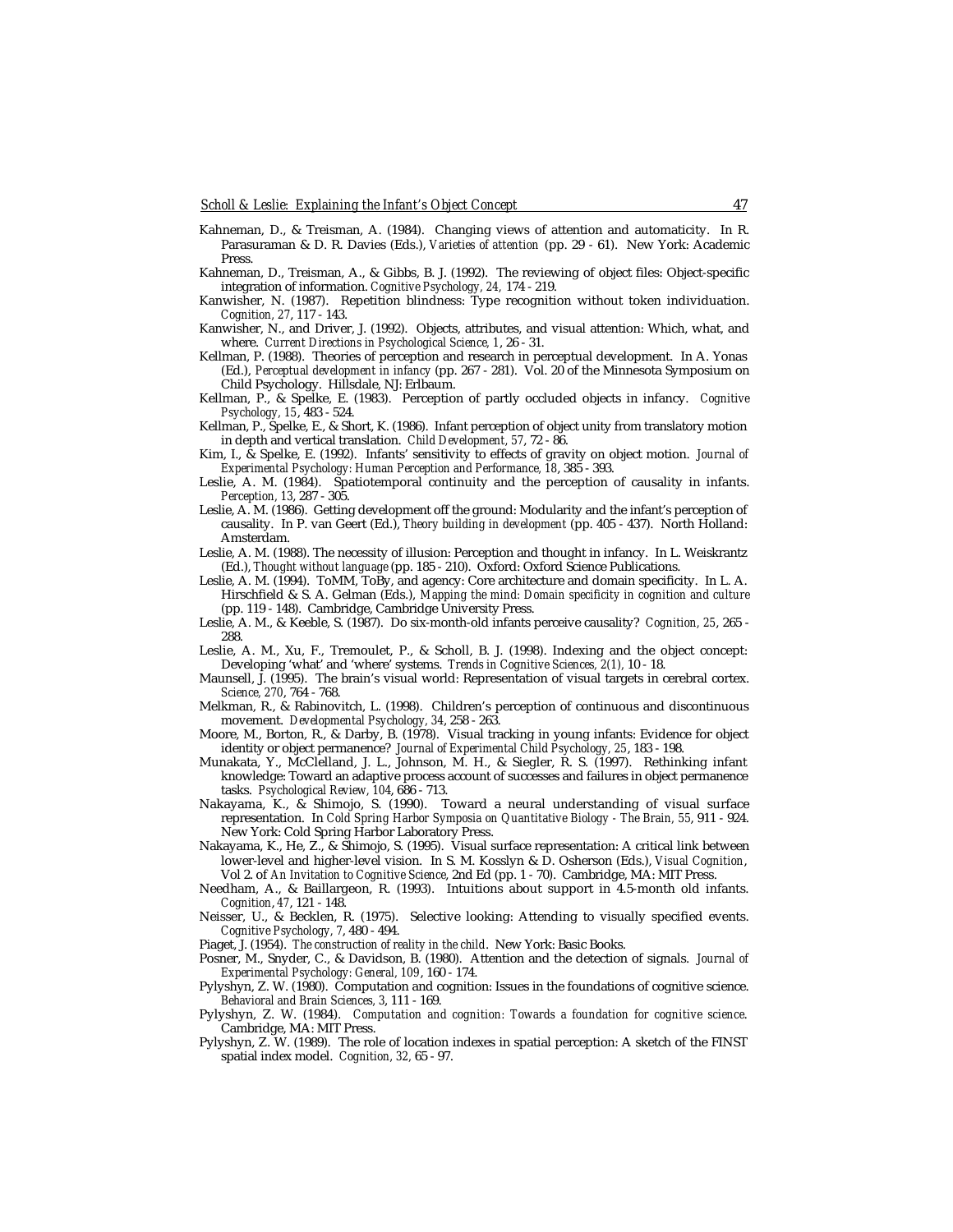Kahneman, D., & Treisman, A. (1984). Changing views of attention and automaticity. In R. Parasuraman & D. R. Davies (Eds.), *Varieties of attention* (pp. 29 - 61). New York: Academic Press.

Kahneman, D., Treisman, A., & Gibbs, B. J. (1992). The reviewing of object files: Object-specific integration of information. *Cognitive Psychology, 24,* 174 - 219.

Kanwisher, N. (1987). Repetition blindness: Type recognition without token individuation. *Cognition, 27*, 117 - 143.

Kanwisher, N., and Driver, J. (1992). Objects, attributes, and visual attention: Which, what, and where. *Current Directions in Psychological Science, 1*, 26 - 31.

Kellman, P. (1988). Theories of perception and research in perceptual development. In A. Yonas (Ed.), *Perceptual development in infancy* (pp. 267 - 281). Vol. 20 of the Minnesota Symposium on Child Psychology. Hillsdale, NJ: Erlbaum.

Kellman, P., & Spelke, E. (1983). Perception of partly occluded objects in infancy. *Cognitive Psychology, 15*, 483 - 524.

Kellman, P., Spelke, E., & Short, K. (1986). Infant perception of object unity from translatory motion in depth and vertical translation. *Child Development, 57*, 72 - 86.

Kim, I., & Spelke, E. (1992). Infants' sensitivity to effects of gravity on object motion. *Journal of Experimental Psychology: Human Perception and Performance, 18*, 385 - 393.

Leslie, A. M. (1984). Spatiotemporal continuity and the perception of causality in infants. *Perception, 13*, 287 - 305.

Leslie, A. M. (1986). Getting development off the ground: Modularity and the infant's perception of causality. In P. van Geert (Ed.), *Theory building in development* (pp. 405 - 437). North Holland: Amsterdam.

Leslie, A. M. (1988). The necessity of illusion: Perception and thought in infancy. In L. Weiskrantz (Ed.), *Thought without language* (pp. 185 - 210). Oxford: Oxford Science Publications.

Leslie, A. M. (1994). ToMM, ToBy, and agency: Core architecture and domain specificity. In L. A. Hirschfield & S. A. Gelman (Eds.), *Mapping the mind: Domain specificity in cognition and culture* (pp. 119 - 148). Cambridge, Cambridge University Press.

Leslie, A. M., & Keeble, S. (1987). Do six-month-old infants perceive causality? *Cognition, 25*, 265 - 288.

Leslie, A. M., Xu, F., Tremoulet, P., & Scholl, B. J. (1998). Indexing and the object concept: Developing 'what' and 'where' systems. *Trends in Cognitive Sciences, 2(1),* 10 - 18.

Maunsell, J. (1995). The brain's visual world: Representation of visual targets in cerebral cortex. *Science, 270*, 764 - 768.

Melkman, R., & Rabinovitch, L. (1998). Children's perception of continuous and discontinuous movement. *Developmental Psychology, 34*, 258 - 263.

Moore, M., Borton, R., & Darby, B. (1978). Visual tracking in young infants: Evidence for object identity or object permanence? *Journal of Experimental Child Psychology, 25*, 183 - 198.

Munakata, Y., McClelland, J. L., Johnson, M. H., & Siegler, R. S. (1997). Rethinking infant knowledge: Toward an adaptive process account of successes and failures in object permanence tasks. *Psychological Review, 104*, 686 - 713.

Nakayama, K., & Shimojo, S. (1990). Toward a neural understanding of visual surface representation. In *Cold Spring Harbor Symposia on Quantitative Biology - The Brain, 55*, 911 - 924. New York: Cold Spring Harbor Laboratory Press.

Nakayama, K., He, Z., & Shimojo, S. (1995). Visual surface representation: A critical link between lower-level and higher-level vision. In S. M. Kosslyn & D. Osherson (Eds.), *Visual Cognition*, Vol 2. of *An Invitation to Cognitive Science*, 2nd Ed (pp. 1 - 70). Cambridge, MA: MIT Press.

Needham, A., & Baillargeon, R. (1993). Intuitions about support in 4.5-month old infants. *Cognition, 47*, 121 - 148.

Neisser, U., & Becklen, R. (1975). Selective looking: Attending to visually specified events. *Cognitive Psychology, 7*, 480 - 494.

Piaget, J. (1954). *The construction of reality in the child*. New York: Basic Books.

Posner, M., Snyder, C., & Davidson, B. (1980). Attention and the detection of signals. *Journal of Experimental Psychology: General, 109*, 160 - 174.

Pylyshyn, Z. W. (1980). Computation and cognition: Issues in the foundations of cognitive science. *Behavioral and Brain Sciences, 3*, 111 - 169.

Pylyshyn, Z. W. (1984). *Computation and cognition: Towards a foundation for cognitive science.* Cambridge, MA: MIT Press.

Pylyshyn, Z. W. (1989). The role of location indexes in spatial perception: A sketch of the FINST spatial index model. *Cognition, 32*, 65 - 97.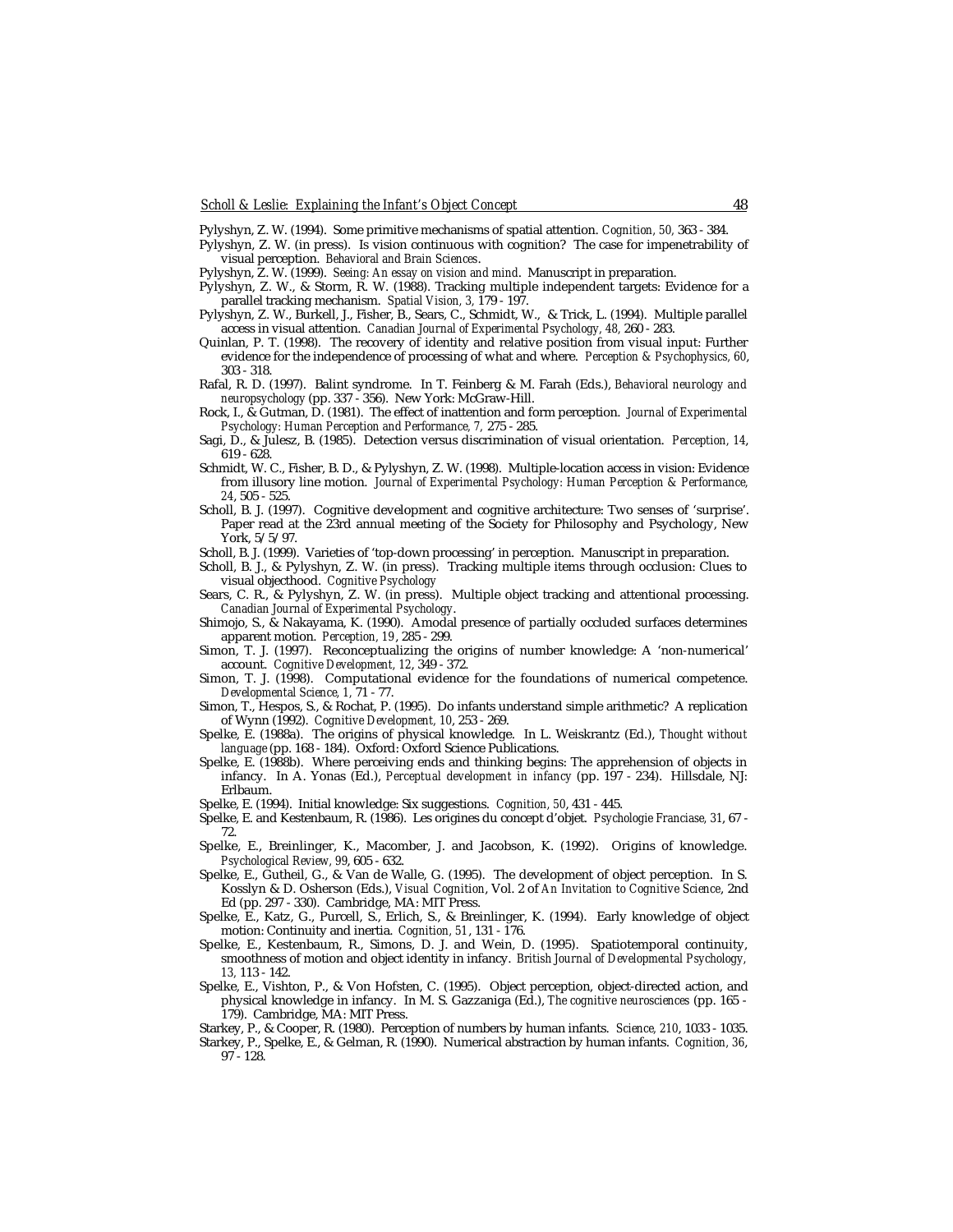Pylyshyn, Z. W. (1994). Some primitive mechanisms of spatial attention. *Cognition, 50*, 363 - 384.

Pylyshyn, Z. W. (in press). Is vision continuous with cognition? The case for impenetrability of visual perception. *Behavioral and Brain Sciences*.

Pylyshyn, Z. W. (1999). *Seeing: An essay on vision and mind*. Manuscript in preparation.

Pylyshyn, Z. W., & Storm, R. W. (1988). Tracking multiple independent targets: Evidence for a parallel tracking mechanism. *Spatial Vision, 3*, 179 - 197.

Pylyshyn, Z. W., Burkell, J., Fisher, B., Sears, C., Schmidt, W., & Trick, L. (1994). Multiple parallel access in visual attention. *Canadian Journal of Experimental Psychology, 48*, 260 - 283.

Quinlan, P. T. (1998). The recovery of identity and relative position from visual input: Further evidence for the independence of processing of what and where. *Perception & Psychophysics, 60*, 303 - 318.

Rafal, R. D. (1997). Balint syndrome. In T. Feinberg & M. Farah (Eds.), *Behavioral neurology and neuropsychology* (pp. 337 - 356). New York: McGraw-Hill.

Rock, I., & Gutman, D. (1981). The effect of inattention and form perception. *Journal of Experimental Psychology: Human Perception and Performance, 7*, 275 - 285.

Sagi, D., & Julesz, B. (1985). Detection versus discrimination of visual orientation. *Perception, 14*, 619 - 628.

Schmidt, W. C., Fisher, B. D., & Pylyshyn, Z. W. (1998). Multiple-location access in vision: Evidence from illusory line motion. *Journal of Experimental Psychology: Human Perception & Performance, 24*, 505 - 525.

Scholl, B. J. (1997). Cognitive development and cognitive architecture: Two senses of 'surprise'. Paper read at the 23rd annual meeting of the Society for Philosophy and Psychology, New York, 5/5/97.

Scholl, B. J. (1999). Varieties of 'top-down processing' in perception. Manuscript in preparation.

Scholl, B. J., & Pylyshyn, Z. W. (in press). Tracking multiple items through occlusion: Clues to visual objecthood. *Cognitive Psychology*

Sears, C. R., & Pylyshyn, Z. W. (in press). Multiple object tracking and attentional processing. *Canadian Journal of Experimental Psychology*.

Shimojo, S., & Nakayama, K. (1990). Amodal presence of partially occluded surfaces determines apparent motion. *Perception, 19*, 285 - 299.

Simon, T. J. (1997). Reconceptualizing the origins of number knowledge: A 'non-numerical' account. *Cognitive Development, 12*, 349 - 372.

Simon, T. J. (1998). Computational evidence for the foundations of numerical competence. *Developmental Science, 1*, 71 - 77.

Simon, T., Hespos, S., & Rochat, P. (1995). Do infants understand simple arithmetic? A replication of Wynn (1992). *Cognitive Development, 10*, 253 - 269.

Spelke, E. (1988a). The origins of physical knowledge. In L. Weiskrantz (Ed.), *Thought without language* (pp. 168 - 184). Oxford: Oxford Science Publications.

Spelke, E. (1988b). Where perceiving ends and thinking begins: The apprehension of objects in infancy. In A. Yonas (Ed.), *Perceptual development in infancy* (pp. 197 - 234). Hillsdale, NJ: Erlbaum.

Spelke, E. (1994). Initial knowledge: Six suggestions. *Cognition, 50*, 431 - 445.

Spelke, E. and Kestenbaum, R. (1986). Les origines du concept d'objet. *Psychologie Franciase, 31*, 67 - 72.

Spelke, E., Breinlinger, K., Macomber, J. and Jacobson, K. (1992). Origins of knowledge. *Psychological Review, 99*, 605 - 632.

Spelke, E., Gutheil, G., & Van de Walle, G. (1995). The development of object perception. In S. Kosslyn & D. Osherson (Eds.), *Visual Cognition*, Vol. 2 of *An Invitation to Cognitive Science*, 2nd Ed (pp. 297 - 330). Cambridge, MA: MIT Press.

Spelke, E., Katz, G., Purcell, S., Erlich, S., & Breinlinger, K. (1994). Early knowledge of object motion: Continuity and inertia. *Cognition, 51*, 131 - 176.

Spelke, E., Kestenbaum, R., Simons, D. J. and Wein, D. (1995). Spatiotemporal continuity, smoothness of motion and object identity in infancy. *British Journal of Developmental Psychology, 13*, 113 - 142.

Spelke, E., Vishton, P., & Von Hofsten, C. (1995). Object perception, object-directed action, and physical knowledge in infancy. In M. S. Gazzaniga (Ed.), *The cognitive neurosciences* (pp. 165 - 179). Cambridge, MA: MIT Press.

Starkey, P., & Cooper, R. (1980). Perception of numbers by human infants. *Science, 210*, 1033 - 1035.

Starkey, P., Spelke, E., & Gelman, R. (1990). Numerical abstraction by human infants. *Cognition, 36*, 97 - 128.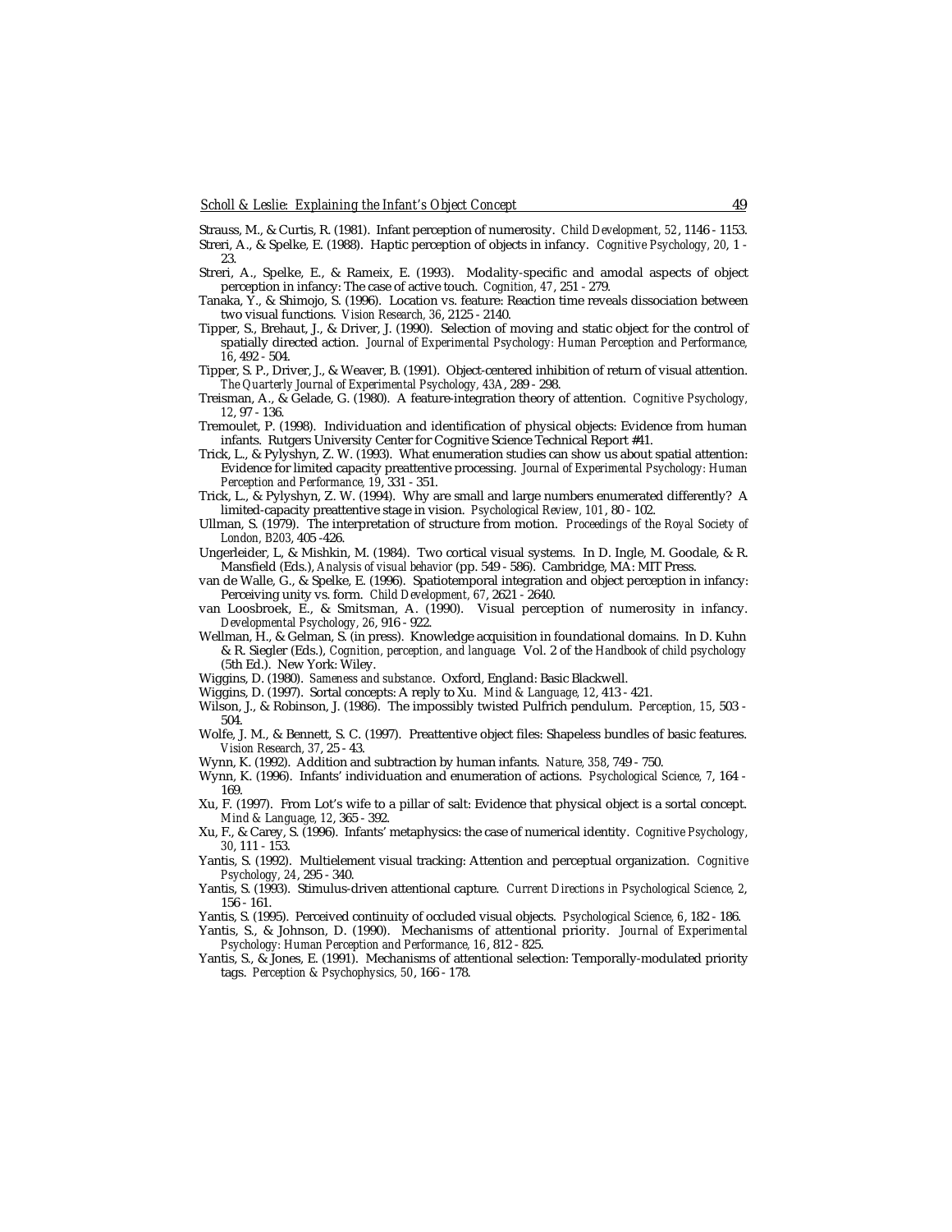Strauss, M., & Curtis, R. (1981). Infant perception of numerosity. *Child Development, 52*, 1146 - 1153.

Streri, A., & Spelke, E. (1988). Haptic perception of objects in infancy. *Cognitive Psychology, 20*, 1 - 23.

Streri, A., Spelke, E., & Rameix, E. (1993). Modality-specific and amodal aspects of object perception in infancy: The case of active touch. *Cognition, 47*, 251 - 279.

Tanaka, Y., & Shimojo, S. (1996). Location vs. feature: Reaction time reveals dissociation between two visual functions. *Vision Research, 36*, 2125 - 2140.

Tipper, S., Brehaut, J., & Driver, J. (1990). Selection of moving and static object for the control of spatially directed action. *Journal of Experimental Psychology: Human Perception and Performance, 16*, 492 - 504.

Tipper, S. P., Driver, J., & Weaver, B. (1991). Object-centered inhibition of return of visual attention. *The Quarterly Journal of Experimental Psychology, 43A*, 289 - 298.

Treisman, A., & Gelade, G. (1980). A feature-integration theory of attention. *Cognitive Psychology, 12*, 97 - 136.

Tremoulet, P. (1998). Individuation and identification of physical objects: Evidence from human infants. Rutgers University Center for Cognitive Science Technical Report #41.

Trick, L., & Pylyshyn, Z. W. (1993). What enumeration studies can show us about spatial attention: Evidence for limited capacity preattentive processing. *Journal of Experimental Psychology: Human Perception and Performance, 19*, 331 - 351.

Trick, L., & Pylyshyn, Z. W. (1994). Why are small and large numbers enumerated differently? A limited-capacity preattentive stage in vision. *Psychological Review, 101*, 80 - 102.

Ullman, S. (1979). The interpretation of structure from motion. *Proceedings of the Royal Society of London, B203*, 405 -426.

Ungerleider, L, & Mishkin, M. (1984). Two cortical visual systems. In D. Ingle, M. Goodale, & R. Mansfield (Eds.), *Analysis of visual behavior* (pp. 549 - 586). Cambridge, MA: MIT Press.

van de Walle, G., & Spelke, E. (1996). Spatiotemporal integration and object perception in infancy: Perceiving unity vs. form. *Child Development, 67*, 2621 - 2640.

van Loosbroek, E., & Smitsman, A. (1990). Visual perception of numerosity in infancy. *Developmental Psychology, 26*, 916 - 922.

Wellman, H., & Gelman, S. (in press). Knowledge acquisition in foundational domains. In D. Kuhn & R. Siegler (Eds.), *Cognition, perception, and language*. Vol. 2 of the *Handbook of child psychology* (5th Ed.). New York: Wiley.

Wiggins, D. (1980). *Sameness and substance*. Oxford, England: Basic Blackwell.

Wiggins, D. (1997). Sortal concepts: A reply to Xu. *Mind & Language, 12*, 413 - 421.

Wilson, J., & Robinson, J. (1986). The impossibly twisted Pulfrich pendulum. *Perception, 15*, 503 - 504.

Wolfe, J. M., & Bennett, S. C. (1997). Preattentive object files: Shapeless bundles of basic features. *Vision Research, 37*, 25 - 43.

Wynn, K. (1992). Addition and subtraction by human infants. *Nature, 358*, 749 - 750.

Wynn, K. (1996). Infants' individuation and enumeration of actions. *Psychological Science, 7*, 164 - 169.

Xu, F. (1997). From Lot's wife to a pillar of salt: Evidence that physical object is a sortal concept. *Mind & Language, 12*, 365 - 392.

Xu, F., & Carey, S. (1996). Infants' metaphysics: the case of numerical identity. *Cognitive Psychology, 30*, 111 - 153.

Yantis, S. (1992). Multielement visual tracking: Attention and perceptual organization. *Cognitive Psychology, 24*, 295 - 340.

Yantis, S. (1993). Stimulus-driven attentional capture. *Current Directions in Psychological Science, 2*, 156 - 161.

Yantis, S. (1995). Perceived continuity of occluded visual objects. *Psychological Science, 6*, 182 - 186.

Yantis, S., & Johnson, D. (1990). Mechanisms of attentional priority. *Journal of Experimental Psychology: Human Perception and Performance, 16*, 812 - 825.

Yantis, S., & Jones, E. (1991). Mechanisms of attentional selection: Temporally-modulated priority tags. *Perception & Psychophysics, 50*, 166 - 178.